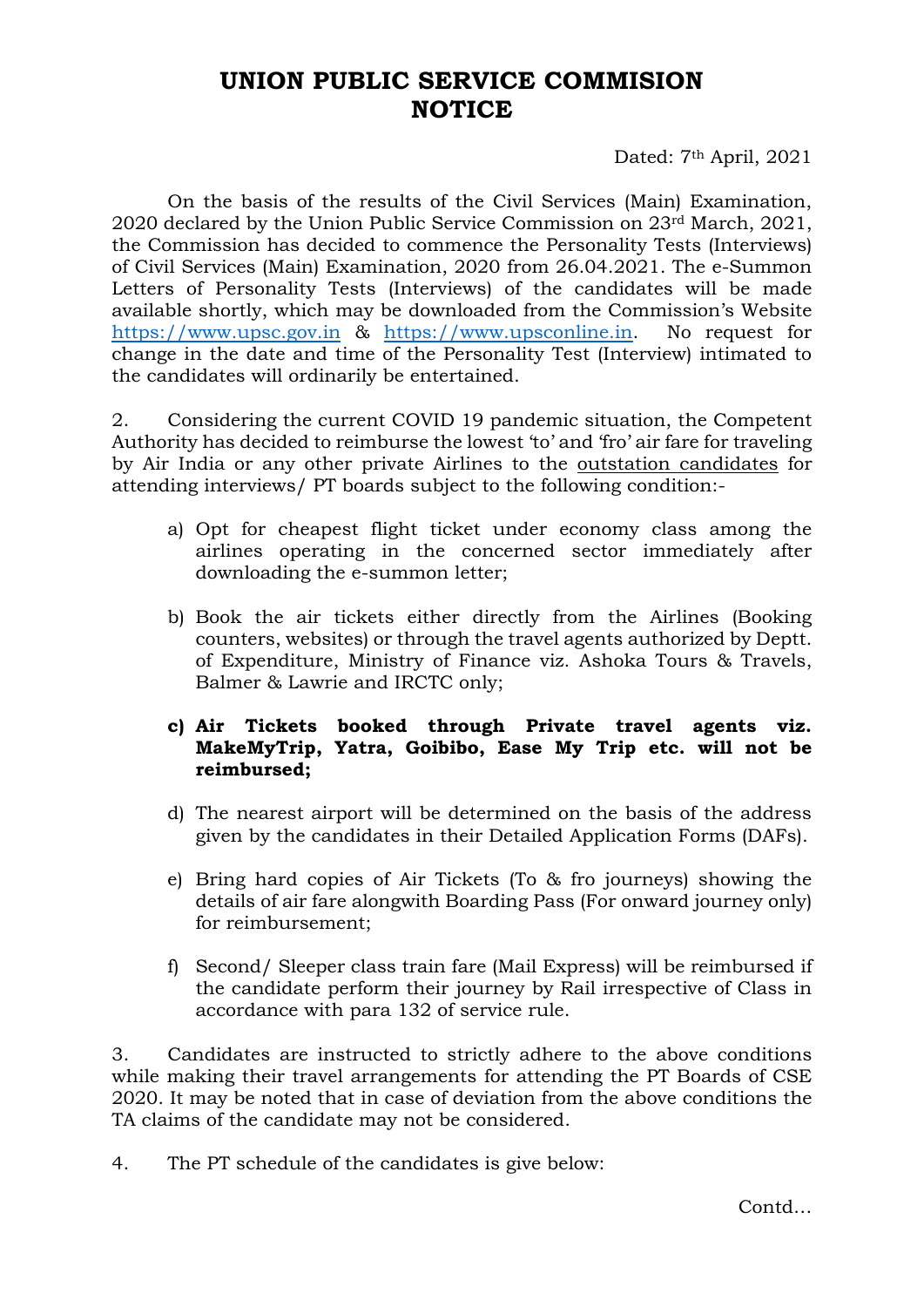# UNION PUBLIC SERVICE COMMISION
# NOTICE

Dated: 7th April, 2021

On the basis of the results of the Civil Services (Main) Examination, 2020 declared by the Union Public Service Commission on 23rd March, 2021, the Commission has decided to commence the Personality Tests (Interviews) of Civil Services (Main) Examination, 2020 from 26.04.2021. The e-Summon Letters of Personality Tests (Interviews) of the candidates will be made available shortly, which may be downloaded from the Commission's Website https://www.upsc.gov.in & https://www.upsconline.in. No request for change in the date and time of the Personality Test (Interview) intimated to the candidates will ordinarily be entertained.

2. Considering the current COVID 19 pandemic situation, the Competent Authority has decided to reimburse the lowest 'to' and 'fro' air fare for traveling by Air India or any other private Airlines to the outstation candidates for attending interviews/ PT boards subject to the following condition:-

a) Opt for cheapest flight ticket under economy class among the airlines operating in the concerned sector immediately after downloading the e-summon letter;

b) Book the air tickets either directly from the Airlines (Booking counters, websites) or through the travel agents authorized by Deptt. of Expenditure, Ministry of Finance viz. Ashoka Tours & Travels, Balmer & Lawrie and IRCTC only;

**c) Air Tickets booked through Private travel agents viz. MakeMyTrip, Yatra, Goibibo, Ease My Trip etc. will not be reimbursed;**

d) The nearest airport will be determined on the basis of the address given by the candidates in their Detailed Application Forms (DAFs).

e) Bring hard copies of Air Tickets (To & fro journeys) showing the details of air fare alongwith Boarding Pass (For onward journey only) for reimbursement;

f) Second/ Sleeper class train fare (Mail Express) will be reimbursed if the candidate perform their journey by Rail irrespective of Class in accordance with para 132 of service rule.

3. Candidates are instructed to strictly adhere to the above conditions while making their travel arrangements for attending the PT Boards of CSE 2020. It may be noted that in case of deviation from the above conditions the TA claims of the candidate may not be considered.

4. The PT schedule of the candidates is give below:

Contd…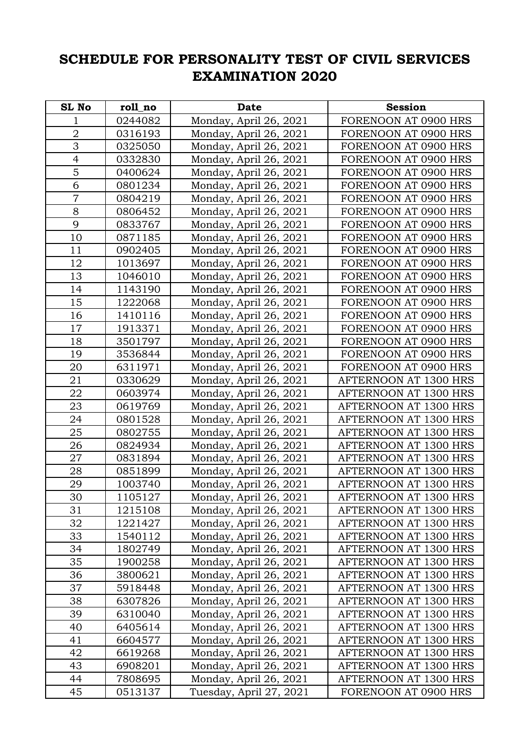# SCHEDULE FOR PERSONALITY TEST OF CIVIL SERVICES EXAMINATION 2020

| SL No | roll_no | Date | Session |
|---|---|---|---|
| 1 | 0244082 | Monday, April 26, 2021 | FORENOON AT 0900 HRS |
| 2 | 0316193 | Monday, April 26, 2021 | FORENOON AT 0900 HRS |
| 3 | 0325050 | Monday, April 26, 2021 | FORENOON AT 0900 HRS |
| 4 | 0332830 | Monday, April 26, 2021 | FORENOON AT 0900 HRS |
| 5 | 0400624 | Monday, April 26, 2021 | FORENOON AT 0900 HRS |
| 6 | 0801234 | Monday, April 26, 2021 | FORENOON AT 0900 HRS |
| 7 | 0804219 | Monday, April 26, 2021 | FORENOON AT 0900 HRS |
| 8 | 0806452 | Monday, April 26, 2021 | FORENOON AT 0900 HRS |
| 9 | 0833767 | Monday, April 26, 2021 | FORENOON AT 0900 HRS |
| 10 | 0871185 | Monday, April 26, 2021 | FORENOON AT 0900 HRS |
| 11 | 0902405 | Monday, April 26, 2021 | FORENOON AT 0900 HRS |
| 12 | 1013697 | Monday, April 26, 2021 | FORENOON AT 0900 HRS |
| 13 | 1046010 | Monday, April 26, 2021 | FORENOON AT 0900 HRS |
| 14 | 1143190 | Monday, April 26, 2021 | FORENOON AT 0900 HRS |
| 15 | 1222068 | Monday, April 26, 2021 | FORENOON AT 0900 HRS |
| 16 | 1410116 | Monday, April 26, 2021 | FORENOON AT 0900 HRS |
| 17 | 1913371 | Monday, April 26, 2021 | FORENOON AT 0900 HRS |
| 18 | 3501797 | Monday, April 26, 2021 | FORENOON AT 0900 HRS |
| 19 | 3536844 | Monday, April 26, 2021 | FORENOON AT 0900 HRS |
| 20 | 6311971 | Monday, April 26, 2021 | FORENOON AT 0900 HRS |
| 21 | 0330629 | Monday, April 26, 2021 | AFTERNOON AT 1300 HRS |
| 22 | 0603974 | Monday, April 26, 2021 | AFTERNOON AT 1300 HRS |
| 23 | 0619769 | Monday, April 26, 2021 | AFTERNOON AT 1300 HRS |
| 24 | 0801528 | Monday, April 26, 2021 | AFTERNOON AT 1300 HRS |
| 25 | 0802755 | Monday, April 26, 2021 | AFTERNOON AT 1300 HRS |
| 26 | 0824934 | Monday, April 26, 2021 | AFTERNOON AT 1300 HRS |
| 27 | 0831894 | Monday, April 26, 2021 | AFTERNOON AT 1300 HRS |
| 28 | 0851899 | Monday, April 26, 2021 | AFTERNOON AT 1300 HRS |
| 29 | 1003740 | Monday, April 26, 2021 | AFTERNOON AT 1300 HRS |
| 30 | 1105127 | Monday, April 26, 2021 | AFTERNOON AT 1300 HRS |
| 31 | 1215108 | Monday, April 26, 2021 | AFTERNOON AT 1300 HRS |
| 32 | 1221427 | Monday, April 26, 2021 | AFTERNOON AT 1300 HRS |
| 33 | 1540112 | Monday, April 26, 2021 | AFTERNOON AT 1300 HRS |
| 34 | 1802749 | Monday, April 26, 2021 | AFTERNOON AT 1300 HRS |
| 35 | 1900258 | Monday, April 26, 2021 | AFTERNOON AT 1300 HRS |
| 36 | 3800621 | Monday, April 26, 2021 | AFTERNOON AT 1300 HRS |
| 37 | 5918448 | Monday, April 26, 2021 | AFTERNOON AT 1300 HRS |
| 38 | 6307826 | Monday, April 26, 2021 | AFTERNOON AT 1300 HRS |
| 39 | 6310040 | Monday, April 26, 2021 | AFTERNOON AT 1300 HRS |
| 40 | 6405614 | Monday, April 26, 2021 | AFTERNOON AT 1300 HRS |
| 41 | 6604577 | Monday, April 26, 2021 | AFTERNOON AT 1300 HRS |
| 42 | 6619268 | Monday, April 26, 2021 | AFTERNOON AT 1300 HRS |
| 43 | 6908201 | Monday, April 26, 2021 | AFTERNOON AT 1300 HRS |
| 44 | 7808695 | Monday, April 26, 2021 | AFTERNOON AT 1300 HRS |
| 45 | 0513137 | Tuesday, April 27, 2021 | FORENOON AT 0900 HRS |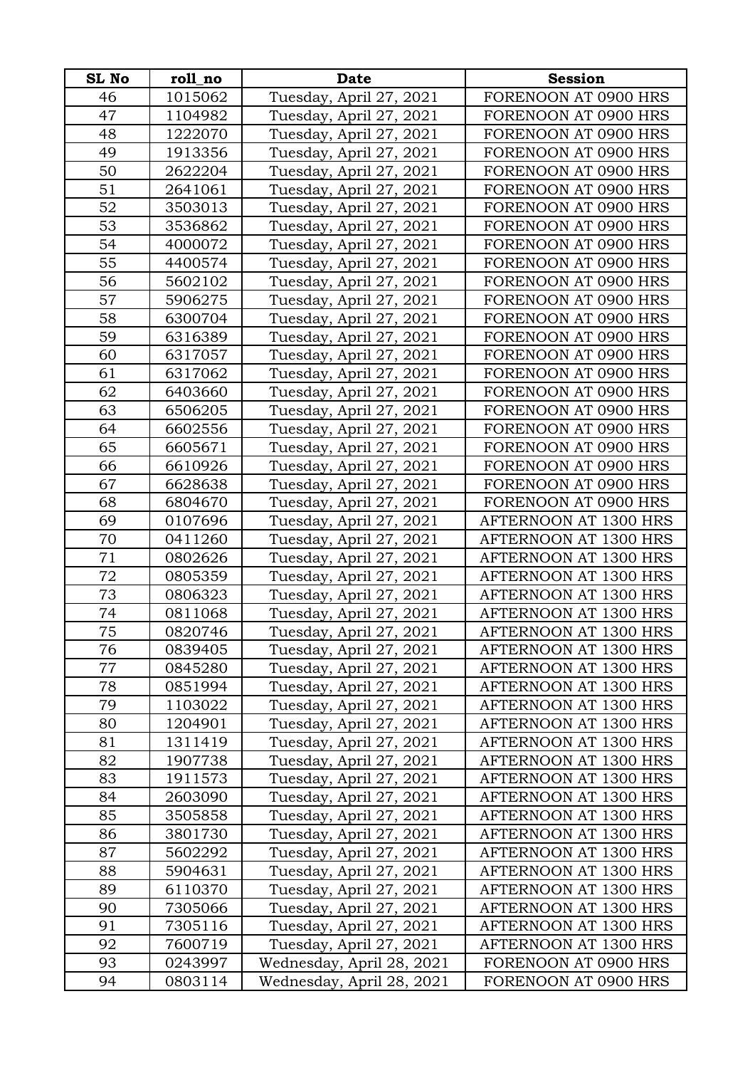| SL No | roll_no | Date | Session |
|---|---|---|---|
| 46 | 1015062 | Tuesday, April 27, 2021 | FORENOON AT 0900 HRS |
| 47 | 1104982 | Tuesday, April 27, 2021 | FORENOON AT 0900 HRS |
| 48 | 1222070 | Tuesday, April 27, 2021 | FORENOON AT 0900 HRS |
| 49 | 1913356 | Tuesday, April 27, 2021 | FORENOON AT 0900 HRS |
| 50 | 2622204 | Tuesday, April 27, 2021 | FORENOON AT 0900 HRS |
| 51 | 2641061 | Tuesday, April 27, 2021 | FORENOON AT 0900 HRS |
| 52 | 3503013 | Tuesday, April 27, 2021 | FORENOON AT 0900 HRS |
| 53 | 3536862 | Tuesday, April 27, 2021 | FORENOON AT 0900 HRS |
| 54 | 4000072 | Tuesday, April 27, 2021 | FORENOON AT 0900 HRS |
| 55 | 4400574 | Tuesday, April 27, 2021 | FORENOON AT 0900 HRS |
| 56 | 5602102 | Tuesday, April 27, 2021 | FORENOON AT 0900 HRS |
| 57 | 5906275 | Tuesday, April 27, 2021 | FORENOON AT 0900 HRS |
| 58 | 6300704 | Tuesday, April 27, 2021 | FORENOON AT 0900 HRS |
| 59 | 6316389 | Tuesday, April 27, 2021 | FORENOON AT 0900 HRS |
| 60 | 6317057 | Tuesday, April 27, 2021 | FORENOON AT 0900 HRS |
| 61 | 6317062 | Tuesday, April 27, 2021 | FORENOON AT 0900 HRS |
| 62 | 6403660 | Tuesday, April 27, 2021 | FORENOON AT 0900 HRS |
| 63 | 6506205 | Tuesday, April 27, 2021 | FORENOON AT 0900 HRS |
| 64 | 6602556 | Tuesday, April 27, 2021 | FORENOON AT 0900 HRS |
| 65 | 6605671 | Tuesday, April 27, 2021 | FORENOON AT 0900 HRS |
| 66 | 6610926 | Tuesday, April 27, 2021 | FORENOON AT 0900 HRS |
| 67 | 6628638 | Tuesday, April 27, 2021 | FORENOON AT 0900 HRS |
| 68 | 6804670 | Tuesday, April 27, 2021 | FORENOON AT 0900 HRS |
| 69 | 0107696 | Tuesday, April 27, 2021 | AFTERNOON AT 1300 HRS |
| 70 | 0411260 | Tuesday, April 27, 2021 | AFTERNOON AT 1300 HRS |
| 71 | 0802626 | Tuesday, April 27, 2021 | AFTERNOON AT 1300 HRS |
| 72 | 0805359 | Tuesday, April 27, 2021 | AFTERNOON AT 1300 HRS |
| 73 | 0806323 | Tuesday, April 27, 2021 | AFTERNOON AT 1300 HRS |
| 74 | 0811068 | Tuesday, April 27, 2021 | AFTERNOON AT 1300 HRS |
| 75 | 0820746 | Tuesday, April 27, 2021 | AFTERNOON AT 1300 HRS |
| 76 | 0839405 | Tuesday, April 27, 2021 | AFTERNOON AT 1300 HRS |
| 77 | 0845280 | Tuesday, April 27, 2021 | AFTERNOON AT 1300 HRS |
| 78 | 0851994 | Tuesday, April 27, 2021 | AFTERNOON AT 1300 HRS |
| 79 | 1103022 | Tuesday, April 27, 2021 | AFTERNOON AT 1300 HRS |
| 80 | 1204901 | Tuesday, April 27, 2021 | AFTERNOON AT 1300 HRS |
| 81 | 1311419 | Tuesday, April 27, 2021 | AFTERNOON AT 1300 HRS |
| 82 | 1907738 | Tuesday, April 27, 2021 | AFTERNOON AT 1300 HRS |
| 83 | 1911573 | Tuesday, April 27, 2021 | AFTERNOON AT 1300 HRS |
| 84 | 2603090 | Tuesday, April 27, 2021 | AFTERNOON AT 1300 HRS |
| 85 | 3505858 | Tuesday, April 27, 2021 | AFTERNOON AT 1300 HRS |
| 86 | 3801730 | Tuesday, April 27, 2021 | AFTERNOON AT 1300 HRS |
| 87 | 5602292 | Tuesday, April 27, 2021 | AFTERNOON AT 1300 HRS |
| 88 | 5904631 | Tuesday, April 27, 2021 | AFTERNOON AT 1300 HRS |
| 89 | 6110370 | Tuesday, April 27, 2021 | AFTERNOON AT 1300 HRS |
| 90 | 7305066 | Tuesday, April 27, 2021 | AFTERNOON AT 1300 HRS |
| 91 | 7305116 | Tuesday, April 27, 2021 | AFTERNOON AT 1300 HRS |
| 92 | 7600719 | Tuesday, April 27, 2021 | AFTERNOON AT 1300 HRS |
| 93 | 0243997 | Wednesday, April 28, 2021 | FORENOON AT 0900 HRS |
| 94 | 0803114 | Wednesday, April 28, 2021 | FORENOON AT 0900 HRS |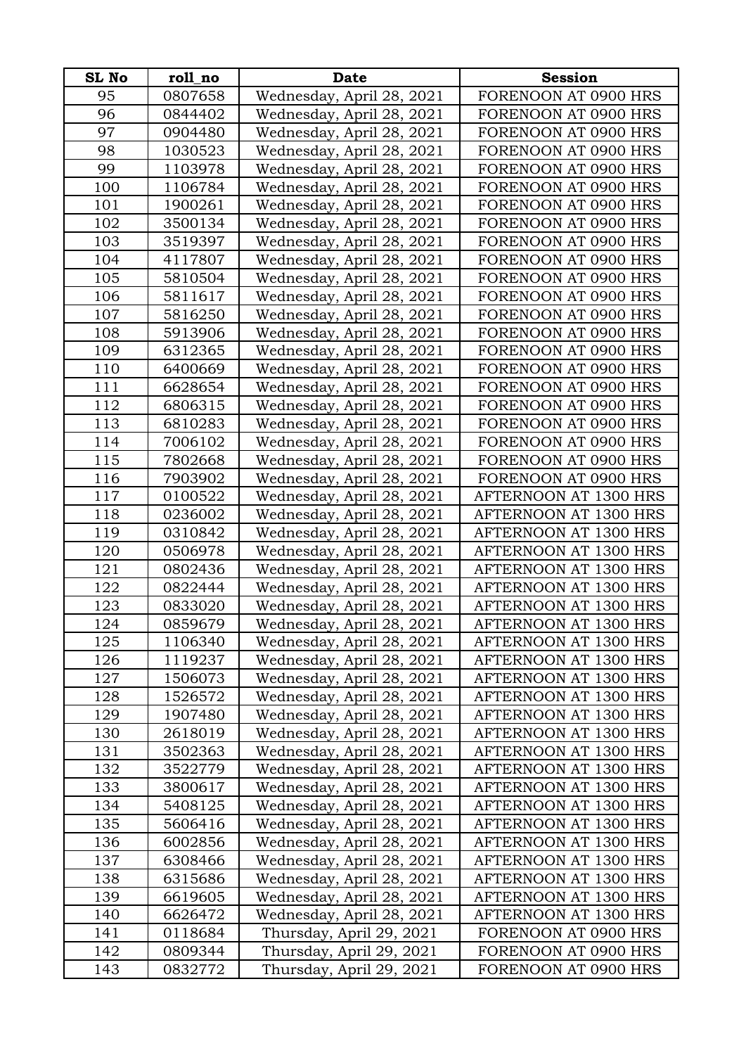| SL No | roll_no | Date | Session |
|---|---|---|---|
| 95 | 0807658 | Wednesday, April 28, 2021 | FORENOON AT 0900 HRS |
| 96 | 0844402 | Wednesday, April 28, 2021 | FORENOON AT 0900 HRS |
| 97 | 0904480 | Wednesday, April 28, 2021 | FORENOON AT 0900 HRS |
| 98 | 1030523 | Wednesday, April 28, 2021 | FORENOON AT 0900 HRS |
| 99 | 1103978 | Wednesday, April 28, 2021 | FORENOON AT 0900 HRS |
| 100 | 1106784 | Wednesday, April 28, 2021 | FORENOON AT 0900 HRS |
| 101 | 1900261 | Wednesday, April 28, 2021 | FORENOON AT 0900 HRS |
| 102 | 3500134 | Wednesday, April 28, 2021 | FORENOON AT 0900 HRS |
| 103 | 3519397 | Wednesday, April 28, 2021 | FORENOON AT 0900 HRS |
| 104 | 4117807 | Wednesday, April 28, 2021 | FORENOON AT 0900 HRS |
| 105 | 5810504 | Wednesday, April 28, 2021 | FORENOON AT 0900 HRS |
| 106 | 5811617 | Wednesday, April 28, 2021 | FORENOON AT 0900 HRS |
| 107 | 5816250 | Wednesday, April 28, 2021 | FORENOON AT 0900 HRS |
| 108 | 5913906 | Wednesday, April 28, 2021 | FORENOON AT 0900 HRS |
| 109 | 6312365 | Wednesday, April 28, 2021 | FORENOON AT 0900 HRS |
| 110 | 6400669 | Wednesday, April 28, 2021 | FORENOON AT 0900 HRS |
| 111 | 6628654 | Wednesday, April 28, 2021 | FORENOON AT 0900 HRS |
| 112 | 6806315 | Wednesday, April 28, 2021 | FORENOON AT 0900 HRS |
| 113 | 6810283 | Wednesday, April 28, 2021 | FORENOON AT 0900 HRS |
| 114 | 7006102 | Wednesday, April 28, 2021 | FORENOON AT 0900 HRS |
| 115 | 7802668 | Wednesday, April 28, 2021 | FORENOON AT 0900 HRS |
| 116 | 7903902 | Wednesday, April 28, 2021 | FORENOON AT 0900 HRS |
| 117 | 0100522 | Wednesday, April 28, 2021 | AFTERNOON AT 1300 HRS |
| 118 | 0236002 | Wednesday, April 28, 2021 | AFTERNOON AT 1300 HRS |
| 119 | 0310842 | Wednesday, April 28, 2021 | AFTERNOON AT 1300 HRS |
| 120 | 0506978 | Wednesday, April 28, 2021 | AFTERNOON AT 1300 HRS |
| 121 | 0802436 | Wednesday, April 28, 2021 | AFTERNOON AT 1300 HRS |
| 122 | 0822444 | Wednesday, April 28, 2021 | AFTERNOON AT 1300 HRS |
| 123 | 0833020 | Wednesday, April 28, 2021 | AFTERNOON AT 1300 HRS |
| 124 | 0859679 | Wednesday, April 28, 2021 | AFTERNOON AT 1300 HRS |
| 125 | 1106340 | Wednesday, April 28, 2021 | AFTERNOON AT 1300 HRS |
| 126 | 1119237 | Wednesday, April 28, 2021 | AFTERNOON AT 1300 HRS |
| 127 | 1506073 | Wednesday, April 28, 2021 | AFTERNOON AT 1300 HRS |
| 128 | 1526572 | Wednesday, April 28, 2021 | AFTERNOON AT 1300 HRS |
| 129 | 1907480 | Wednesday, April 28, 2021 | AFTERNOON AT 1300 HRS |
| 130 | 2618019 | Wednesday, April 28, 2021 | AFTERNOON AT 1300 HRS |
| 131 | 3502363 | Wednesday, April 28, 2021 | AFTERNOON AT 1300 HRS |
| 132 | 3522779 | Wednesday, April 28, 2021 | AFTERNOON AT 1300 HRS |
| 133 | 3800617 | Wednesday, April 28, 2021 | AFTERNOON AT 1300 HRS |
| 134 | 5408125 | Wednesday, April 28, 2021 | AFTERNOON AT 1300 HRS |
| 135 | 5606416 | Wednesday, April 28, 2021 | AFTERNOON AT 1300 HRS |
| 136 | 6002856 | Wednesday, April 28, 2021 | AFTERNOON AT 1300 HRS |
| 137 | 6308466 | Wednesday, April 28, 2021 | AFTERNOON AT 1300 HRS |
| 138 | 6315686 | Wednesday, April 28, 2021 | AFTERNOON AT 1300 HRS |
| 139 | 6619605 | Wednesday, April 28, 2021 | AFTERNOON AT 1300 HRS |
| 140 | 6626472 | Wednesday, April 28, 2021 | AFTERNOON AT 1300 HRS |
| 141 | 0118684 | Thursday, April 29, 2021 | FORENOON AT 0900 HRS |
| 142 | 0809344 | Thursday, April 29, 2021 | FORENOON AT 0900 HRS |
| 143 | 0832772 | Thursday, April 29, 2021 | FORENOON AT 0900 HRS |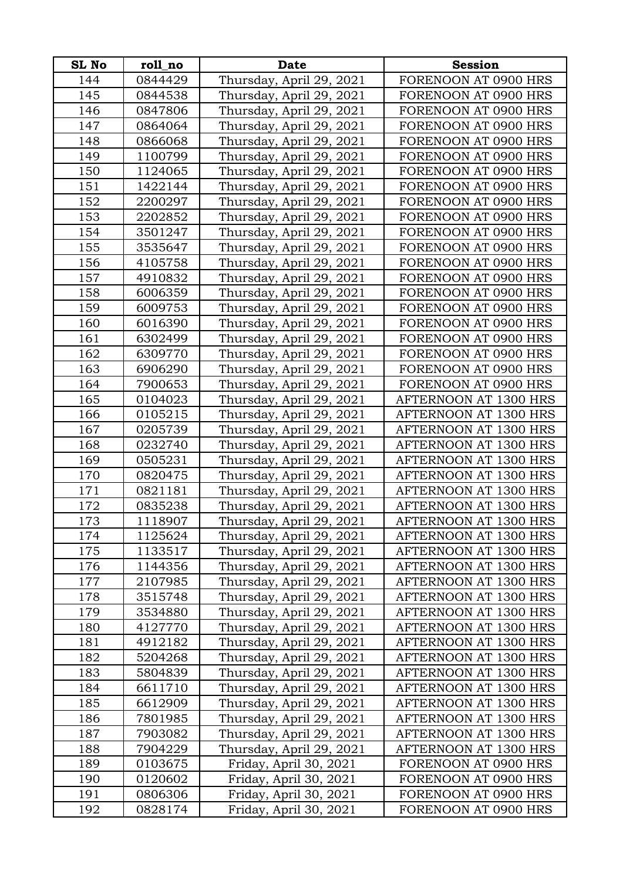| SL No | roll_no | Date | Session |
|---|---|---|---|
| 144 | 0844429 | Thursday, April 29, 2021 | FORENOON AT 0900 HRS |
| 145 | 0844538 | Thursday, April 29, 2021 | FORENOON AT 0900 HRS |
| 146 | 0847806 | Thursday, April 29, 2021 | FORENOON AT 0900 HRS |
| 147 | 0864064 | Thursday, April 29, 2021 | FORENOON AT 0900 HRS |
| 148 | 0866068 | Thursday, April 29, 2021 | FORENOON AT 0900 HRS |
| 149 | 1100799 | Thursday, April 29, 2021 | FORENOON AT 0900 HRS |
| 150 | 1124065 | Thursday, April 29, 2021 | FORENOON AT 0900 HRS |
| 151 | 1422144 | Thursday, April 29, 2021 | FORENOON AT 0900 HRS |
| 152 | 2200297 | Thursday, April 29, 2021 | FORENOON AT 0900 HRS |
| 153 | 2202852 | Thursday, April 29, 2021 | FORENOON AT 0900 HRS |
| 154 | 3501247 | Thursday, April 29, 2021 | FORENOON AT 0900 HRS |
| 155 | 3535647 | Thursday, April 29, 2021 | FORENOON AT 0900 HRS |
| 156 | 4105758 | Thursday, April 29, 2021 | FORENOON AT 0900 HRS |
| 157 | 4910832 | Thursday, April 29, 2021 | FORENOON AT 0900 HRS |
| 158 | 6006359 | Thursday, April 29, 2021 | FORENOON AT 0900 HRS |
| 159 | 6009753 | Thursday, April 29, 2021 | FORENOON AT 0900 HRS |
| 160 | 6016390 | Thursday, April 29, 2021 | FORENOON AT 0900 HRS |
| 161 | 6302499 | Thursday, April 29, 2021 | FORENOON AT 0900 HRS |
| 162 | 6309770 | Thursday, April 29, 2021 | FORENOON AT 0900 HRS |
| 163 | 6906290 | Thursday, April 29, 2021 | FORENOON AT 0900 HRS |
| 164 | 7900653 | Thursday, April 29, 2021 | FORENOON AT 0900 HRS |
| 165 | 0104023 | Thursday, April 29, 2021 | AFTERNOON AT 1300 HRS |
| 166 | 0105215 | Thursday, April 29, 2021 | AFTERNOON AT 1300 HRS |
| 167 | 0205739 | Thursday, April 29, 2021 | AFTERNOON AT 1300 HRS |
| 168 | 0232740 | Thursday, April 29, 2021 | AFTERNOON AT 1300 HRS |
| 169 | 0505231 | Thursday, April 29, 2021 | AFTERNOON AT 1300 HRS |
| 170 | 0820475 | Thursday, April 29, 2021 | AFTERNOON AT 1300 HRS |
| 171 | 0821181 | Thursday, April 29, 2021 | AFTERNOON AT 1300 HRS |
| 172 | 0835238 | Thursday, April 29, 2021 | AFTERNOON AT 1300 HRS |
| 173 | 1118907 | Thursday, April 29, 2021 | AFTERNOON AT 1300 HRS |
| 174 | 1125624 | Thursday, April 29, 2021 | AFTERNOON AT 1300 HRS |
| 175 | 1133517 | Thursday, April 29, 2021 | AFTERNOON AT 1300 HRS |
| 176 | 1144356 | Thursday, April 29, 2021 | AFTERNOON AT 1300 HRS |
| 177 | 2107985 | Thursday, April 29, 2021 | AFTERNOON AT 1300 HRS |
| 178 | 3515748 | Thursday, April 29, 2021 | AFTERNOON AT 1300 HRS |
| 179 | 3534880 | Thursday, April 29, 2021 | AFTERNOON AT 1300 HRS |
| 180 | 4127770 | Thursday, April 29, 2021 | AFTERNOON AT 1300 HRS |
| 181 | 4912182 | Thursday, April 29, 2021 | AFTERNOON AT 1300 HRS |
| 182 | 5204268 | Thursday, April 29, 2021 | AFTERNOON AT 1300 HRS |
| 183 | 5804839 | Thursday, April 29, 2021 | AFTERNOON AT 1300 HRS |
| 184 | 6611710 | Thursday, April 29, 2021 | AFTERNOON AT 1300 HRS |
| 185 | 6612909 | Thursday, April 29, 2021 | AFTERNOON AT 1300 HRS |
| 186 | 7801985 | Thursday, April 29, 2021 | AFTERNOON AT 1300 HRS |
| 187 | 7903082 | Thursday, April 29, 2021 | AFTERNOON AT 1300 HRS |
| 188 | 7904229 | Thursday, April 29, 2021 | AFTERNOON AT 1300 HRS |
| 189 | 0103675 | Friday, April 30, 2021 | FORENOON AT 0900 HRS |
| 190 | 0120602 | Friday, April 30, 2021 | FORENOON AT 0900 HRS |
| 191 | 0806306 | Friday, April 30, 2021 | FORENOON AT 0900 HRS |
| 192 | 0828174 | Friday, April 30, 2021 | FORENOON AT 0900 HRS |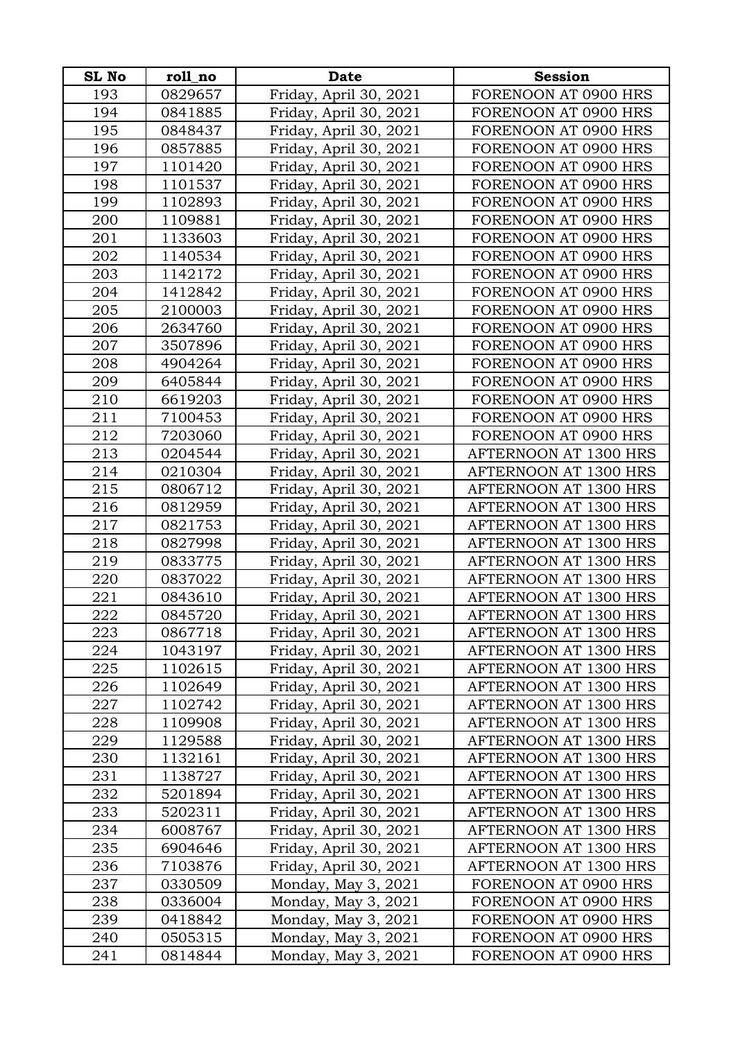| SL No | roll_no | Date | Session |
| --- | --- | --- | --- |
| 193 | 0829657 | Friday, April 30, 2021 | FORENOON AT 0900 HRS |
| 194 | 0841885 | Friday, April 30, 2021 | FORENOON AT 0900 HRS |
| 195 | 0848437 | Friday, April 30, 2021 | FORENOON AT 0900 HRS |
| 196 | 0857885 | Friday, April 30, 2021 | FORENOON AT 0900 HRS |
| 197 | 1101420 | Friday, April 30, 2021 | FORENOON AT 0900 HRS |
| 198 | 1101537 | Friday, April 30, 2021 | FORENOON AT 0900 HRS |
| 199 | 1102893 | Friday, April 30, 2021 | FORENOON AT 0900 HRS |
| 200 | 1109881 | Friday, April 30, 2021 | FORENOON AT 0900 HRS |
| 201 | 1133603 | Friday, April 30, 2021 | FORENOON AT 0900 HRS |
| 202 | 1140534 | Friday, April 30, 2021 | FORENOON AT 0900 HRS |
| 203 | 1142172 | Friday, April 30, 2021 | FORENOON AT 0900 HRS |
| 204 | 1412842 | Friday, April 30, 2021 | FORENOON AT 0900 HRS |
| 205 | 2100003 | Friday, April 30, 2021 | FORENOON AT 0900 HRS |
| 206 | 2634760 | Friday, April 30, 2021 | FORENOON AT 0900 HRS |
| 207 | 3507896 | Friday, April 30, 2021 | FORENOON AT 0900 HRS |
| 208 | 4904264 | Friday, April 30, 2021 | FORENOON AT 0900 HRS |
| 209 | 6405844 | Friday, April 30, 2021 | FORENOON AT 0900 HRS |
| 210 | 6619203 | Friday, April 30, 2021 | FORENOON AT 0900 HRS |
| 211 | 7100453 | Friday, April 30, 2021 | FORENOON AT 0900 HRS |
| 212 | 7203060 | Friday, April 30, 2021 | FORENOON AT 0900 HRS |
| 213 | 0204544 | Friday, April 30, 2021 | AFTERNOON AT 1300 HRS |
| 214 | 0210304 | Friday, April 30, 2021 | AFTERNOON AT 1300 HRS |
| 215 | 0806712 | Friday, April 30, 2021 | AFTERNOON AT 1300 HRS |
| 216 | 0812959 | Friday, April 30, 2021 | AFTERNOON AT 1300 HRS |
| 217 | 0821753 | Friday, April 30, 2021 | AFTERNOON AT 1300 HRS |
| 218 | 0827998 | Friday, April 30, 2021 | AFTERNOON AT 1300 HRS |
| 219 | 0833775 | Friday, April 30, 2021 | AFTERNOON AT 1300 HRS |
| 220 | 0837022 | Friday, April 30, 2021 | AFTERNOON AT 1300 HRS |
| 221 | 0843610 | Friday, April 30, 2021 | AFTERNOON AT 1300 HRS |
| 222 | 0845720 | Friday, April 30, 2021 | AFTERNOON AT 1300 HRS |
| 223 | 0867718 | Friday, April 30, 2021 | AFTERNOON AT 1300 HRS |
| 224 | 1043197 | Friday, April 30, 2021 | AFTERNOON AT 1300 HRS |
| 225 | 1102615 | Friday, April 30, 2021 | AFTERNOON AT 1300 HRS |
| 226 | 1102649 | Friday, April 30, 2021 | AFTERNOON AT 1300 HRS |
| 227 | 1102742 | Friday, April 30, 2021 | AFTERNOON AT 1300 HRS |
| 228 | 1109908 | Friday, April 30, 2021 | AFTERNOON AT 1300 HRS |
| 229 | 1129588 | Friday, April 30, 2021 | AFTERNOON AT 1300 HRS |
| 230 | 1132161 | Friday, April 30, 2021 | AFTERNOON AT 1300 HRS |
| 231 | 1138727 | Friday, April 30, 2021 | AFTERNOON AT 1300 HRS |
| 232 | 5201894 | Friday, April 30, 2021 | AFTERNOON AT 1300 HRS |
| 233 | 5202311 | Friday, April 30, 2021 | AFTERNOON AT 1300 HRS |
| 234 | 6008767 | Friday, April 30, 2021 | AFTERNOON AT 1300 HRS |
| 235 | 6904646 | Friday, April 30, 2021 | AFTERNOON AT 1300 HRS |
| 236 | 7103876 | Friday, April 30, 2021 | AFTERNOON AT 1300 HRS |
| 237 | 0330509 | Monday, May 3, 2021 | FORENOON AT 0900 HRS |
| 238 | 0336004 | Monday, May 3, 2021 | FORENOON AT 0900 HRS |
| 239 | 0418842 | Monday, May 3, 2021 | FORENOON AT 0900 HRS |
| 240 | 0505315 | Monday, May 3, 2021 | FORENOON AT 0900 HRS |
| 241 | 0814844 | Monday, May 3, 2021 | FORENOON AT 0900 HRS |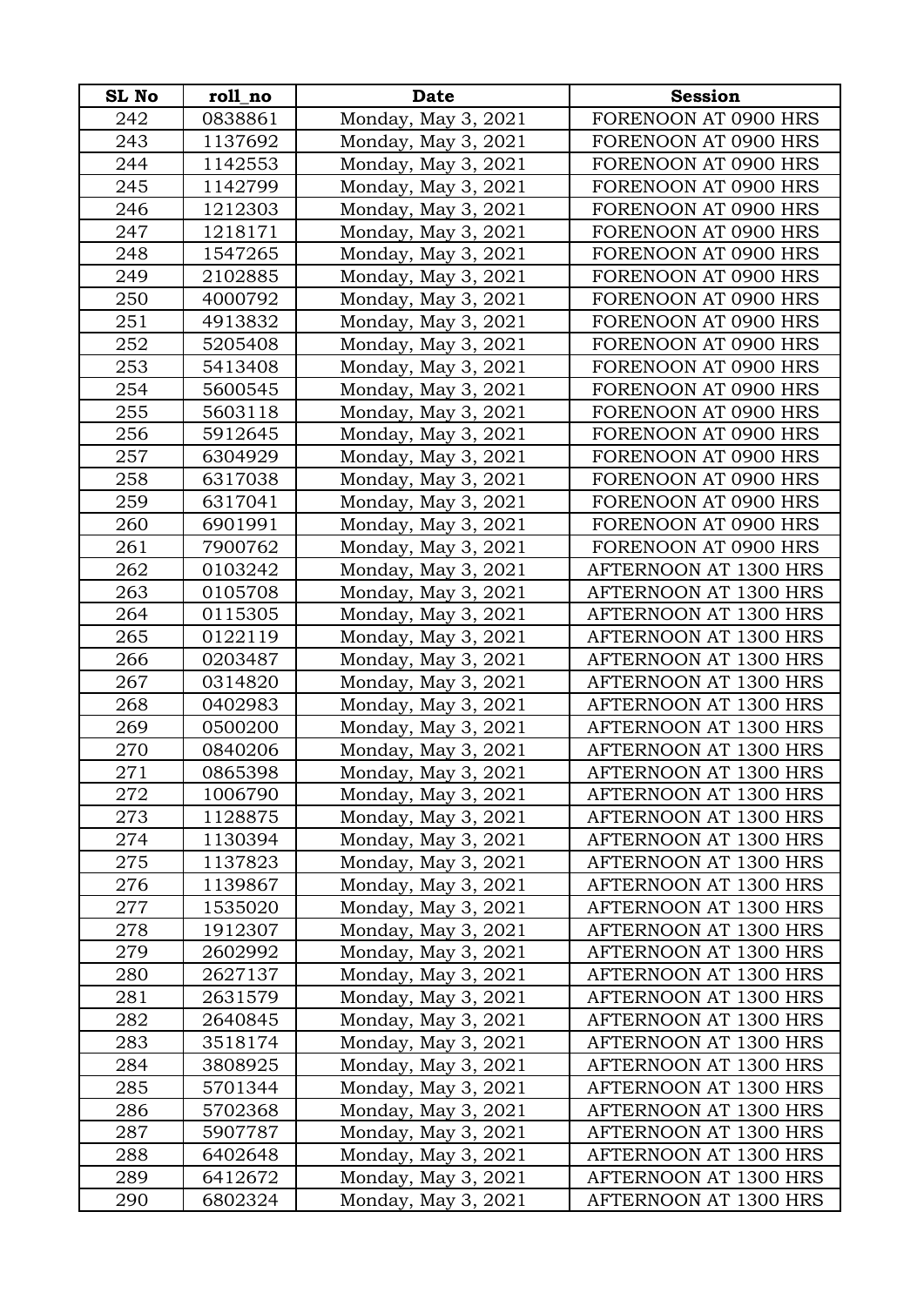| SL No | roll_no | Date | Session |
|---|---|---|---|
| 242 | 0838861 | Monday, May 3, 2021 | FORENOON AT 0900 HRS |
| 243 | 1137692 | Monday, May 3, 2021 | FORENOON AT 0900 HRS |
| 244 | 1142553 | Monday, May 3, 2021 | FORENOON AT 0900 HRS |
| 245 | 1142799 | Monday, May 3, 2021 | FORENOON AT 0900 HRS |
| 246 | 1212303 | Monday, May 3, 2021 | FORENOON AT 0900 HRS |
| 247 | 1218171 | Monday, May 3, 2021 | FORENOON AT 0900 HRS |
| 248 | 1547265 | Monday, May 3, 2021 | FORENOON AT 0900 HRS |
| 249 | 2102885 | Monday, May 3, 2021 | FORENOON AT 0900 HRS |
| 250 | 4000792 | Monday, May 3, 2021 | FORENOON AT 0900 HRS |
| 251 | 4913832 | Monday, May 3, 2021 | FORENOON AT 0900 HRS |
| 252 | 5205408 | Monday, May 3, 2021 | FORENOON AT 0900 HRS |
| 253 | 5413408 | Monday, May 3, 2021 | FORENOON AT 0900 HRS |
| 254 | 5600545 | Monday, May 3, 2021 | FORENOON AT 0900 HRS |
| 255 | 5603118 | Monday, May 3, 2021 | FORENOON AT 0900 HRS |
| 256 | 5912645 | Monday, May 3, 2021 | FORENOON AT 0900 HRS |
| 257 | 6304929 | Monday, May 3, 2021 | FORENOON AT 0900 HRS |
| 258 | 6317038 | Monday, May 3, 2021 | FORENOON AT 0900 HRS |
| 259 | 6317041 | Monday, May 3, 2021 | FORENOON AT 0900 HRS |
| 260 | 6901991 | Monday, May 3, 2021 | FORENOON AT 0900 HRS |
| 261 | 7900762 | Monday, May 3, 2021 | FORENOON AT 0900 HRS |
| 262 | 0103242 | Monday, May 3, 2021 | AFTERNOON AT 1300 HRS |
| 263 | 0105708 | Monday, May 3, 2021 | AFTERNOON AT 1300 HRS |
| 264 | 0115305 | Monday, May 3, 2021 | AFTERNOON AT 1300 HRS |
| 265 | 0122119 | Monday, May 3, 2021 | AFTERNOON AT 1300 HRS |
| 266 | 0203487 | Monday, May 3, 2021 | AFTERNOON AT 1300 HRS |
| 267 | 0314820 | Monday, May 3, 2021 | AFTERNOON AT 1300 HRS |
| 268 | 0402983 | Monday, May 3, 2021 | AFTERNOON AT 1300 HRS |
| 269 | 0500200 | Monday, May 3, 2021 | AFTERNOON AT 1300 HRS |
| 270 | 0840206 | Monday, May 3, 2021 | AFTERNOON AT 1300 HRS |
| 271 | 0865398 | Monday, May 3, 2021 | AFTERNOON AT 1300 HRS |
| 272 | 1006790 | Monday, May 3, 2021 | AFTERNOON AT 1300 HRS |
| 273 | 1128875 | Monday, May 3, 2021 | AFTERNOON AT 1300 HRS |
| 274 | 1130394 | Monday, May 3, 2021 | AFTERNOON AT 1300 HRS |
| 275 | 1137823 | Monday, May 3, 2021 | AFTERNOON AT 1300 HRS |
| 276 | 1139867 | Monday, May 3, 2021 | AFTERNOON AT 1300 HRS |
| 277 | 1535020 | Monday, May 3, 2021 | AFTERNOON AT 1300 HRS |
| 278 | 1912307 | Monday, May 3, 2021 | AFTERNOON AT 1300 HRS |
| 279 | 2602992 | Monday, May 3, 2021 | AFTERNOON AT 1300 HRS |
| 280 | 2627137 | Monday, May 3, 2021 | AFTERNOON AT 1300 HRS |
| 281 | 2631579 | Monday, May 3, 2021 | AFTERNOON AT 1300 HRS |
| 282 | 2640845 | Monday, May 3, 2021 | AFTERNOON AT 1300 HRS |
| 283 | 3518174 | Monday, May 3, 2021 | AFTERNOON AT 1300 HRS |
| 284 | 3808925 | Monday, May 3, 2021 | AFTERNOON AT 1300 HRS |
| 285 | 5701344 | Monday, May 3, 2021 | AFTERNOON AT 1300 HRS |
| 286 | 5702368 | Monday, May 3, 2021 | AFTERNOON AT 1300 HRS |
| 287 | 5907787 | Monday, May 3, 2021 | AFTERNOON AT 1300 HRS |
| 288 | 6402648 | Monday, May 3, 2021 | AFTERNOON AT 1300 HRS |
| 289 | 6412672 | Monday, May 3, 2021 | AFTERNOON AT 1300 HRS |
| 290 | 6802324 | Monday, May 3, 2021 | AFTERNOON AT 1300 HRS |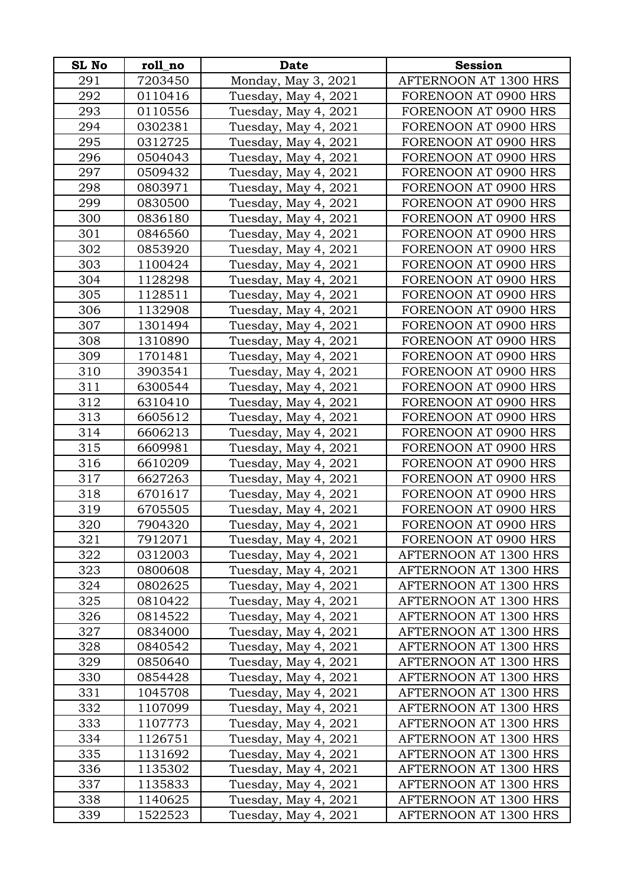| SL No | roll_no | Date | Session |
|---|---|---|---|
| 291 | 7203450 | Monday, May 3, 2021 | AFTERNOON AT 1300 HRS |
| 292 | 0110416 | Tuesday, May 4, 2021 | FORENOON AT 0900 HRS |
| 293 | 0110556 | Tuesday, May 4, 2021 | FORENOON AT 0900 HRS |
| 294 | 0302381 | Tuesday, May 4, 2021 | FORENOON AT 0900 HRS |
| 295 | 0312725 | Tuesday, May 4, 2021 | FORENOON AT 0900 HRS |
| 296 | 0504043 | Tuesday, May 4, 2021 | FORENOON AT 0900 HRS |
| 297 | 0509432 | Tuesday, May 4, 2021 | FORENOON AT 0900 HRS |
| 298 | 0803971 | Tuesday, May 4, 2021 | FORENOON AT 0900 HRS |
| 299 | 0830500 | Tuesday, May 4, 2021 | FORENOON AT 0900 HRS |
| 300 | 0836180 | Tuesday, May 4, 2021 | FORENOON AT 0900 HRS |
| 301 | 0846560 | Tuesday, May 4, 2021 | FORENOON AT 0900 HRS |
| 302 | 0853920 | Tuesday, May 4, 2021 | FORENOON AT 0900 HRS |
| 303 | 1100424 | Tuesday, May 4, 2021 | FORENOON AT 0900 HRS |
| 304 | 1128298 | Tuesday, May 4, 2021 | FORENOON AT 0900 HRS |
| 305 | 1128511 | Tuesday, May 4, 2021 | FORENOON AT 0900 HRS |
| 306 | 1132908 | Tuesday, May 4, 2021 | FORENOON AT 0900 HRS |
| 307 | 1301494 | Tuesday, May 4, 2021 | FORENOON AT 0900 HRS |
| 308 | 1310890 | Tuesday, May 4, 2021 | FORENOON AT 0900 HRS |
| 309 | 1701481 | Tuesday, May 4, 2021 | FORENOON AT 0900 HRS |
| 310 | 3903541 | Tuesday, May 4, 2021 | FORENOON AT 0900 HRS |
| 311 | 6300544 | Tuesday, May 4, 2021 | FORENOON AT 0900 HRS |
| 312 | 6310410 | Tuesday, May 4, 2021 | FORENOON AT 0900 HRS |
| 313 | 6605612 | Tuesday, May 4, 2021 | FORENOON AT 0900 HRS |
| 314 | 6606213 | Tuesday, May 4, 2021 | FORENOON AT 0900 HRS |
| 315 | 6609981 | Tuesday, May 4, 2021 | FORENOON AT 0900 HRS |
| 316 | 6610209 | Tuesday, May 4, 2021 | FORENOON AT 0900 HRS |
| 317 | 6627263 | Tuesday, May 4, 2021 | FORENOON AT 0900 HRS |
| 318 | 6701617 | Tuesday, May 4, 2021 | FORENOON AT 0900 HRS |
| 319 | 6705505 | Tuesday, May 4, 2021 | FORENOON AT 0900 HRS |
| 320 | 7904320 | Tuesday, May 4, 2021 | FORENOON AT 0900 HRS |
| 321 | 7912071 | Tuesday, May 4, 2021 | FORENOON AT 0900 HRS |
| 322 | 0312003 | Tuesday, May 4, 2021 | AFTERNOON AT 1300 HRS |
| 323 | 0800608 | Tuesday, May 4, 2021 | AFTERNOON AT 1300 HRS |
| 324 | 0802625 | Tuesday, May 4, 2021 | AFTERNOON AT 1300 HRS |
| 325 | 0810422 | Tuesday, May 4, 2021 | AFTERNOON AT 1300 HRS |
| 326 | 0814522 | Tuesday, May 4, 2021 | AFTERNOON AT 1300 HRS |
| 327 | 0834000 | Tuesday, May 4, 2021 | AFTERNOON AT 1300 HRS |
| 328 | 0840542 | Tuesday, May 4, 2021 | AFTERNOON AT 1300 HRS |
| 329 | 0850640 | Tuesday, May 4, 2021 | AFTERNOON AT 1300 HRS |
| 330 | 0854428 | Tuesday, May 4, 2021 | AFTERNOON AT 1300 HRS |
| 331 | 1045708 | Tuesday, May 4, 2021 | AFTERNOON AT 1300 HRS |
| 332 | 1107099 | Tuesday, May 4, 2021 | AFTERNOON AT 1300 HRS |
| 333 | 1107773 | Tuesday, May 4, 2021 | AFTERNOON AT 1300 HRS |
| 334 | 1126751 | Tuesday, May 4, 2021 | AFTERNOON AT 1300 HRS |
| 335 | 1131692 | Tuesday, May 4, 2021 | AFTERNOON AT 1300 HRS |
| 336 | 1135302 | Tuesday, May 4, 2021 | AFTERNOON AT 1300 HRS |
| 337 | 1135833 | Tuesday, May 4, 2021 | AFTERNOON AT 1300 HRS |
| 338 | 1140625 | Tuesday, May 4, 2021 | AFTERNOON AT 1300 HRS |
| 339 | 1522523 | Tuesday, May 4, 2021 | AFTERNOON AT 1300 HRS |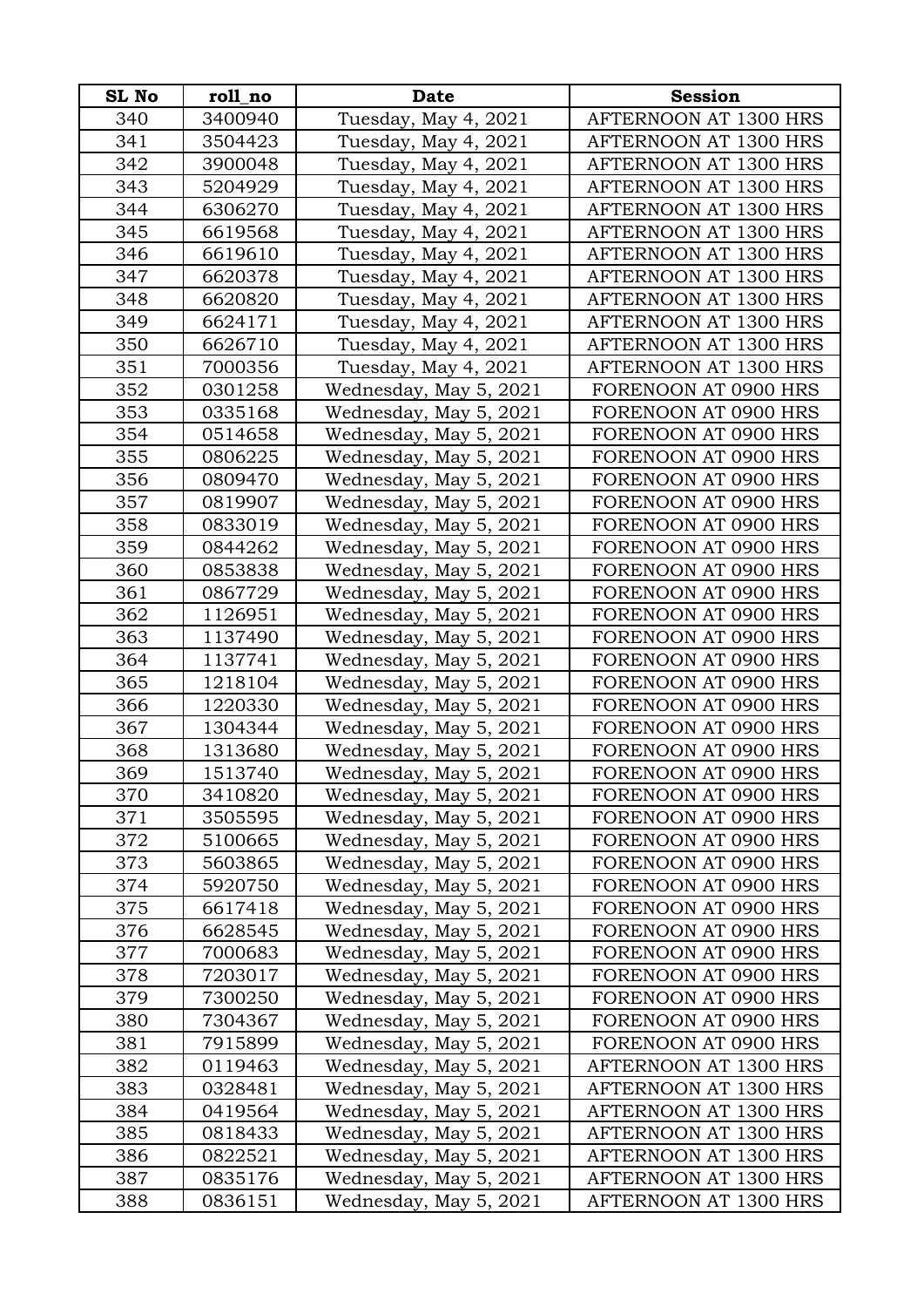| SL No | roll_no | Date | Session |
|---|---|---|---|
| 340 | 3400940 | Tuesday, May 4, 2021 | AFTERNOON AT 1300 HRS |
| 341 | 3504423 | Tuesday, May 4, 2021 | AFTERNOON AT 1300 HRS |
| 342 | 3900048 | Tuesday, May 4, 2021 | AFTERNOON AT 1300 HRS |
| 343 | 5204929 | Tuesday, May 4, 2021 | AFTERNOON AT 1300 HRS |
| 344 | 6306270 | Tuesday, May 4, 2021 | AFTERNOON AT 1300 HRS |
| 345 | 6619568 | Tuesday, May 4, 2021 | AFTERNOON AT 1300 HRS |
| 346 | 6619610 | Tuesday, May 4, 2021 | AFTERNOON AT 1300 HRS |
| 347 | 6620378 | Tuesday, May 4, 2021 | AFTERNOON AT 1300 HRS |
| 348 | 6620820 | Tuesday, May 4, 2021 | AFTERNOON AT 1300 HRS |
| 349 | 6624171 | Tuesday, May 4, 2021 | AFTERNOON AT 1300 HRS |
| 350 | 6626710 | Tuesday, May 4, 2021 | AFTERNOON AT 1300 HRS |
| 351 | 7000356 | Tuesday, May 4, 2021 | AFTERNOON AT 1300 HRS |
| 352 | 0301258 | Wednesday, May 5, 2021 | FORENOON AT 0900 HRS |
| 353 | 0335168 | Wednesday, May 5, 2021 | FORENOON AT 0900 HRS |
| 354 | 0514658 | Wednesday, May 5, 2021 | FORENOON AT 0900 HRS |
| 355 | 0806225 | Wednesday, May 5, 2021 | FORENOON AT 0900 HRS |
| 356 | 0809470 | Wednesday, May 5, 2021 | FORENOON AT 0900 HRS |
| 357 | 0819907 | Wednesday, May 5, 2021 | FORENOON AT 0900 HRS |
| 358 | 0833019 | Wednesday, May 5, 2021 | FORENOON AT 0900 HRS |
| 359 | 0844262 | Wednesday, May 5, 2021 | FORENOON AT 0900 HRS |
| 360 | 0853838 | Wednesday, May 5, 2021 | FORENOON AT 0900 HRS |
| 361 | 0867729 | Wednesday, May 5, 2021 | FORENOON AT 0900 HRS |
| 362 | 1126951 | Wednesday, May 5, 2021 | FORENOON AT 0900 HRS |
| 363 | 1137490 | Wednesday, May 5, 2021 | FORENOON AT 0900 HRS |
| 364 | 1137741 | Wednesday, May 5, 2021 | FORENOON AT 0900 HRS |
| 365 | 1218104 | Wednesday, May 5, 2021 | FORENOON AT 0900 HRS |
| 366 | 1220330 | Wednesday, May 5, 2021 | FORENOON AT 0900 HRS |
| 367 | 1304344 | Wednesday, May 5, 2021 | FORENOON AT 0900 HRS |
| 368 | 1313680 | Wednesday, May 5, 2021 | FORENOON AT 0900 HRS |
| 369 | 1513740 | Wednesday, May 5, 2021 | FORENOON AT 0900 HRS |
| 370 | 3410820 | Wednesday, May 5, 2021 | FORENOON AT 0900 HRS |
| 371 | 3505595 | Wednesday, May 5, 2021 | FORENOON AT 0900 HRS |
| 372 | 5100665 | Wednesday, May 5, 2021 | FORENOON AT 0900 HRS |
| 373 | 5603865 | Wednesday, May 5, 2021 | FORENOON AT 0900 HRS |
| 374 | 5920750 | Wednesday, May 5, 2021 | FORENOON AT 0900 HRS |
| 375 | 6617418 | Wednesday, May 5, 2021 | FORENOON AT 0900 HRS |
| 376 | 6628545 | Wednesday, May 5, 2021 | FORENOON AT 0900 HRS |
| 377 | 7000683 | Wednesday, May 5, 2021 | FORENOON AT 0900 HRS |
| 378 | 7203017 | Wednesday, May 5, 2021 | FORENOON AT 0900 HRS |
| 379 | 7300250 | Wednesday, May 5, 2021 | FORENOON AT 0900 HRS |
| 380 | 7304367 | Wednesday, May 5, 2021 | FORENOON AT 0900 HRS |
| 381 | 7915899 | Wednesday, May 5, 2021 | FORENOON AT 0900 HRS |
| 382 | 0119463 | Wednesday, May 5, 2021 | AFTERNOON AT 1300 HRS |
| 383 | 0328481 | Wednesday, May 5, 2021 | AFTERNOON AT 1300 HRS |
| 384 | 0419564 | Wednesday, May 5, 2021 | AFTERNOON AT 1300 HRS |
| 385 | 0818433 | Wednesday, May 5, 2021 | AFTERNOON AT 1300 HRS |
| 386 | 0822521 | Wednesday, May 5, 2021 | AFTERNOON AT 1300 HRS |
| 387 | 0835176 | Wednesday, May 5, 2021 | AFTERNOON AT 1300 HRS |
| 388 | 0836151 | Wednesday, May 5, 2021 | AFTERNOON AT 1300 HRS |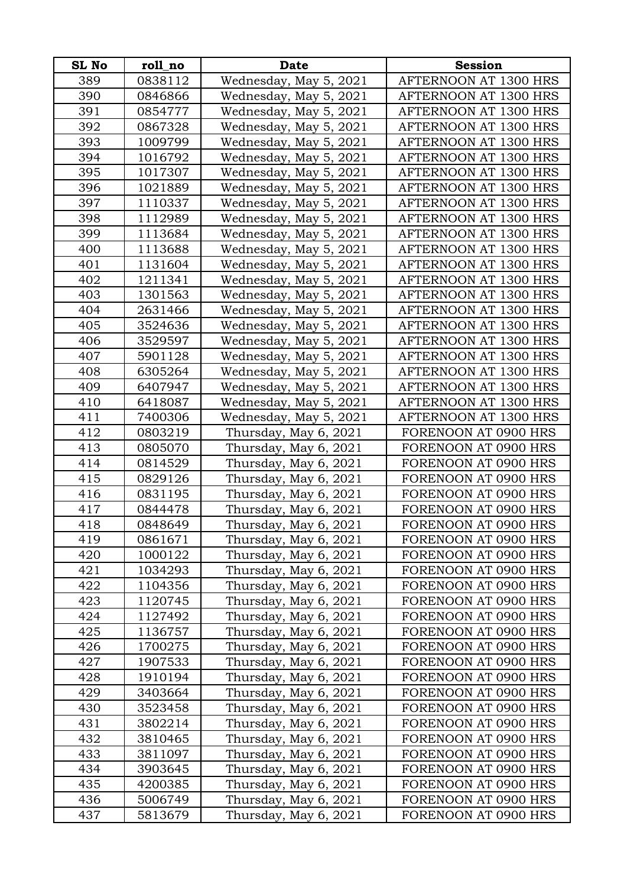| SL No | roll_no | Date | Session |
|---|---|---|---|
| 389 | 0838112 | Wednesday, May 5, 2021 | AFTERNOON AT 1300 HRS |
| 390 | 0846866 | Wednesday, May 5, 2021 | AFTERNOON AT 1300 HRS |
| 391 | 0854777 | Wednesday, May 5, 2021 | AFTERNOON AT 1300 HRS |
| 392 | 0867328 | Wednesday, May 5, 2021 | AFTERNOON AT 1300 HRS |
| 393 | 1009799 | Wednesday, May 5, 2021 | AFTERNOON AT 1300 HRS |
| 394 | 1016792 | Wednesday, May 5, 2021 | AFTERNOON AT 1300 HRS |
| 395 | 1017307 | Wednesday, May 5, 2021 | AFTERNOON AT 1300 HRS |
| 396 | 1021889 | Wednesday, May 5, 2021 | AFTERNOON AT 1300 HRS |
| 397 | 1110337 | Wednesday, May 5, 2021 | AFTERNOON AT 1300 HRS |
| 398 | 1112989 | Wednesday, May 5, 2021 | AFTERNOON AT 1300 HRS |
| 399 | 1113684 | Wednesday, May 5, 2021 | AFTERNOON AT 1300 HRS |
| 400 | 1113688 | Wednesday, May 5, 2021 | AFTERNOON AT 1300 HRS |
| 401 | 1131604 | Wednesday, May 5, 2021 | AFTERNOON AT 1300 HRS |
| 402 | 1211341 | Wednesday, May 5, 2021 | AFTERNOON AT 1300 HRS |
| 403 | 1301563 | Wednesday, May 5, 2021 | AFTERNOON AT 1300 HRS |
| 404 | 2631466 | Wednesday, May 5, 2021 | AFTERNOON AT 1300 HRS |
| 405 | 3524636 | Wednesday, May 5, 2021 | AFTERNOON AT 1300 HRS |
| 406 | 3529597 | Wednesday, May 5, 2021 | AFTERNOON AT 1300 HRS |
| 407 | 5901128 | Wednesday, May 5, 2021 | AFTERNOON AT 1300 HRS |
| 408 | 6305264 | Wednesday, May 5, 2021 | AFTERNOON AT 1300 HRS |
| 409 | 6407947 | Wednesday, May 5, 2021 | AFTERNOON AT 1300 HRS |
| 410 | 6418087 | Wednesday, May 5, 2021 | AFTERNOON AT 1300 HRS |
| 411 | 7400306 | Wednesday, May 5, 2021 | AFTERNOON AT 1300 HRS |
| 412 | 0803219 | Thursday, May 6, 2021 | FORENOON AT 0900 HRS |
| 413 | 0805070 | Thursday, May 6, 2021 | FORENOON AT 0900 HRS |
| 414 | 0814529 | Thursday, May 6, 2021 | FORENOON AT 0900 HRS |
| 415 | 0829126 | Thursday, May 6, 2021 | FORENOON AT 0900 HRS |
| 416 | 0831195 | Thursday, May 6, 2021 | FORENOON AT 0900 HRS |
| 417 | 0844478 | Thursday, May 6, 2021 | FORENOON AT 0900 HRS |
| 418 | 0848649 | Thursday, May 6, 2021 | FORENOON AT 0900 HRS |
| 419 | 0861671 | Thursday, May 6, 2021 | FORENOON AT 0900 HRS |
| 420 | 1000122 | Thursday, May 6, 2021 | FORENOON AT 0900 HRS |
| 421 | 1034293 | Thursday, May 6, 2021 | FORENOON AT 0900 HRS |
| 422 | 1104356 | Thursday, May 6, 2021 | FORENOON AT 0900 HRS |
| 423 | 1120745 | Thursday, May 6, 2021 | FORENOON AT 0900 HRS |
| 424 | 1127492 | Thursday, May 6, 2021 | FORENOON AT 0900 HRS |
| 425 | 1136757 | Thursday, May 6, 2021 | FORENOON AT 0900 HRS |
| 426 | 1700275 | Thursday, May 6, 2021 | FORENOON AT 0900 HRS |
| 427 | 1907533 | Thursday, May 6, 2021 | FORENOON AT 0900 HRS |
| 428 | 1910194 | Thursday, May 6, 2021 | FORENOON AT 0900 HRS |
| 429 | 3403664 | Thursday, May 6, 2021 | FORENOON AT 0900 HRS |
| 430 | 3523458 | Thursday, May 6, 2021 | FORENOON AT 0900 HRS |
| 431 | 3802214 | Thursday, May 6, 2021 | FORENOON AT 0900 HRS |
| 432 | 3810465 | Thursday, May 6, 2021 | FORENOON AT 0900 HRS |
| 433 | 3811097 | Thursday, May 6, 2021 | FORENOON AT 0900 HRS |
| 434 | 3903645 | Thursday, May 6, 2021 | FORENOON AT 0900 HRS |
| 435 | 4200385 | Thursday, May 6, 2021 | FORENOON AT 0900 HRS |
| 436 | 5006749 | Thursday, May 6, 2021 | FORENOON AT 0900 HRS |
| 437 | 5813679 | Thursday, May 6, 2021 | FORENOON AT 0900 HRS |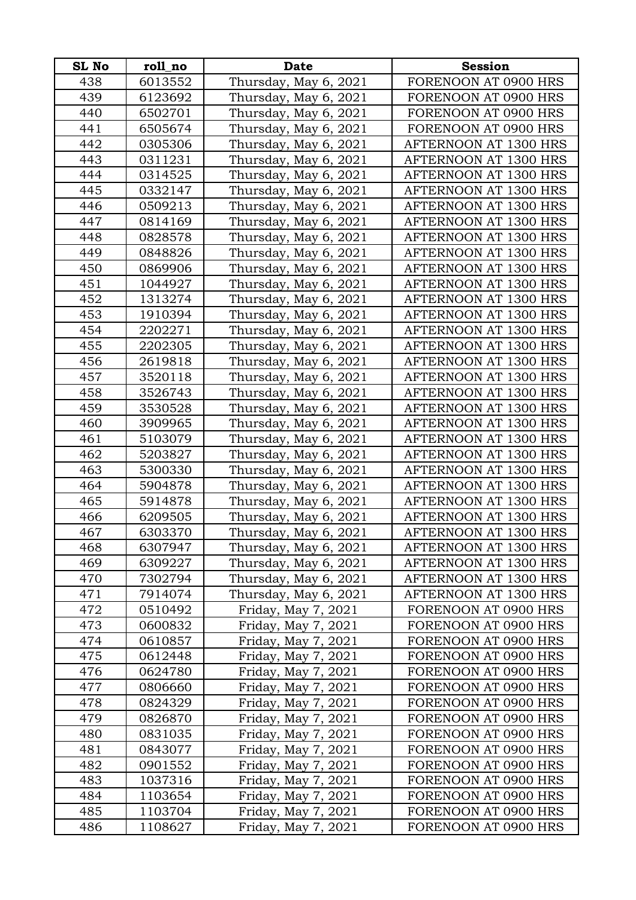| SL No | roll_no | Date | Session |
|---|---|---|---|
| 438 | 6013552 | Thursday, May 6, 2021 | FORENOON AT 0900 HRS |
| 439 | 6123692 | Thursday, May 6, 2021 | FORENOON AT 0900 HRS |
| 440 | 6502701 | Thursday, May 6, 2021 | FORENOON AT 0900 HRS |
| 441 | 6505674 | Thursday, May 6, 2021 | FORENOON AT 0900 HRS |
| 442 | 0305306 | Thursday, May 6, 2021 | AFTERNOON AT 1300 HRS |
| 443 | 0311231 | Thursday, May 6, 2021 | AFTERNOON AT 1300 HRS |
| 444 | 0314525 | Thursday, May 6, 2021 | AFTERNOON AT 1300 HRS |
| 445 | 0332147 | Thursday, May 6, 2021 | AFTERNOON AT 1300 HRS |
| 446 | 0509213 | Thursday, May 6, 2021 | AFTERNOON AT 1300 HRS |
| 447 | 0814169 | Thursday, May 6, 2021 | AFTERNOON AT 1300 HRS |
| 448 | 0828578 | Thursday, May 6, 2021 | AFTERNOON AT 1300 HRS |
| 449 | 0848826 | Thursday, May 6, 2021 | AFTERNOON AT 1300 HRS |
| 450 | 0869906 | Thursday, May 6, 2021 | AFTERNOON AT 1300 HRS |
| 451 | 1044927 | Thursday, May 6, 2021 | AFTERNOON AT 1300 HRS |
| 452 | 1313274 | Thursday, May 6, 2021 | AFTERNOON AT 1300 HRS |
| 453 | 1910394 | Thursday, May 6, 2021 | AFTERNOON AT 1300 HRS |
| 454 | 2202271 | Thursday, May 6, 2021 | AFTERNOON AT 1300 HRS |
| 455 | 2202305 | Thursday, May 6, 2021 | AFTERNOON AT 1300 HRS |
| 456 | 2619818 | Thursday, May 6, 2021 | AFTERNOON AT 1300 HRS |
| 457 | 3520118 | Thursday, May 6, 2021 | AFTERNOON AT 1300 HRS |
| 458 | 3526743 | Thursday, May 6, 2021 | AFTERNOON AT 1300 HRS |
| 459 | 3530528 | Thursday, May 6, 2021 | AFTERNOON AT 1300 HRS |
| 460 | 3909965 | Thursday, May 6, 2021 | AFTERNOON AT 1300 HRS |
| 461 | 5103079 | Thursday, May 6, 2021 | AFTERNOON AT 1300 HRS |
| 462 | 5203827 | Thursday, May 6, 2021 | AFTERNOON AT 1300 HRS |
| 463 | 5300330 | Thursday, May 6, 2021 | AFTERNOON AT 1300 HRS |
| 464 | 5904878 | Thursday, May 6, 2021 | AFTERNOON AT 1300 HRS |
| 465 | 5914878 | Thursday, May 6, 2021 | AFTERNOON AT 1300 HRS |
| 466 | 6209505 | Thursday, May 6, 2021 | AFTERNOON AT 1300 HRS |
| 467 | 6303370 | Thursday, May 6, 2021 | AFTERNOON AT 1300 HRS |
| 468 | 6307947 | Thursday, May 6, 2021 | AFTERNOON AT 1300 HRS |
| 469 | 6309227 | Thursday, May 6, 2021 | AFTERNOON AT 1300 HRS |
| 470 | 7302794 | Thursday, May 6, 2021 | AFTERNOON AT 1300 HRS |
| 471 | 7914074 | Thursday, May 6, 2021 | AFTERNOON AT 1300 HRS |
| 472 | 0510492 | Friday, May 7, 2021 | FORENOON AT 0900 HRS |
| 473 | 0600832 | Friday, May 7, 2021 | FORENOON AT 0900 HRS |
| 474 | 0610857 | Friday, May 7, 2021 | FORENOON AT 0900 HRS |
| 475 | 0612448 | Friday, May 7, 2021 | FORENOON AT 0900 HRS |
| 476 | 0624780 | Friday, May 7, 2021 | FORENOON AT 0900 HRS |
| 477 | 0806660 | Friday, May 7, 2021 | FORENOON AT 0900 HRS |
| 478 | 0824329 | Friday, May 7, 2021 | FORENOON AT 0900 HRS |
| 479 | 0826870 | Friday, May 7, 2021 | FORENOON AT 0900 HRS |
| 480 | 0831035 | Friday, May 7, 2021 | FORENOON AT 0900 HRS |
| 481 | 0843077 | Friday, May 7, 2021 | FORENOON AT 0900 HRS |
| 482 | 0901552 | Friday, May 7, 2021 | FORENOON AT 0900 HRS |
| 483 | 1037316 | Friday, May 7, 2021 | FORENOON AT 0900 HRS |
| 484 | 1103654 | Friday, May 7, 2021 | FORENOON AT 0900 HRS |
| 485 | 1103704 | Friday, May 7, 2021 | FORENOON AT 0900 HRS |
| 486 | 1108627 | Friday, May 7, 2021 | FORENOON AT 0900 HRS |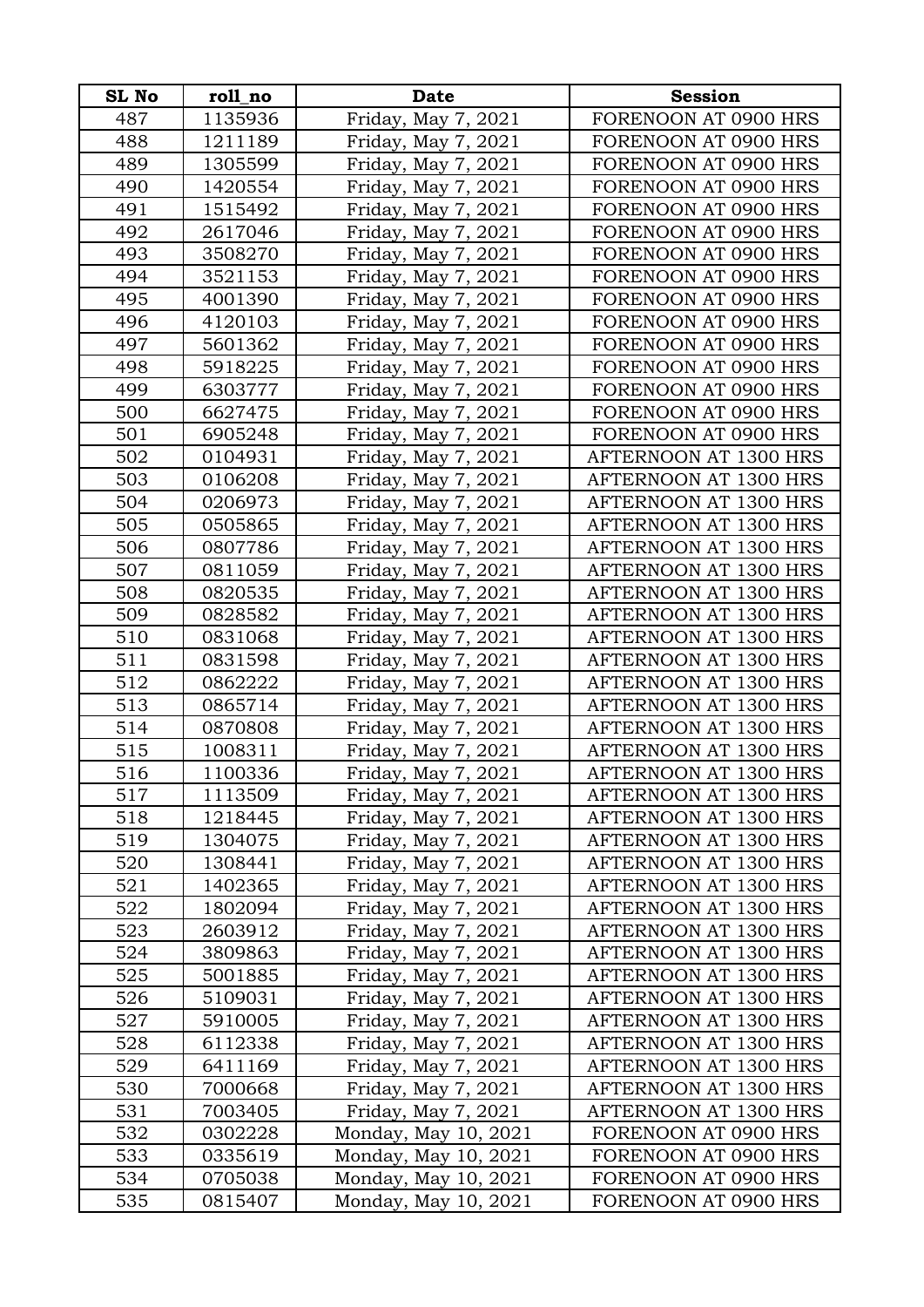| SL No | roll_no | Date | Session |
|---|---|---|---|
| 487 | 1135936 | Friday, May 7, 2021 | FORENOON AT 0900 HRS |
| 488 | 1211189 | Friday, May 7, 2021 | FORENOON AT 0900 HRS |
| 489 | 1305599 | Friday, May 7, 2021 | FORENOON AT 0900 HRS |
| 490 | 1420554 | Friday, May 7, 2021 | FORENOON AT 0900 HRS |
| 491 | 1515492 | Friday, May 7, 2021 | FORENOON AT 0900 HRS |
| 492 | 2617046 | Friday, May 7, 2021 | FORENOON AT 0900 HRS |
| 493 | 3508270 | Friday, May 7, 2021 | FORENOON AT 0900 HRS |
| 494 | 3521153 | Friday, May 7, 2021 | FORENOON AT 0900 HRS |
| 495 | 4001390 | Friday, May 7, 2021 | FORENOON AT 0900 HRS |
| 496 | 4120103 | Friday, May 7, 2021 | FORENOON AT 0900 HRS |
| 497 | 5601362 | Friday, May 7, 2021 | FORENOON AT 0900 HRS |
| 498 | 5918225 | Friday, May 7, 2021 | FORENOON AT 0900 HRS |
| 499 | 6303777 | Friday, May 7, 2021 | FORENOON AT 0900 HRS |
| 500 | 6627475 | Friday, May 7, 2021 | FORENOON AT 0900 HRS |
| 501 | 6905248 | Friday, May 7, 2021 | FORENOON AT 0900 HRS |
| 502 | 0104931 | Friday, May 7, 2021 | AFTERNOON AT 1300 HRS |
| 503 | 0106208 | Friday, May 7, 2021 | AFTERNOON AT 1300 HRS |
| 504 | 0206973 | Friday, May 7, 2021 | AFTERNOON AT 1300 HRS |
| 505 | 0505865 | Friday, May 7, 2021 | AFTERNOON AT 1300 HRS |
| 506 | 0807786 | Friday, May 7, 2021 | AFTERNOON AT 1300 HRS |
| 507 | 0811059 | Friday, May 7, 2021 | AFTERNOON AT 1300 HRS |
| 508 | 0820535 | Friday, May 7, 2021 | AFTERNOON AT 1300 HRS |
| 509 | 0828582 | Friday, May 7, 2021 | AFTERNOON AT 1300 HRS |
| 510 | 0831068 | Friday, May 7, 2021 | AFTERNOON AT 1300 HRS |
| 511 | 0831598 | Friday, May 7, 2021 | AFTERNOON AT 1300 HRS |
| 512 | 0862222 | Friday, May 7, 2021 | AFTERNOON AT 1300 HRS |
| 513 | 0865714 | Friday, May 7, 2021 | AFTERNOON AT 1300 HRS |
| 514 | 0870808 | Friday, May 7, 2021 | AFTERNOON AT 1300 HRS |
| 515 | 1008311 | Friday, May 7, 2021 | AFTERNOON AT 1300 HRS |
| 516 | 1100336 | Friday, May 7, 2021 | AFTERNOON AT 1300 HRS |
| 517 | 1113509 | Friday, May 7, 2021 | AFTERNOON AT 1300 HRS |
| 518 | 1218445 | Friday, May 7, 2021 | AFTERNOON AT 1300 HRS |
| 519 | 1304075 | Friday, May 7, 2021 | AFTERNOON AT 1300 HRS |
| 520 | 1308441 | Friday, May 7, 2021 | AFTERNOON AT 1300 HRS |
| 521 | 1402365 | Friday, May 7, 2021 | AFTERNOON AT 1300 HRS |
| 522 | 1802094 | Friday, May 7, 2021 | AFTERNOON AT 1300 HRS |
| 523 | 2603912 | Friday, May 7, 2021 | AFTERNOON AT 1300 HRS |
| 524 | 3809863 | Friday, May 7, 2021 | AFTERNOON AT 1300 HRS |
| 525 | 5001885 | Friday, May 7, 2021 | AFTERNOON AT 1300 HRS |
| 526 | 5109031 | Friday, May 7, 2021 | AFTERNOON AT 1300 HRS |
| 527 | 5910005 | Friday, May 7, 2021 | AFTERNOON AT 1300 HRS |
| 528 | 6112338 | Friday, May 7, 2021 | AFTERNOON AT 1300 HRS |
| 529 | 6411169 | Friday, May 7, 2021 | AFTERNOON AT 1300 HRS |
| 530 | 7000668 | Friday, May 7, 2021 | AFTERNOON AT 1300 HRS |
| 531 | 7003405 | Friday, May 7, 2021 | AFTERNOON AT 1300 HRS |
| 532 | 0302228 | Monday, May 10, 2021 | FORENOON AT 0900 HRS |
| 533 | 0335619 | Monday, May 10, 2021 | FORENOON AT 0900 HRS |
| 534 | 0705038 | Monday, May 10, 2021 | FORENOON AT 0900 HRS |
| 535 | 0815407 | Monday, May 10, 2021 | FORENOON AT 0900 HRS |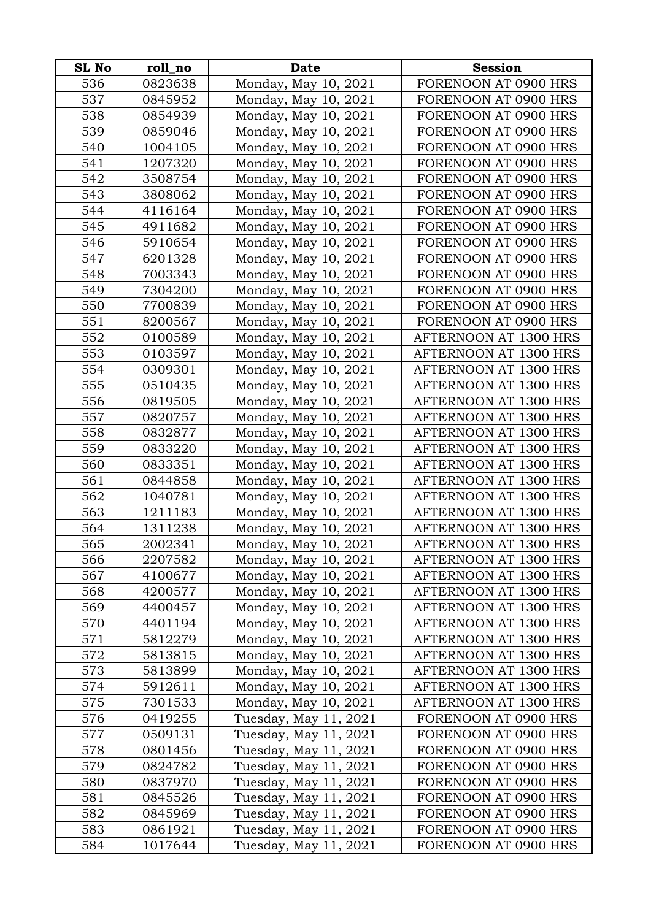| SL No | roll_no | Date | Session |
|---|---|---|---|
| 536 | 0823638 | Monday, May 10, 2021 | FORENOON AT 0900 HRS |
| 537 | 0845952 | Monday, May 10, 2021 | FORENOON AT 0900 HRS |
| 538 | 0854939 | Monday, May 10, 2021 | FORENOON AT 0900 HRS |
| 539 | 0859046 | Monday, May 10, 2021 | FORENOON AT 0900 HRS |
| 540 | 1004105 | Monday, May 10, 2021 | FORENOON AT 0900 HRS |
| 541 | 1207320 | Monday, May 10, 2021 | FORENOON AT 0900 HRS |
| 542 | 3508754 | Monday, May 10, 2021 | FORENOON AT 0900 HRS |
| 543 | 3808062 | Monday, May 10, 2021 | FORENOON AT 0900 HRS |
| 544 | 4116164 | Monday, May 10, 2021 | FORENOON AT 0900 HRS |
| 545 | 4911682 | Monday, May 10, 2021 | FORENOON AT 0900 HRS |
| 546 | 5910654 | Monday, May 10, 2021 | FORENOON AT 0900 HRS |
| 547 | 6201328 | Monday, May 10, 2021 | FORENOON AT 0900 HRS |
| 548 | 7003343 | Monday, May 10, 2021 | FORENOON AT 0900 HRS |
| 549 | 7304200 | Monday, May 10, 2021 | FORENOON AT 0900 HRS |
| 550 | 7700839 | Monday, May 10, 2021 | FORENOON AT 0900 HRS |
| 551 | 8200567 | Monday, May 10, 2021 | FORENOON AT 0900 HRS |
| 552 | 0100589 | Monday, May 10, 2021 | AFTERNOON AT 1300 HRS |
| 553 | 0103597 | Monday, May 10, 2021 | AFTERNOON AT 1300 HRS |
| 554 | 0309301 | Monday, May 10, 2021 | AFTERNOON AT 1300 HRS |
| 555 | 0510435 | Monday, May 10, 2021 | AFTERNOON AT 1300 HRS |
| 556 | 0819505 | Monday, May 10, 2021 | AFTERNOON AT 1300 HRS |
| 557 | 0820757 | Monday, May 10, 2021 | AFTERNOON AT 1300 HRS |
| 558 | 0832877 | Monday, May 10, 2021 | AFTERNOON AT 1300 HRS |
| 559 | 0833220 | Monday, May 10, 2021 | AFTERNOON AT 1300 HRS |
| 560 | 0833351 | Monday, May 10, 2021 | AFTERNOON AT 1300 HRS |
| 561 | 0844858 | Monday, May 10, 2021 | AFTERNOON AT 1300 HRS |
| 562 | 1040781 | Monday, May 10, 2021 | AFTERNOON AT 1300 HRS |
| 563 | 1211183 | Monday, May 10, 2021 | AFTERNOON AT 1300 HRS |
| 564 | 1311238 | Monday, May 10, 2021 | AFTERNOON AT 1300 HRS |
| 565 | 2002341 | Monday, May 10, 2021 | AFTERNOON AT 1300 HRS |
| 566 | 2207582 | Monday, May 10, 2021 | AFTERNOON AT 1300 HRS |
| 567 | 4100677 | Monday, May 10, 2021 | AFTERNOON AT 1300 HRS |
| 568 | 4200577 | Monday, May 10, 2021 | AFTERNOON AT 1300 HRS |
| 569 | 4400457 | Monday, May 10, 2021 | AFTERNOON AT 1300 HRS |
| 570 | 4401194 | Monday, May 10, 2021 | AFTERNOON AT 1300 HRS |
| 571 | 5812279 | Monday, May 10, 2021 | AFTERNOON AT 1300 HRS |
| 572 | 5813815 | Monday, May 10, 2021 | AFTERNOON AT 1300 HRS |
| 573 | 5813899 | Monday, May 10, 2021 | AFTERNOON AT 1300 HRS |
| 574 | 5912611 | Monday, May 10, 2021 | AFTERNOON AT 1300 HRS |
| 575 | 7301533 | Monday, May 10, 2021 | AFTERNOON AT 1300 HRS |
| 576 | 0419255 | Tuesday, May 11, 2021 | FORENOON AT 0900 HRS |
| 577 | 0509131 | Tuesday, May 11, 2021 | FORENOON AT 0900 HRS |
| 578 | 0801456 | Tuesday, May 11, 2021 | FORENOON AT 0900 HRS |
| 579 | 0824782 | Tuesday, May 11, 2021 | FORENOON AT 0900 HRS |
| 580 | 0837970 | Tuesday, May 11, 2021 | FORENOON AT 0900 HRS |
| 581 | 0845526 | Tuesday, May 11, 2021 | FORENOON AT 0900 HRS |
| 582 | 0845969 | Tuesday, May 11, 2021 | FORENOON AT 0900 HRS |
| 583 | 0861921 | Tuesday, May 11, 2021 | FORENOON AT 0900 HRS |
| 584 | 1017644 | Tuesday, May 11, 2021 | FORENOON AT 0900 HRS |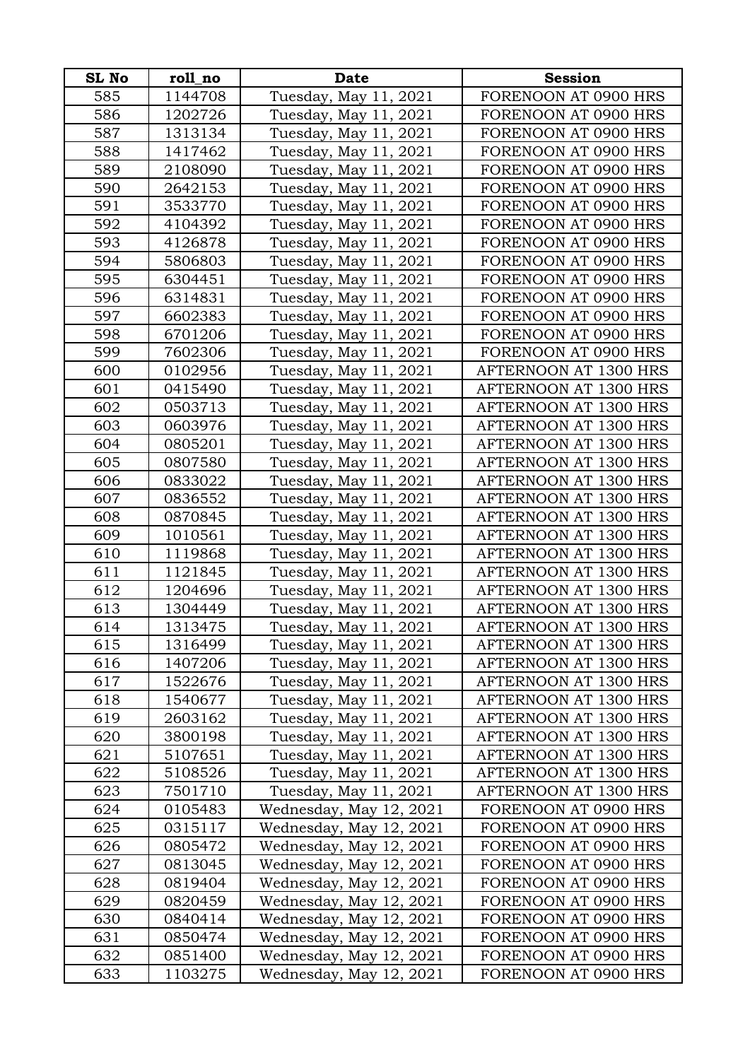| SL No | roll_no | Date | Session |
|---|---|---|---|
| 585 | 1144708 | Tuesday, May 11, 2021 | FORENOON AT 0900 HRS |
| 586 | 1202726 | Tuesday, May 11, 2021 | FORENOON AT 0900 HRS |
| 587 | 1313134 | Tuesday, May 11, 2021 | FORENOON AT 0900 HRS |
| 588 | 1417462 | Tuesday, May 11, 2021 | FORENOON AT 0900 HRS |
| 589 | 2108090 | Tuesday, May 11, 2021 | FORENOON AT 0900 HRS |
| 590 | 2642153 | Tuesday, May 11, 2021 | FORENOON AT 0900 HRS |
| 591 | 3533770 | Tuesday, May 11, 2021 | FORENOON AT 0900 HRS |
| 592 | 4104392 | Tuesday, May 11, 2021 | FORENOON AT 0900 HRS |
| 593 | 4126878 | Tuesday, May 11, 2021 | FORENOON AT 0900 HRS |
| 594 | 5806803 | Tuesday, May 11, 2021 | FORENOON AT 0900 HRS |
| 595 | 6304451 | Tuesday, May 11, 2021 | FORENOON AT 0900 HRS |
| 596 | 6314831 | Tuesday, May 11, 2021 | FORENOON AT 0900 HRS |
| 597 | 6602383 | Tuesday, May 11, 2021 | FORENOON AT 0900 HRS |
| 598 | 6701206 | Tuesday, May 11, 2021 | FORENOON AT 0900 HRS |
| 599 | 7602306 | Tuesday, May 11, 2021 | FORENOON AT 0900 HRS |
| 600 | 0102956 | Tuesday, May 11, 2021 | AFTERNOON AT 1300 HRS |
| 601 | 0415490 | Tuesday, May 11, 2021 | AFTERNOON AT 1300 HRS |
| 602 | 0503713 | Tuesday, May 11, 2021 | AFTERNOON AT 1300 HRS |
| 603 | 0603976 | Tuesday, May 11, 2021 | AFTERNOON AT 1300 HRS |
| 604 | 0805201 | Tuesday, May 11, 2021 | AFTERNOON AT 1300 HRS |
| 605 | 0807580 | Tuesday, May 11, 2021 | AFTERNOON AT 1300 HRS |
| 606 | 0833022 | Tuesday, May 11, 2021 | AFTERNOON AT 1300 HRS |
| 607 | 0836552 | Tuesday, May 11, 2021 | AFTERNOON AT 1300 HRS |
| 608 | 0870845 | Tuesday, May 11, 2021 | AFTERNOON AT 1300 HRS |
| 609 | 1010561 | Tuesday, May 11, 2021 | AFTERNOON AT 1300 HRS |
| 610 | 1119868 | Tuesday, May 11, 2021 | AFTERNOON AT 1300 HRS |
| 611 | 1121845 | Tuesday, May 11, 2021 | AFTERNOON AT 1300 HRS |
| 612 | 1204696 | Tuesday, May 11, 2021 | AFTERNOON AT 1300 HRS |
| 613 | 1304449 | Tuesday, May 11, 2021 | AFTERNOON AT 1300 HRS |
| 614 | 1313475 | Tuesday, May 11, 2021 | AFTERNOON AT 1300 HRS |
| 615 | 1316499 | Tuesday, May 11, 2021 | AFTERNOON AT 1300 HRS |
| 616 | 1407206 | Tuesday, May 11, 2021 | AFTERNOON AT 1300 HRS |
| 617 | 1522676 | Tuesday, May 11, 2021 | AFTERNOON AT 1300 HRS |
| 618 | 1540677 | Tuesday, May 11, 2021 | AFTERNOON AT 1300 HRS |
| 619 | 2603162 | Tuesday, May 11, 2021 | AFTERNOON AT 1300 HRS |
| 620 | 3800198 | Tuesday, May 11, 2021 | AFTERNOON AT 1300 HRS |
| 621 | 5107651 | Tuesday, May 11, 2021 | AFTERNOON AT 1300 HRS |
| 622 | 5108526 | Tuesday, May 11, 2021 | AFTERNOON AT 1300 HRS |
| 623 | 7501710 | Tuesday, May 11, 2021 | AFTERNOON AT 1300 HRS |
| 624 | 0105483 | Wednesday, May 12, 2021 | FORENOON AT 0900 HRS |
| 625 | 0315117 | Wednesday, May 12, 2021 | FORENOON AT 0900 HRS |
| 626 | 0805472 | Wednesday, May 12, 2021 | FORENOON AT 0900 HRS |
| 627 | 0813045 | Wednesday, May 12, 2021 | FORENOON AT 0900 HRS |
| 628 | 0819404 | Wednesday, May 12, 2021 | FORENOON AT 0900 HRS |
| 629 | 0820459 | Wednesday, May 12, 2021 | FORENOON AT 0900 HRS |
| 630 | 0840414 | Wednesday, May 12, 2021 | FORENOON AT 0900 HRS |
| 631 | 0850474 | Wednesday, May 12, 2021 | FORENOON AT 0900 HRS |
| 632 | 0851400 | Wednesday, May 12, 2021 | FORENOON AT 0900 HRS |
| 633 | 1103275 | Wednesday, May 12, 2021 | FORENOON AT 0900 HRS |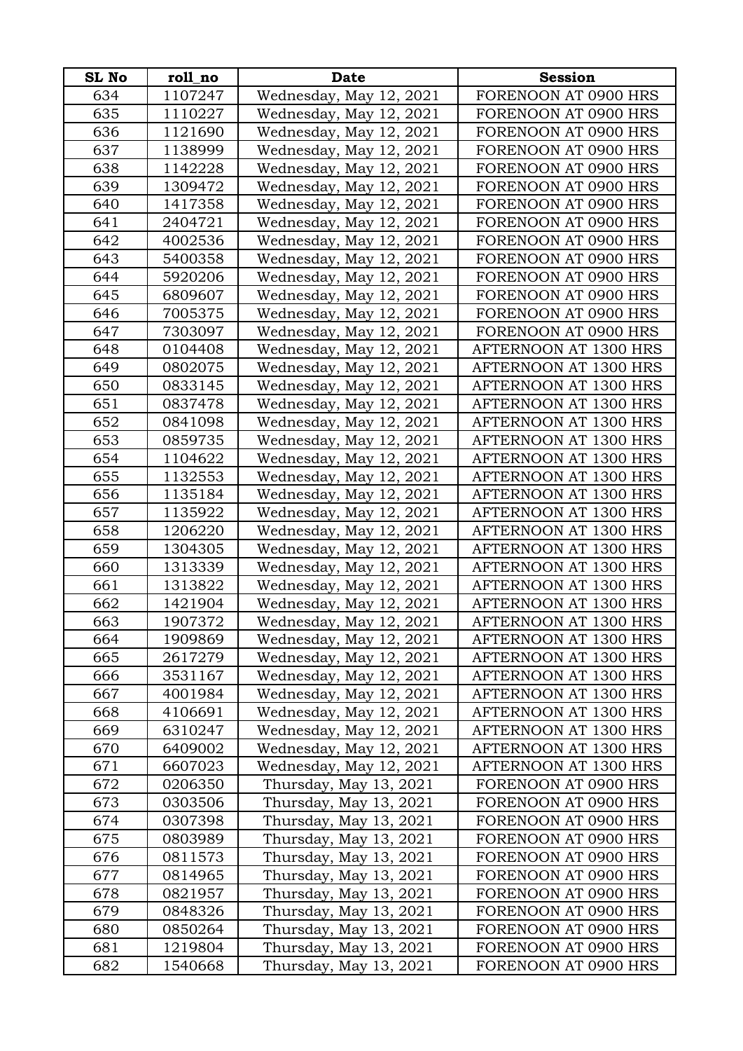| SL No | roll_no | Date | Session |
|---|---|---|---|
| 634 | 1107247 | Wednesday, May 12, 2021 | FORENOON AT 0900 HRS |
| 635 | 1110227 | Wednesday, May 12, 2021 | FORENOON AT 0900 HRS |
| 636 | 1121690 | Wednesday, May 12, 2021 | FORENOON AT 0900 HRS |
| 637 | 1138999 | Wednesday, May 12, 2021 | FORENOON AT 0900 HRS |
| 638 | 1142228 | Wednesday, May 12, 2021 | FORENOON AT 0900 HRS |
| 639 | 1309472 | Wednesday, May 12, 2021 | FORENOON AT 0900 HRS |
| 640 | 1417358 | Wednesday, May 12, 2021 | FORENOON AT 0900 HRS |
| 641 | 2404721 | Wednesday, May 12, 2021 | FORENOON AT 0900 HRS |
| 642 | 4002536 | Wednesday, May 12, 2021 | FORENOON AT 0900 HRS |
| 643 | 5400358 | Wednesday, May 12, 2021 | FORENOON AT 0900 HRS |
| 644 | 5920206 | Wednesday, May 12, 2021 | FORENOON AT 0900 HRS |
| 645 | 6809607 | Wednesday, May 12, 2021 | FORENOON AT 0900 HRS |
| 646 | 7005375 | Wednesday, May 12, 2021 | FORENOON AT 0900 HRS |
| 647 | 7303097 | Wednesday, May 12, 2021 | FORENOON AT 0900 HRS |
| 648 | 0104408 | Wednesday, May 12, 2021 | AFTERNOON AT 1300 HRS |
| 649 | 0802075 | Wednesday, May 12, 2021 | AFTERNOON AT 1300 HRS |
| 650 | 0833145 | Wednesday, May 12, 2021 | AFTERNOON AT 1300 HRS |
| 651 | 0837478 | Wednesday, May 12, 2021 | AFTERNOON AT 1300 HRS |
| 652 | 0841098 | Wednesday, May 12, 2021 | AFTERNOON AT 1300 HRS |
| 653 | 0859735 | Wednesday, May 12, 2021 | AFTERNOON AT 1300 HRS |
| 654 | 1104622 | Wednesday, May 12, 2021 | AFTERNOON AT 1300 HRS |
| 655 | 1132553 | Wednesday, May 12, 2021 | AFTERNOON AT 1300 HRS |
| 656 | 1135184 | Wednesday, May 12, 2021 | AFTERNOON AT 1300 HRS |
| 657 | 1135922 | Wednesday, May 12, 2021 | AFTERNOON AT 1300 HRS |
| 658 | 1206220 | Wednesday, May 12, 2021 | AFTERNOON AT 1300 HRS |
| 659 | 1304305 | Wednesday, May 12, 2021 | AFTERNOON AT 1300 HRS |
| 660 | 1313339 | Wednesday, May 12, 2021 | AFTERNOON AT 1300 HRS |
| 661 | 1313822 | Wednesday, May 12, 2021 | AFTERNOON AT 1300 HRS |
| 662 | 1421904 | Wednesday, May 12, 2021 | AFTERNOON AT 1300 HRS |
| 663 | 1907372 | Wednesday, May 12, 2021 | AFTERNOON AT 1300 HRS |
| 664 | 1909869 | Wednesday, May 12, 2021 | AFTERNOON AT 1300 HRS |
| 665 | 2617279 | Wednesday, May 12, 2021 | AFTERNOON AT 1300 HRS |
| 666 | 3531167 | Wednesday, May 12, 2021 | AFTERNOON AT 1300 HRS |
| 667 | 4001984 | Wednesday, May 12, 2021 | AFTERNOON AT 1300 HRS |
| 668 | 4106691 | Wednesday, May 12, 2021 | AFTERNOON AT 1300 HRS |
| 669 | 6310247 | Wednesday, May 12, 2021 | AFTERNOON AT 1300 HRS |
| 670 | 6409002 | Wednesday, May 12, 2021 | AFTERNOON AT 1300 HRS |
| 671 | 6607023 | Wednesday, May 12, 2021 | AFTERNOON AT 1300 HRS |
| 672 | 0206350 | Thursday, May 13, 2021 | FORENOON AT 0900 HRS |
| 673 | 0303506 | Thursday, May 13, 2021 | FORENOON AT 0900 HRS |
| 674 | 0307398 | Thursday, May 13, 2021 | FORENOON AT 0900 HRS |
| 675 | 0803989 | Thursday, May 13, 2021 | FORENOON AT 0900 HRS |
| 676 | 0811573 | Thursday, May 13, 2021 | FORENOON AT 0900 HRS |
| 677 | 0814965 | Thursday, May 13, 2021 | FORENOON AT 0900 HRS |
| 678 | 0821957 | Thursday, May 13, 2021 | FORENOON AT 0900 HRS |
| 679 | 0848326 | Thursday, May 13, 2021 | FORENOON AT 0900 HRS |
| 680 | 0850264 | Thursday, May 13, 2021 | FORENOON AT 0900 HRS |
| 681 | 1219804 | Thursday, May 13, 2021 | FORENOON AT 0900 HRS |
| 682 | 1540668 | Thursday, May 13, 2021 | FORENOON AT 0900 HRS |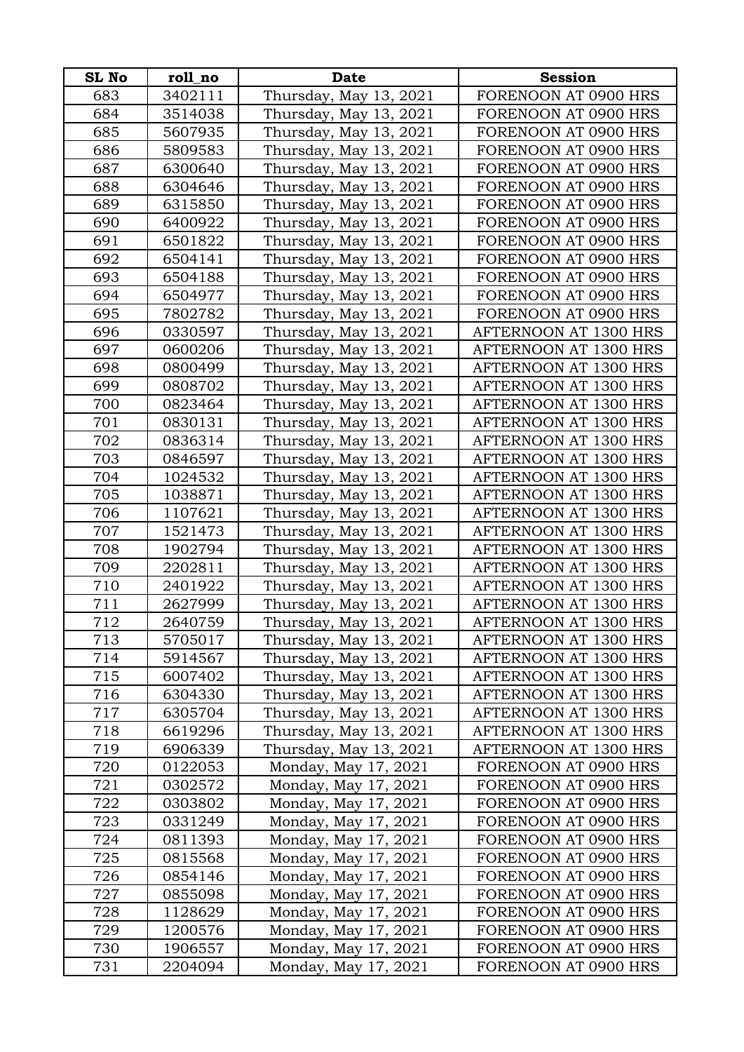| SL No | roll_no | Date | Session |
|---|---|---|---|
| 683 | 3402111 | Thursday, May 13, 2021 | FORENOON AT 0900 HRS |
| 684 | 3514038 | Thursday, May 13, 2021 | FORENOON AT 0900 HRS |
| 685 | 5607935 | Thursday, May 13, 2021 | FORENOON AT 0900 HRS |
| 686 | 5809583 | Thursday, May 13, 2021 | FORENOON AT 0900 HRS |
| 687 | 6300640 | Thursday, May 13, 2021 | FORENOON AT 0900 HRS |
| 688 | 6304646 | Thursday, May 13, 2021 | FORENOON AT 0900 HRS |
| 689 | 6315850 | Thursday, May 13, 2021 | FORENOON AT 0900 HRS |
| 690 | 6400922 | Thursday, May 13, 2021 | FORENOON AT 0900 HRS |
| 691 | 6501822 | Thursday, May 13, 2021 | FORENOON AT 0900 HRS |
| 692 | 6504141 | Thursday, May 13, 2021 | FORENOON AT 0900 HRS |
| 693 | 6504188 | Thursday, May 13, 2021 | FORENOON AT 0900 HRS |
| 694 | 6504977 | Thursday, May 13, 2021 | FORENOON AT 0900 HRS |
| 695 | 7802782 | Thursday, May 13, 2021 | FORENOON AT 0900 HRS |
| 696 | 0330597 | Thursday, May 13, 2021 | AFTERNOON AT 1300 HRS |
| 697 | 0600206 | Thursday, May 13, 2021 | AFTERNOON AT 1300 HRS |
| 698 | 0800499 | Thursday, May 13, 2021 | AFTERNOON AT 1300 HRS |
| 699 | 0808702 | Thursday, May 13, 2021 | AFTERNOON AT 1300 HRS |
| 700 | 0823464 | Thursday, May 13, 2021 | AFTERNOON AT 1300 HRS |
| 701 | 0830131 | Thursday, May 13, 2021 | AFTERNOON AT 1300 HRS |
| 702 | 0836314 | Thursday, May 13, 2021 | AFTERNOON AT 1300 HRS |
| 703 | 0846597 | Thursday, May 13, 2021 | AFTERNOON AT 1300 HRS |
| 704 | 1024532 | Thursday, May 13, 2021 | AFTERNOON AT 1300 HRS |
| 705 | 1038871 | Thursday, May 13, 2021 | AFTERNOON AT 1300 HRS |
| 706 | 1107621 | Thursday, May 13, 2021 | AFTERNOON AT 1300 HRS |
| 707 | 1521473 | Thursday, May 13, 2021 | AFTERNOON AT 1300 HRS |
| 708 | 1902794 | Thursday, May 13, 2021 | AFTERNOON AT 1300 HRS |
| 709 | 2202811 | Thursday, May 13, 2021 | AFTERNOON AT 1300 HRS |
| 710 | 2401922 | Thursday, May 13, 2021 | AFTERNOON AT 1300 HRS |
| 711 | 2627999 | Thursday, May 13, 2021 | AFTERNOON AT 1300 HRS |
| 712 | 2640759 | Thursday, May 13, 2021 | AFTERNOON AT 1300 HRS |
| 713 | 5705017 | Thursday, May 13, 2021 | AFTERNOON AT 1300 HRS |
| 714 | 5914567 | Thursday, May 13, 2021 | AFTERNOON AT 1300 HRS |
| 715 | 6007402 | Thursday, May 13, 2021 | AFTERNOON AT 1300 HRS |
| 716 | 6304330 | Thursday, May 13, 2021 | AFTERNOON AT 1300 HRS |
| 717 | 6305704 | Thursday, May 13, 2021 | AFTERNOON AT 1300 HRS |
| 718 | 6619296 | Thursday, May 13, 2021 | AFTERNOON AT 1300 HRS |
| 719 | 6906339 | Thursday, May 13, 2021 | AFTERNOON AT 1300 HRS |
| 720 | 0122053 | Monday, May 17, 2021 | FORENOON AT 0900 HRS |
| 721 | 0302572 | Monday, May 17, 2021 | FORENOON AT 0900 HRS |
| 722 | 0303802 | Monday, May 17, 2021 | FORENOON AT 0900 HRS |
| 723 | 0331249 | Monday, May 17, 2021 | FORENOON AT 0900 HRS |
| 724 | 0811393 | Monday, May 17, 2021 | FORENOON AT 0900 HRS |
| 725 | 0815568 | Monday, May 17, 2021 | FORENOON AT 0900 HRS |
| 726 | 0854146 | Monday, May 17, 2021 | FORENOON AT 0900 HRS |
| 727 | 0855098 | Monday, May 17, 2021 | FORENOON AT 0900 HRS |
| 728 | 1128629 | Monday, May 17, 2021 | FORENOON AT 0900 HRS |
| 729 | 1200576 | Monday, May 17, 2021 | FORENOON AT 0900 HRS |
| 730 | 1906557 | Monday, May 17, 2021 | FORENOON AT 0900 HRS |
| 731 | 2204094 | Monday, May 17, 2021 | FORENOON AT 0900 HRS |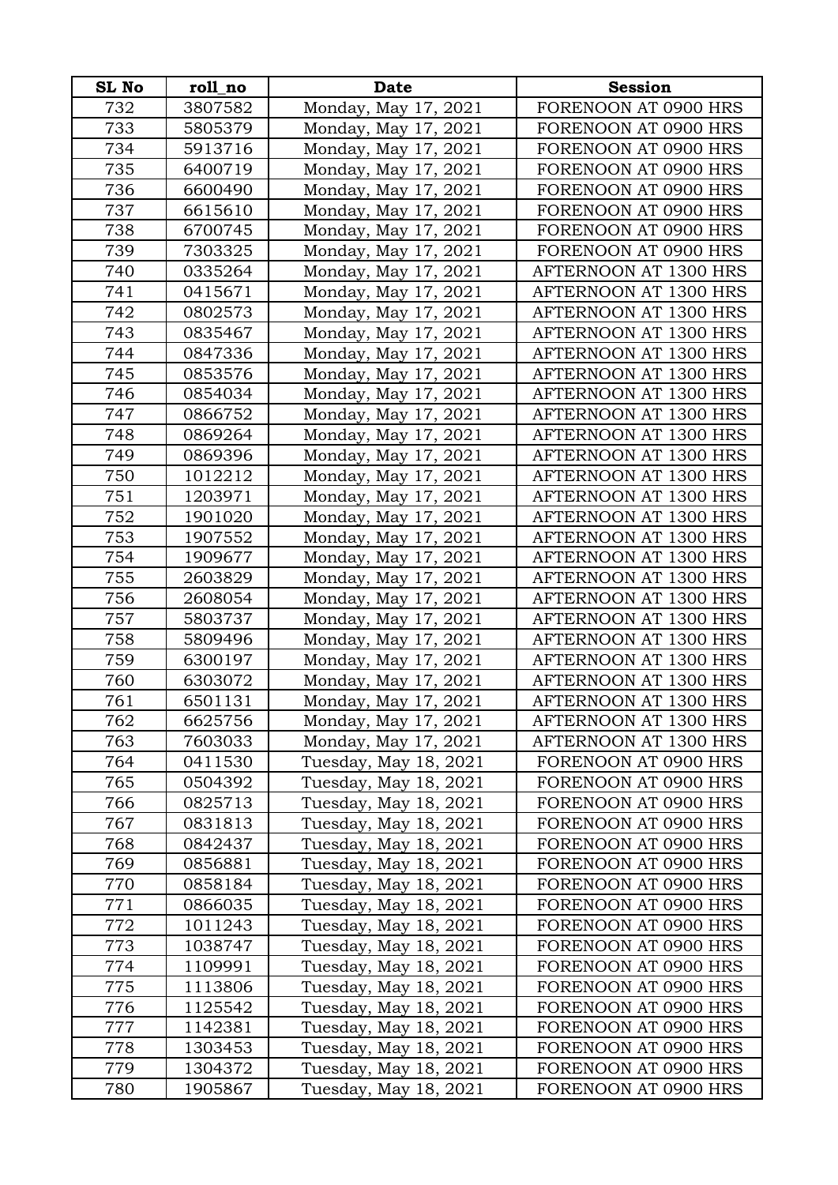| SL No | roll_no | Date | Session |
|---|---|---|---|
| 732 | 3807582 | Monday, May 17, 2021 | FORENOON AT 0900 HRS |
| 733 | 5805379 | Monday, May 17, 2021 | FORENOON AT 0900 HRS |
| 734 | 5913716 | Monday, May 17, 2021 | FORENOON AT 0900 HRS |
| 735 | 6400719 | Monday, May 17, 2021 | FORENOON AT 0900 HRS |
| 736 | 6600490 | Monday, May 17, 2021 | FORENOON AT 0900 HRS |
| 737 | 6615610 | Monday, May 17, 2021 | FORENOON AT 0900 HRS |
| 738 | 6700745 | Monday, May 17, 2021 | FORENOON AT 0900 HRS |
| 739 | 7303325 | Monday, May 17, 2021 | FORENOON AT 0900 HRS |
| 740 | 0335264 | Monday, May 17, 2021 | AFTERNOON AT 1300 HRS |
| 741 | 0415671 | Monday, May 17, 2021 | AFTERNOON AT 1300 HRS |
| 742 | 0802573 | Monday, May 17, 2021 | AFTERNOON AT 1300 HRS |
| 743 | 0835467 | Monday, May 17, 2021 | AFTERNOON AT 1300 HRS |
| 744 | 0847336 | Monday, May 17, 2021 | AFTERNOON AT 1300 HRS |
| 745 | 0853576 | Monday, May 17, 2021 | AFTERNOON AT 1300 HRS |
| 746 | 0854034 | Monday, May 17, 2021 | AFTERNOON AT 1300 HRS |
| 747 | 0866752 | Monday, May 17, 2021 | AFTERNOON AT 1300 HRS |
| 748 | 0869264 | Monday, May 17, 2021 | AFTERNOON AT 1300 HRS |
| 749 | 0869396 | Monday, May 17, 2021 | AFTERNOON AT 1300 HRS |
| 750 | 1012212 | Monday, May 17, 2021 | AFTERNOON AT 1300 HRS |
| 751 | 1203971 | Monday, May 17, 2021 | AFTERNOON AT 1300 HRS |
| 752 | 1901020 | Monday, May 17, 2021 | AFTERNOON AT 1300 HRS |
| 753 | 1907552 | Monday, May 17, 2021 | AFTERNOON AT 1300 HRS |
| 754 | 1909677 | Monday, May 17, 2021 | AFTERNOON AT 1300 HRS |
| 755 | 2603829 | Monday, May 17, 2021 | AFTERNOON AT 1300 HRS |
| 756 | 2608054 | Monday, May 17, 2021 | AFTERNOON AT 1300 HRS |
| 757 | 5803737 | Monday, May 17, 2021 | AFTERNOON AT 1300 HRS |
| 758 | 5809496 | Monday, May 17, 2021 | AFTERNOON AT 1300 HRS |
| 759 | 6300197 | Monday, May 17, 2021 | AFTERNOON AT 1300 HRS |
| 760 | 6303072 | Monday, May 17, 2021 | AFTERNOON AT 1300 HRS |
| 761 | 6501131 | Monday, May 17, 2021 | AFTERNOON AT 1300 HRS |
| 762 | 6625756 | Monday, May 17, 2021 | AFTERNOON AT 1300 HRS |
| 763 | 7603033 | Monday, May 17, 2021 | AFTERNOON AT 1300 HRS |
| 764 | 0411530 | Tuesday, May 18, 2021 | FORENOON AT 0900 HRS |
| 765 | 0504392 | Tuesday, May 18, 2021 | FORENOON AT 0900 HRS |
| 766 | 0825713 | Tuesday, May 18, 2021 | FORENOON AT 0900 HRS |
| 767 | 0831813 | Tuesday, May 18, 2021 | FORENOON AT 0900 HRS |
| 768 | 0842437 | Tuesday, May 18, 2021 | FORENOON AT 0900 HRS |
| 769 | 0856881 | Tuesday, May 18, 2021 | FORENOON AT 0900 HRS |
| 770 | 0858184 | Tuesday, May 18, 2021 | FORENOON AT 0900 HRS |
| 771 | 0866035 | Tuesday, May 18, 2021 | FORENOON AT 0900 HRS |
| 772 | 1011243 | Tuesday, May 18, 2021 | FORENOON AT 0900 HRS |
| 773 | 1038747 | Tuesday, May 18, 2021 | FORENOON AT 0900 HRS |
| 774 | 1109991 | Tuesday, May 18, 2021 | FORENOON AT 0900 HRS |
| 775 | 1113806 | Tuesday, May 18, 2021 | FORENOON AT 0900 HRS |
| 776 | 1125542 | Tuesday, May 18, 2021 | FORENOON AT 0900 HRS |
| 777 | 1142381 | Tuesday, May 18, 2021 | FORENOON AT 0900 HRS |
| 778 | 1303453 | Tuesday, May 18, 2021 | FORENOON AT 0900 HRS |
| 779 | 1304372 | Tuesday, May 18, 2021 | FORENOON AT 0900 HRS |
| 780 | 1905867 | Tuesday, May 18, 2021 | FORENOON AT 0900 HRS |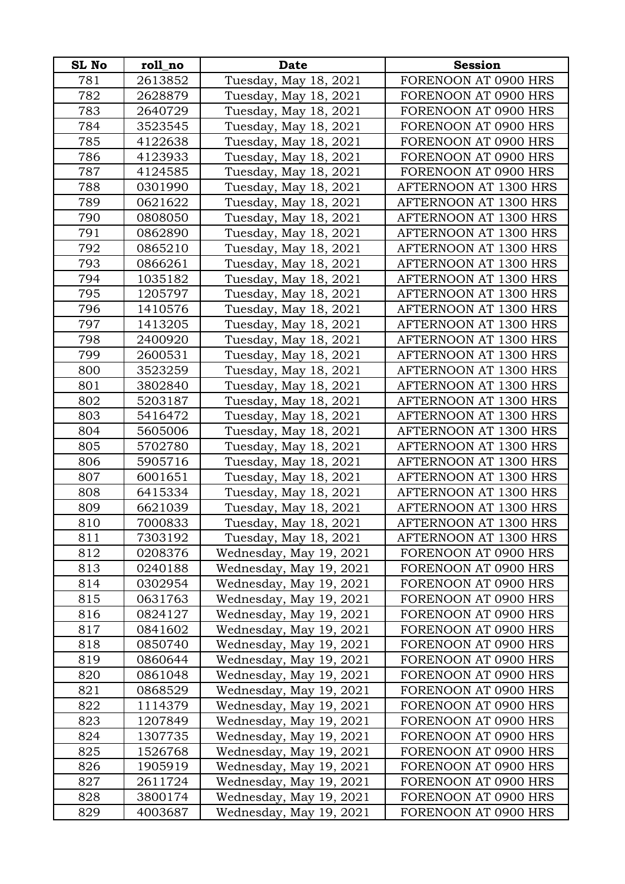| SL No | roll_no | Date | Session |
|---|---|---|---|
| 781 | 2613852 | Tuesday, May 18, 2021 | FORENOON AT 0900 HRS |
| 782 | 2628879 | Tuesday, May 18, 2021 | FORENOON AT 0900 HRS |
| 783 | 2640729 | Tuesday, May 18, 2021 | FORENOON AT 0900 HRS |
| 784 | 3523545 | Tuesday, May 18, 2021 | FORENOON AT 0900 HRS |
| 785 | 4122638 | Tuesday, May 18, 2021 | FORENOON AT 0900 HRS |
| 786 | 4123933 | Tuesday, May 18, 2021 | FORENOON AT 0900 HRS |
| 787 | 4124585 | Tuesday, May 18, 2021 | FORENOON AT 0900 HRS |
| 788 | 0301990 | Tuesday, May 18, 2021 | AFTERNOON AT 1300 HRS |
| 789 | 0621622 | Tuesday, May 18, 2021 | AFTERNOON AT 1300 HRS |
| 790 | 0808050 | Tuesday, May 18, 2021 | AFTERNOON AT 1300 HRS |
| 791 | 0862890 | Tuesday, May 18, 2021 | AFTERNOON AT 1300 HRS |
| 792 | 0865210 | Tuesday, May 18, 2021 | AFTERNOON AT 1300 HRS |
| 793 | 0866261 | Tuesday, May 18, 2021 | AFTERNOON AT 1300 HRS |
| 794 | 1035182 | Tuesday, May 18, 2021 | AFTERNOON AT 1300 HRS |
| 795 | 1205797 | Tuesday, May 18, 2021 | AFTERNOON AT 1300 HRS |
| 796 | 1410576 | Tuesday, May 18, 2021 | AFTERNOON AT 1300 HRS |
| 797 | 1413205 | Tuesday, May 18, 2021 | AFTERNOON AT 1300 HRS |
| 798 | 2400920 | Tuesday, May 18, 2021 | AFTERNOON AT 1300 HRS |
| 799 | 2600531 | Tuesday, May 18, 2021 | AFTERNOON AT 1300 HRS |
| 800 | 3523259 | Tuesday, May 18, 2021 | AFTERNOON AT 1300 HRS |
| 801 | 3802840 | Tuesday, May 18, 2021 | AFTERNOON AT 1300 HRS |
| 802 | 5203187 | Tuesday, May 18, 2021 | AFTERNOON AT 1300 HRS |
| 803 | 5416472 | Tuesday, May 18, 2021 | AFTERNOON AT 1300 HRS |
| 804 | 5605006 | Tuesday, May 18, 2021 | AFTERNOON AT 1300 HRS |
| 805 | 5702780 | Tuesday, May 18, 2021 | AFTERNOON AT 1300 HRS |
| 806 | 5905716 | Tuesday, May 18, 2021 | AFTERNOON AT 1300 HRS |
| 807 | 6001651 | Tuesday, May 18, 2021 | AFTERNOON AT 1300 HRS |
| 808 | 6415334 | Tuesday, May 18, 2021 | AFTERNOON AT 1300 HRS |
| 809 | 6621039 | Tuesday, May 18, 2021 | AFTERNOON AT 1300 HRS |
| 810 | 7000833 | Tuesday, May 18, 2021 | AFTERNOON AT 1300 HRS |
| 811 | 7303192 | Tuesday, May 18, 2021 | AFTERNOON AT 1300 HRS |
| 812 | 0208376 | Wednesday, May 19, 2021 | FORENOON AT 0900 HRS |
| 813 | 0240188 | Wednesday, May 19, 2021 | FORENOON AT 0900 HRS |
| 814 | 0302954 | Wednesday, May 19, 2021 | FORENOON AT 0900 HRS |
| 815 | 0631763 | Wednesday, May 19, 2021 | FORENOON AT 0900 HRS |
| 816 | 0824127 | Wednesday, May 19, 2021 | FORENOON AT 0900 HRS |
| 817 | 0841602 | Wednesday, May 19, 2021 | FORENOON AT 0900 HRS |
| 818 | 0850740 | Wednesday, May 19, 2021 | FORENOON AT 0900 HRS |
| 819 | 0860644 | Wednesday, May 19, 2021 | FORENOON AT 0900 HRS |
| 820 | 0861048 | Wednesday, May 19, 2021 | FORENOON AT 0900 HRS |
| 821 | 0868529 | Wednesday, May 19, 2021 | FORENOON AT 0900 HRS |
| 822 | 1114379 | Wednesday, May 19, 2021 | FORENOON AT 0900 HRS |
| 823 | 1207849 | Wednesday, May 19, 2021 | FORENOON AT 0900 HRS |
| 824 | 1307735 | Wednesday, May 19, 2021 | FORENOON AT 0900 HRS |
| 825 | 1526768 | Wednesday, May 19, 2021 | FORENOON AT 0900 HRS |
| 826 | 1905919 | Wednesday, May 19, 2021 | FORENOON AT 0900 HRS |
| 827 | 2611724 | Wednesday, May 19, 2021 | FORENOON AT 0900 HRS |
| 828 | 3800174 | Wednesday, May 19, 2021 | FORENOON AT 0900 HRS |
| 829 | 4003687 | Wednesday, May 19, 2021 | FORENOON AT 0900 HRS |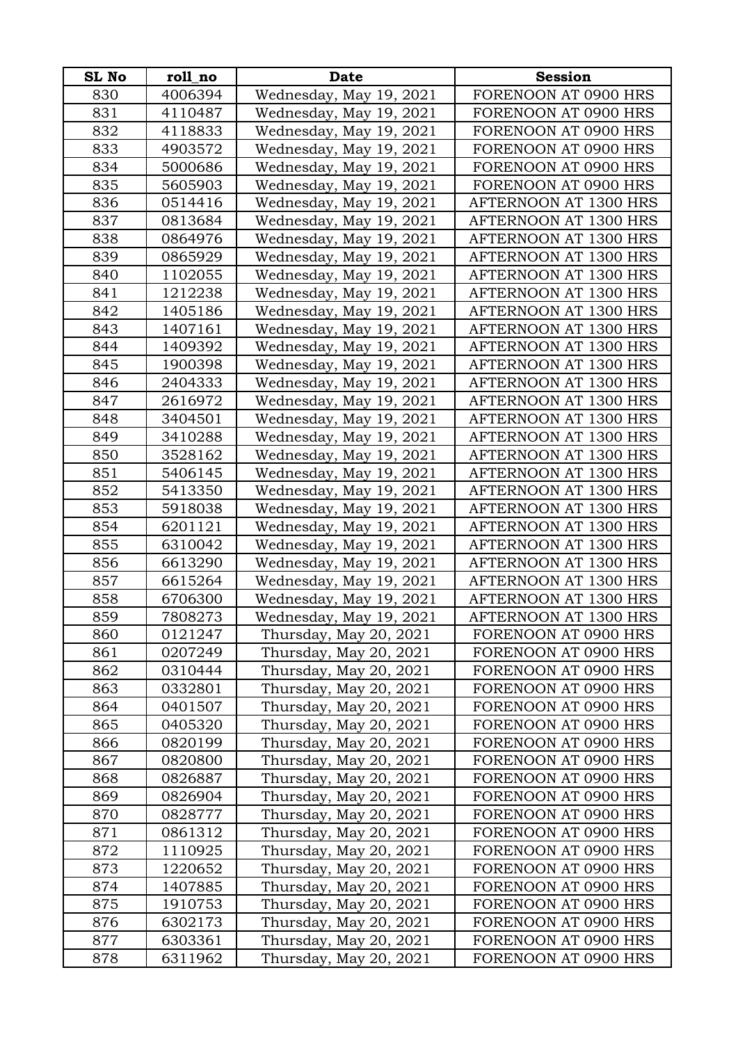| SL No | roll_no | Date | Session |
| --- | --- | --- | --- |
| 830 | 4006394 | Wednesday, May 19, 2021 | FORENOON AT 0900 HRS |
| 831 | 4110487 | Wednesday, May 19, 2021 | FORENOON AT 0900 HRS |
| 832 | 4118833 | Wednesday, May 19, 2021 | FORENOON AT 0900 HRS |
| 833 | 4903572 | Wednesday, May 19, 2021 | FORENOON AT 0900 HRS |
| 834 | 5000686 | Wednesday, May 19, 2021 | FORENOON AT 0900 HRS |
| 835 | 5605903 | Wednesday, May 19, 2021 | FORENOON AT 0900 HRS |
| 836 | 0514416 | Wednesday, May 19, 2021 | AFTERNOON AT 1300 HRS |
| 837 | 0813684 | Wednesday, May 19, 2021 | AFTERNOON AT 1300 HRS |
| 838 | 0864976 | Wednesday, May 19, 2021 | AFTERNOON AT 1300 HRS |
| 839 | 0865929 | Wednesday, May 19, 2021 | AFTERNOON AT 1300 HRS |
| 840 | 1102055 | Wednesday, May 19, 2021 | AFTERNOON AT 1300 HRS |
| 841 | 1212238 | Wednesday, May 19, 2021 | AFTERNOON AT 1300 HRS |
| 842 | 1405186 | Wednesday, May 19, 2021 | AFTERNOON AT 1300 HRS |
| 843 | 1407161 | Wednesday, May 19, 2021 | AFTERNOON AT 1300 HRS |
| 844 | 1409392 | Wednesday, May 19, 2021 | AFTERNOON AT 1300 HRS |
| 845 | 1900398 | Wednesday, May 19, 2021 | AFTERNOON AT 1300 HRS |
| 846 | 2404333 | Wednesday, May 19, 2021 | AFTERNOON AT 1300 HRS |
| 847 | 2616972 | Wednesday, May 19, 2021 | AFTERNOON AT 1300 HRS |
| 848 | 3404501 | Wednesday, May 19, 2021 | AFTERNOON AT 1300 HRS |
| 849 | 3410288 | Wednesday, May 19, 2021 | AFTERNOON AT 1300 HRS |
| 850 | 3528162 | Wednesday, May 19, 2021 | AFTERNOON AT 1300 HRS |
| 851 | 5406145 | Wednesday, May 19, 2021 | AFTERNOON AT 1300 HRS |
| 852 | 5413350 | Wednesday, May 19, 2021 | AFTERNOON AT 1300 HRS |
| 853 | 5918038 | Wednesday, May 19, 2021 | AFTERNOON AT 1300 HRS |
| 854 | 6201121 | Wednesday, May 19, 2021 | AFTERNOON AT 1300 HRS |
| 855 | 6310042 | Wednesday, May 19, 2021 | AFTERNOON AT 1300 HRS |
| 856 | 6613290 | Wednesday, May 19, 2021 | AFTERNOON AT 1300 HRS |
| 857 | 6615264 | Wednesday, May 19, 2021 | AFTERNOON AT 1300 HRS |
| 858 | 6706300 | Wednesday, May 19, 2021 | AFTERNOON AT 1300 HRS |
| 859 | 7808273 | Wednesday, May 19, 2021 | AFTERNOON AT 1300 HRS |
| 860 | 0121247 | Thursday, May 20, 2021 | FORENOON AT 0900 HRS |
| 861 | 0207249 | Thursday, May 20, 2021 | FORENOON AT 0900 HRS |
| 862 | 0310444 | Thursday, May 20, 2021 | FORENOON AT 0900 HRS |
| 863 | 0332801 | Thursday, May 20, 2021 | FORENOON AT 0900 HRS |
| 864 | 0401507 | Thursday, May 20, 2021 | FORENOON AT 0900 HRS |
| 865 | 0405320 | Thursday, May 20, 2021 | FORENOON AT 0900 HRS |
| 866 | 0820199 | Thursday, May 20, 2021 | FORENOON AT 0900 HRS |
| 867 | 0820800 | Thursday, May 20, 2021 | FORENOON AT 0900 HRS |
| 868 | 0826887 | Thursday, May 20, 2021 | FORENOON AT 0900 HRS |
| 869 | 0826904 | Thursday, May 20, 2021 | FORENOON AT 0900 HRS |
| 870 | 0828777 | Thursday, May 20, 2021 | FORENOON AT 0900 HRS |
| 871 | 0861312 | Thursday, May 20, 2021 | FORENOON AT 0900 HRS |
| 872 | 1110925 | Thursday, May 20, 2021 | FORENOON AT 0900 HRS |
| 873 | 1220652 | Thursday, May 20, 2021 | FORENOON AT 0900 HRS |
| 874 | 1407885 | Thursday, May 20, 2021 | FORENOON AT 0900 HRS |
| 875 | 1910753 | Thursday, May 20, 2021 | FORENOON AT 0900 HRS |
| 876 | 6302173 | Thursday, May 20, 2021 | FORENOON AT 0900 HRS |
| 877 | 6303361 | Thursday, May 20, 2021 | FORENOON AT 0900 HRS |
| 878 | 6311962 | Thursday, May 20, 2021 | FORENOON AT 0900 HRS |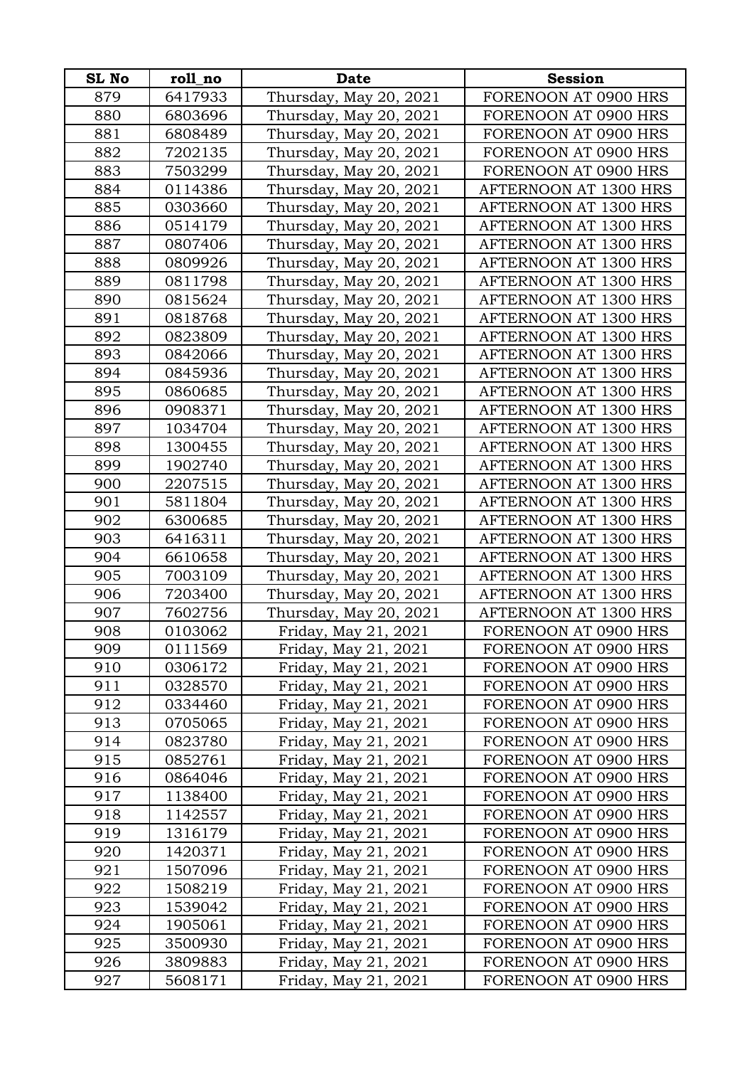| SL No | roll_no | Date | Session |
|---|---|---|---|
| 879 | 6417933 | Thursday, May 20, 2021 | FORENOON AT 0900 HRS |
| 880 | 6803696 | Thursday, May 20, 2021 | FORENOON AT 0900 HRS |
| 881 | 6808489 | Thursday, May 20, 2021 | FORENOON AT 0900 HRS |
| 882 | 7202135 | Thursday, May 20, 2021 | FORENOON AT 0900 HRS |
| 883 | 7503299 | Thursday, May 20, 2021 | FORENOON AT 0900 HRS |
| 884 | 0114386 | Thursday, May 20, 2021 | AFTERNOON AT 1300 HRS |
| 885 | 0303660 | Thursday, May 20, 2021 | AFTERNOON AT 1300 HRS |
| 886 | 0514179 | Thursday, May 20, 2021 | AFTERNOON AT 1300 HRS |
| 887 | 0807406 | Thursday, May 20, 2021 | AFTERNOON AT 1300 HRS |
| 888 | 0809926 | Thursday, May 20, 2021 | AFTERNOON AT 1300 HRS |
| 889 | 0811798 | Thursday, May 20, 2021 | AFTERNOON AT 1300 HRS |
| 890 | 0815624 | Thursday, May 20, 2021 | AFTERNOON AT 1300 HRS |
| 891 | 0818768 | Thursday, May 20, 2021 | AFTERNOON AT 1300 HRS |
| 892 | 0823809 | Thursday, May 20, 2021 | AFTERNOON AT 1300 HRS |
| 893 | 0842066 | Thursday, May 20, 2021 | AFTERNOON AT 1300 HRS |
| 894 | 0845936 | Thursday, May 20, 2021 | AFTERNOON AT 1300 HRS |
| 895 | 0860685 | Thursday, May 20, 2021 | AFTERNOON AT 1300 HRS |
| 896 | 0908371 | Thursday, May 20, 2021 | AFTERNOON AT 1300 HRS |
| 897 | 1034704 | Thursday, May 20, 2021 | AFTERNOON AT 1300 HRS |
| 898 | 1300455 | Thursday, May 20, 2021 | AFTERNOON AT 1300 HRS |
| 899 | 1902740 | Thursday, May 20, 2021 | AFTERNOON AT 1300 HRS |
| 900 | 2207515 | Thursday, May 20, 2021 | AFTERNOON AT 1300 HRS |
| 901 | 5811804 | Thursday, May 20, 2021 | AFTERNOON AT 1300 HRS |
| 902 | 6300685 | Thursday, May 20, 2021 | AFTERNOON AT 1300 HRS |
| 903 | 6416311 | Thursday, May 20, 2021 | AFTERNOON AT 1300 HRS |
| 904 | 6610658 | Thursday, May 20, 2021 | AFTERNOON AT 1300 HRS |
| 905 | 7003109 | Thursday, May 20, 2021 | AFTERNOON AT 1300 HRS |
| 906 | 7203400 | Thursday, May 20, 2021 | AFTERNOON AT 1300 HRS |
| 907 | 7602756 | Thursday, May 20, 2021 | AFTERNOON AT 1300 HRS |
| 908 | 0103062 | Friday, May 21, 2021 | FORENOON AT 0900 HRS |
| 909 | 0111569 | Friday, May 21, 2021 | FORENOON AT 0900 HRS |
| 910 | 0306172 | Friday, May 21, 2021 | FORENOON AT 0900 HRS |
| 911 | 0328570 | Friday, May 21, 2021 | FORENOON AT 0900 HRS |
| 912 | 0334460 | Friday, May 21, 2021 | FORENOON AT 0900 HRS |
| 913 | 0705065 | Friday, May 21, 2021 | FORENOON AT 0900 HRS |
| 914 | 0823780 | Friday, May 21, 2021 | FORENOON AT 0900 HRS |
| 915 | 0852761 | Friday, May 21, 2021 | FORENOON AT 0900 HRS |
| 916 | 0864046 | Friday, May 21, 2021 | FORENOON AT 0900 HRS |
| 917 | 1138400 | Friday, May 21, 2021 | FORENOON AT 0900 HRS |
| 918 | 1142557 | Friday, May 21, 2021 | FORENOON AT 0900 HRS |
| 919 | 1316179 | Friday, May 21, 2021 | FORENOON AT 0900 HRS |
| 920 | 1420371 | Friday, May 21, 2021 | FORENOON AT 0900 HRS |
| 921 | 1507096 | Friday, May 21, 2021 | FORENOON AT 0900 HRS |
| 922 | 1508219 | Friday, May 21, 2021 | FORENOON AT 0900 HRS |
| 923 | 1539042 | Friday, May 21, 2021 | FORENOON AT 0900 HRS |
| 924 | 1905061 | Friday, May 21, 2021 | FORENOON AT 0900 HRS |
| 925 | 3500930 | Friday, May 21, 2021 | FORENOON AT 0900 HRS |
| 926 | 3809883 | Friday, May 21, 2021 | FORENOON AT 0900 HRS |
| 927 | 5608171 | Friday, May 21, 2021 | FORENOON AT 0900 HRS |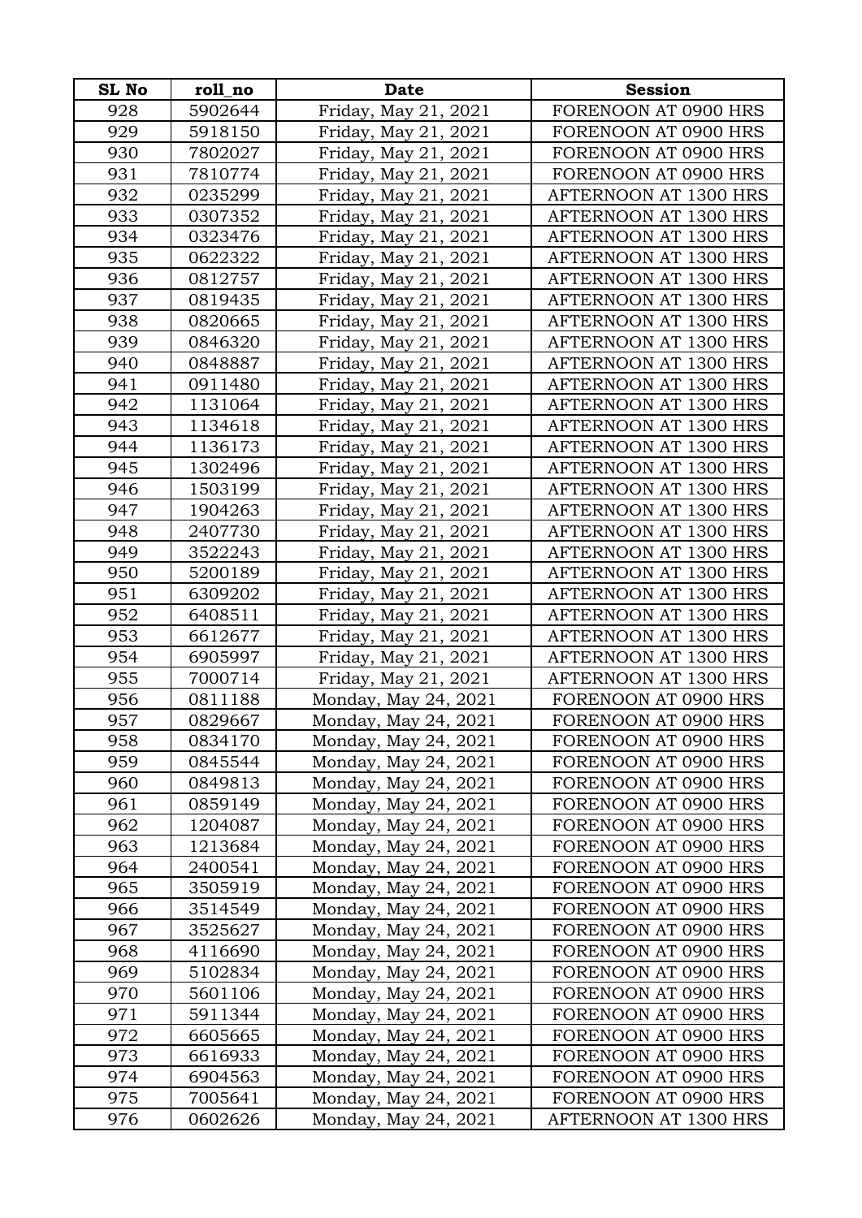| SL No | roll_no | Date | Session |
|---|---|---|---|
| 928 | 5902644 | Friday, May 21, 2021 | FORENOON AT 0900 HRS |
| 929 | 5918150 | Friday, May 21, 2021 | FORENOON AT 0900 HRS |
| 930 | 7802027 | Friday, May 21, 2021 | FORENOON AT 0900 HRS |
| 931 | 7810774 | Friday, May 21, 2021 | FORENOON AT 0900 HRS |
| 932 | 0235299 | Friday, May 21, 2021 | AFTERNOON AT 1300 HRS |
| 933 | 0307352 | Friday, May 21, 2021 | AFTERNOON AT 1300 HRS |
| 934 | 0323476 | Friday, May 21, 2021 | AFTERNOON AT 1300 HRS |
| 935 | 0622322 | Friday, May 21, 2021 | AFTERNOON AT 1300 HRS |
| 936 | 0812757 | Friday, May 21, 2021 | AFTERNOON AT 1300 HRS |
| 937 | 0819435 | Friday, May 21, 2021 | AFTERNOON AT 1300 HRS |
| 938 | 0820665 | Friday, May 21, 2021 | AFTERNOON AT 1300 HRS |
| 939 | 0846320 | Friday, May 21, 2021 | AFTERNOON AT 1300 HRS |
| 940 | 0848887 | Friday, May 21, 2021 | AFTERNOON AT 1300 HRS |
| 941 | 0911480 | Friday, May 21, 2021 | AFTERNOON AT 1300 HRS |
| 942 | 1131064 | Friday, May 21, 2021 | AFTERNOON AT 1300 HRS |
| 943 | 1134618 | Friday, May 21, 2021 | AFTERNOON AT 1300 HRS |
| 944 | 1136173 | Friday, May 21, 2021 | AFTERNOON AT 1300 HRS |
| 945 | 1302496 | Friday, May 21, 2021 | AFTERNOON AT 1300 HRS |
| 946 | 1503199 | Friday, May 21, 2021 | AFTERNOON AT 1300 HRS |
| 947 | 1904263 | Friday, May 21, 2021 | AFTERNOON AT 1300 HRS |
| 948 | 2407730 | Friday, May 21, 2021 | AFTERNOON AT 1300 HRS |
| 949 | 3522243 | Friday, May 21, 2021 | AFTERNOON AT 1300 HRS |
| 950 | 5200189 | Friday, May 21, 2021 | AFTERNOON AT 1300 HRS |
| 951 | 6309202 | Friday, May 21, 2021 | AFTERNOON AT 1300 HRS |
| 952 | 6408511 | Friday, May 21, 2021 | AFTERNOON AT 1300 HRS |
| 953 | 6612677 | Friday, May 21, 2021 | AFTERNOON AT 1300 HRS |
| 954 | 6905997 | Friday, May 21, 2021 | AFTERNOON AT 1300 HRS |
| 955 | 7000714 | Friday, May 21, 2021 | AFTERNOON AT 1300 HRS |
| 956 | 0811188 | Monday, May 24, 2021 | FORENOON AT 0900 HRS |
| 957 | 0829667 | Monday, May 24, 2021 | FORENOON AT 0900 HRS |
| 958 | 0834170 | Monday, May 24, 2021 | FORENOON AT 0900 HRS |
| 959 | 0845544 | Monday, May 24, 2021 | FORENOON AT 0900 HRS |
| 960 | 0849813 | Monday, May 24, 2021 | FORENOON AT 0900 HRS |
| 961 | 0859149 | Monday, May 24, 2021 | FORENOON AT 0900 HRS |
| 962 | 1204087 | Monday, May 24, 2021 | FORENOON AT 0900 HRS |
| 963 | 1213684 | Monday, May 24, 2021 | FORENOON AT 0900 HRS |
| 964 | 2400541 | Monday, May 24, 2021 | FORENOON AT 0900 HRS |
| 965 | 3505919 | Monday, May 24, 2021 | FORENOON AT 0900 HRS |
| 966 | 3514549 | Monday, May 24, 2021 | FORENOON AT 0900 HRS |
| 967 | 3525627 | Monday, May 24, 2021 | FORENOON AT 0900 HRS |
| 968 | 4116690 | Monday, May 24, 2021 | FORENOON AT 0900 HRS |
| 969 | 5102834 | Monday, May 24, 2021 | FORENOON AT 0900 HRS |
| 970 | 5601106 | Monday, May 24, 2021 | FORENOON AT 0900 HRS |
| 971 | 5911344 | Monday, May 24, 2021 | FORENOON AT 0900 HRS |
| 972 | 6605665 | Monday, May 24, 2021 | FORENOON AT 0900 HRS |
| 973 | 6616933 | Monday, May 24, 2021 | FORENOON AT 0900 HRS |
| 974 | 6904563 | Monday, May 24, 2021 | FORENOON AT 0900 HRS |
| 975 | 7005641 | Monday, May 24, 2021 | FORENOON AT 0900 HRS |
| 976 | 0602626 | Monday, May 24, 2021 | AFTERNOON AT 1300 HRS |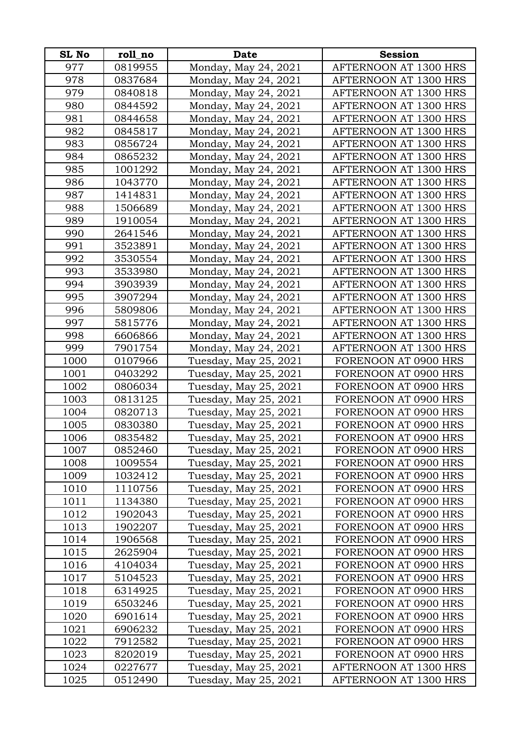| SL No | roll_no | Date | Session |
|---|---|---|---|
| 977 | 0819955 | Monday, May 24, 2021 | AFTERNOON AT 1300 HRS |
| 978 | 0837684 | Monday, May 24, 2021 | AFTERNOON AT 1300 HRS |
| 979 | 0840818 | Monday, May 24, 2021 | AFTERNOON AT 1300 HRS |
| 980 | 0844592 | Monday, May 24, 2021 | AFTERNOON AT 1300 HRS |
| 981 | 0844658 | Monday, May 24, 2021 | AFTERNOON AT 1300 HRS |
| 982 | 0845817 | Monday, May 24, 2021 | AFTERNOON AT 1300 HRS |
| 983 | 0856724 | Monday, May 24, 2021 | AFTERNOON AT 1300 HRS |
| 984 | 0865232 | Monday, May 24, 2021 | AFTERNOON AT 1300 HRS |
| 985 | 1001292 | Monday, May 24, 2021 | AFTERNOON AT 1300 HRS |
| 986 | 1043770 | Monday, May 24, 2021 | AFTERNOON AT 1300 HRS |
| 987 | 1414831 | Monday, May 24, 2021 | AFTERNOON AT 1300 HRS |
| 988 | 1506689 | Monday, May 24, 2021 | AFTERNOON AT 1300 HRS |
| 989 | 1910054 | Monday, May 24, 2021 | AFTERNOON AT 1300 HRS |
| 990 | 2641546 | Monday, May 24, 2021 | AFTERNOON AT 1300 HRS |
| 991 | 3523891 | Monday, May 24, 2021 | AFTERNOON AT 1300 HRS |
| 992 | 3530554 | Monday, May 24, 2021 | AFTERNOON AT 1300 HRS |
| 993 | 3533980 | Monday, May 24, 2021 | AFTERNOON AT 1300 HRS |
| 994 | 3903939 | Monday, May 24, 2021 | AFTERNOON AT 1300 HRS |
| 995 | 3907294 | Monday, May 24, 2021 | AFTERNOON AT 1300 HRS |
| 996 | 5809806 | Monday, May 24, 2021 | AFTERNOON AT 1300 HRS |
| 997 | 5815776 | Monday, May 24, 2021 | AFTERNOON AT 1300 HRS |
| 998 | 6606866 | Monday, May 24, 2021 | AFTERNOON AT 1300 HRS |
| 999 | 7901754 | Monday, May 24, 2021 | AFTERNOON AT 1300 HRS |
| 1000 | 0107966 | Tuesday, May 25, 2021 | FORENOON AT 0900 HRS |
| 1001 | 0403292 | Tuesday, May 25, 2021 | FORENOON AT 0900 HRS |
| 1002 | 0806034 | Tuesday, May 25, 2021 | FORENOON AT 0900 HRS |
| 1003 | 0813125 | Tuesday, May 25, 2021 | FORENOON AT 0900 HRS |
| 1004 | 0820713 | Tuesday, May 25, 2021 | FORENOON AT 0900 HRS |
| 1005 | 0830380 | Tuesday, May 25, 2021 | FORENOON AT 0900 HRS |
| 1006 | 0835482 | Tuesday, May 25, 2021 | FORENOON AT 0900 HRS |
| 1007 | 0852460 | Tuesday, May 25, 2021 | FORENOON AT 0900 HRS |
| 1008 | 1009554 | Tuesday, May 25, 2021 | FORENOON AT 0900 HRS |
| 1009 | 1032412 | Tuesday, May 25, 2021 | FORENOON AT 0900 HRS |
| 1010 | 1110756 | Tuesday, May 25, 2021 | FORENOON AT 0900 HRS |
| 1011 | 1134380 | Tuesday, May 25, 2021 | FORENOON AT 0900 HRS |
| 1012 | 1902043 | Tuesday, May 25, 2021 | FORENOON AT 0900 HRS |
| 1013 | 1902207 | Tuesday, May 25, 2021 | FORENOON AT 0900 HRS |
| 1014 | 1906568 | Tuesday, May 25, 2021 | FORENOON AT 0900 HRS |
| 1015 | 2625904 | Tuesday, May 25, 2021 | FORENOON AT 0900 HRS |
| 1016 | 4104034 | Tuesday, May 25, 2021 | FORENOON AT 0900 HRS |
| 1017 | 5104523 | Tuesday, May 25, 2021 | FORENOON AT 0900 HRS |
| 1018 | 6314925 | Tuesday, May 25, 2021 | FORENOON AT 0900 HRS |
| 1019 | 6503246 | Tuesday, May 25, 2021 | FORENOON AT 0900 HRS |
| 1020 | 6901614 | Tuesday, May 25, 2021 | FORENOON AT 0900 HRS |
| 1021 | 6906232 | Tuesday, May 25, 2021 | FORENOON AT 0900 HRS |
| 1022 | 7912582 | Tuesday, May 25, 2021 | FORENOON AT 0900 HRS |
| 1023 | 8202019 | Tuesday, May 25, 2021 | FORENOON AT 0900 HRS |
| 1024 | 0227677 | Tuesday, May 25, 2021 | AFTERNOON AT 1300 HRS |
| 1025 | 0512490 | Tuesday, May 25, 2021 | AFTERNOON AT 1300 HRS |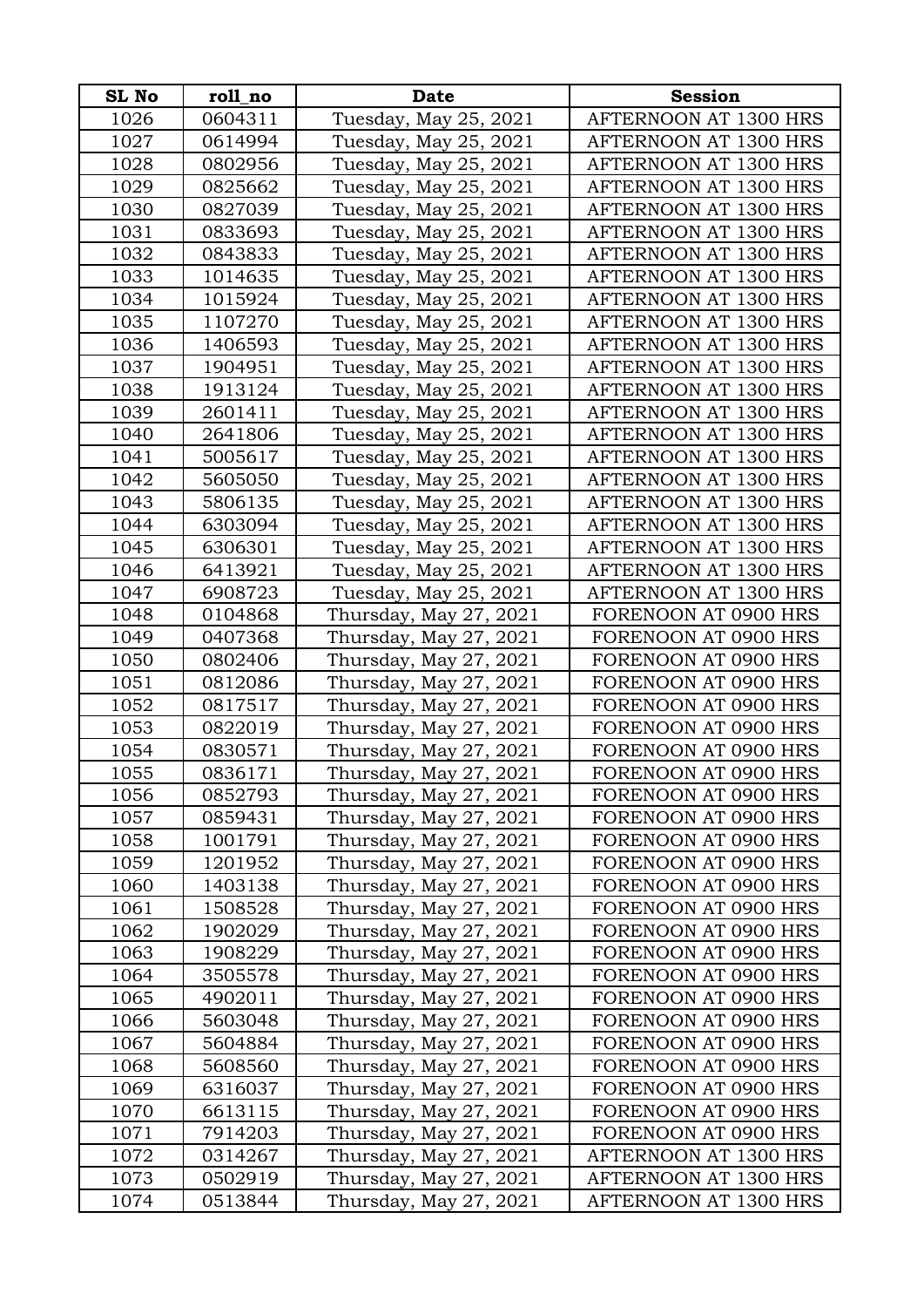| SL No | roll_no | Date | Session |
|---|---|---|---|
| 1026 | 0604311 | Tuesday, May 25, 2021 | AFTERNOON AT 1300 HRS |
| 1027 | 0614994 | Tuesday, May 25, 2021 | AFTERNOON AT 1300 HRS |
| 1028 | 0802956 | Tuesday, May 25, 2021 | AFTERNOON AT 1300 HRS |
| 1029 | 0825662 | Tuesday, May 25, 2021 | AFTERNOON AT 1300 HRS |
| 1030 | 0827039 | Tuesday, May 25, 2021 | AFTERNOON AT 1300 HRS |
| 1031 | 0833693 | Tuesday, May 25, 2021 | AFTERNOON AT 1300 HRS |
| 1032 | 0843833 | Tuesday, May 25, 2021 | AFTERNOON AT 1300 HRS |
| 1033 | 1014635 | Tuesday, May 25, 2021 | AFTERNOON AT 1300 HRS |
| 1034 | 1015924 | Tuesday, May 25, 2021 | AFTERNOON AT 1300 HRS |
| 1035 | 1107270 | Tuesday, May 25, 2021 | AFTERNOON AT 1300 HRS |
| 1036 | 1406593 | Tuesday, May 25, 2021 | AFTERNOON AT 1300 HRS |
| 1037 | 1904951 | Tuesday, May 25, 2021 | AFTERNOON AT 1300 HRS |
| 1038 | 1913124 | Tuesday, May 25, 2021 | AFTERNOON AT 1300 HRS |
| 1039 | 2601411 | Tuesday, May 25, 2021 | AFTERNOON AT 1300 HRS |
| 1040 | 2641806 | Tuesday, May 25, 2021 | AFTERNOON AT 1300 HRS |
| 1041 | 5005617 | Tuesday, May 25, 2021 | AFTERNOON AT 1300 HRS |
| 1042 | 5605050 | Tuesday, May 25, 2021 | AFTERNOON AT 1300 HRS |
| 1043 | 5806135 | Tuesday, May 25, 2021 | AFTERNOON AT 1300 HRS |
| 1044 | 6303094 | Tuesday, May 25, 2021 | AFTERNOON AT 1300 HRS |
| 1045 | 6306301 | Tuesday, May 25, 2021 | AFTERNOON AT 1300 HRS |
| 1046 | 6413921 | Tuesday, May 25, 2021 | AFTERNOON AT 1300 HRS |
| 1047 | 6908723 | Tuesday, May 25, 2021 | AFTERNOON AT 1300 HRS |
| 1048 | 0104868 | Thursday, May 27, 2021 | FORENOON AT 0900 HRS |
| 1049 | 0407368 | Thursday, May 27, 2021 | FORENOON AT 0900 HRS |
| 1050 | 0802406 | Thursday, May 27, 2021 | FORENOON AT 0900 HRS |
| 1051 | 0812086 | Thursday, May 27, 2021 | FORENOON AT 0900 HRS |
| 1052 | 0817517 | Thursday, May 27, 2021 | FORENOON AT 0900 HRS |
| 1053 | 0822019 | Thursday, May 27, 2021 | FORENOON AT 0900 HRS |
| 1054 | 0830571 | Thursday, May 27, 2021 | FORENOON AT 0900 HRS |
| 1055 | 0836171 | Thursday, May 27, 2021 | FORENOON AT 0900 HRS |
| 1056 | 0852793 | Thursday, May 27, 2021 | FORENOON AT 0900 HRS |
| 1057 | 0859431 | Thursday, May 27, 2021 | FORENOON AT 0900 HRS |
| 1058 | 1001791 | Thursday, May 27, 2021 | FORENOON AT 0900 HRS |
| 1059 | 1201952 | Thursday, May 27, 2021 | FORENOON AT 0900 HRS |
| 1060 | 1403138 | Thursday, May 27, 2021 | FORENOON AT 0900 HRS |
| 1061 | 1508528 | Thursday, May 27, 2021 | FORENOON AT 0900 HRS |
| 1062 | 1902029 | Thursday, May 27, 2021 | FORENOON AT 0900 HRS |
| 1063 | 1908229 | Thursday, May 27, 2021 | FORENOON AT 0900 HRS |
| 1064 | 3505578 | Thursday, May 27, 2021 | FORENOON AT 0900 HRS |
| 1065 | 4902011 | Thursday, May 27, 2021 | FORENOON AT 0900 HRS |
| 1066 | 5603048 | Thursday, May 27, 2021 | FORENOON AT 0900 HRS |
| 1067 | 5604884 | Thursday, May 27, 2021 | FORENOON AT 0900 HRS |
| 1068 | 5608560 | Thursday, May 27, 2021 | FORENOON AT 0900 HRS |
| 1069 | 6316037 | Thursday, May 27, 2021 | FORENOON AT 0900 HRS |
| 1070 | 6613115 | Thursday, May 27, 2021 | FORENOON AT 0900 HRS |
| 1071 | 7914203 | Thursday, May 27, 2021 | FORENOON AT 0900 HRS |
| 1072 | 0314267 | Thursday, May 27, 2021 | AFTERNOON AT 1300 HRS |
| 1073 | 0502919 | Thursday, May 27, 2021 | AFTERNOON AT 1300 HRS |
| 1074 | 0513844 | Thursday, May 27, 2021 | AFTERNOON AT 1300 HRS |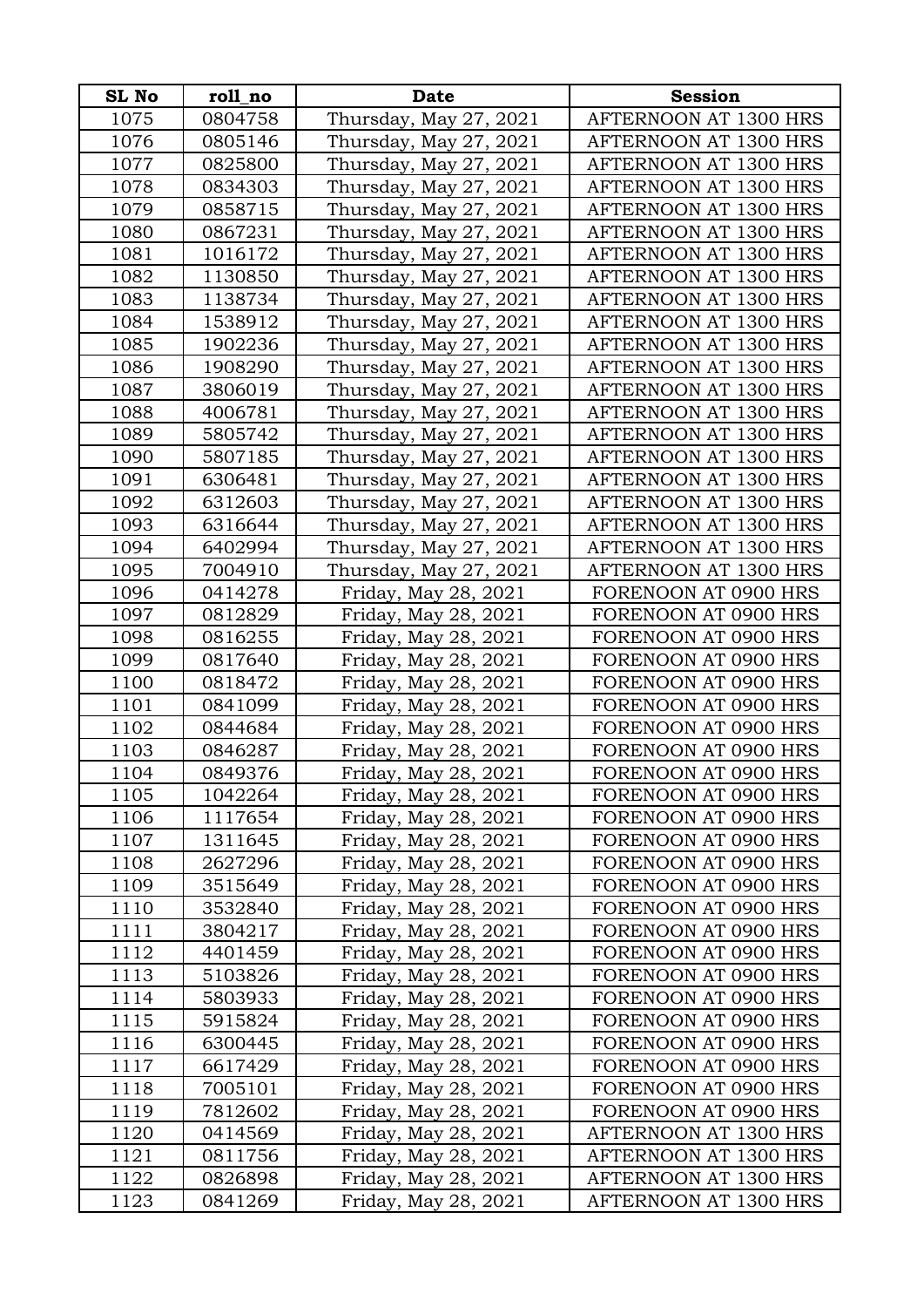| SL No | roll_no | Date | Session |
|---|---|---|---|
| 1075 | 0804758 | Thursday, May 27, 2021 | AFTERNOON AT 1300 HRS |
| 1076 | 0805146 | Thursday, May 27, 2021 | AFTERNOON AT 1300 HRS |
| 1077 | 0825800 | Thursday, May 27, 2021 | AFTERNOON AT 1300 HRS |
| 1078 | 0834303 | Thursday, May 27, 2021 | AFTERNOON AT 1300 HRS |
| 1079 | 0858715 | Thursday, May 27, 2021 | AFTERNOON AT 1300 HRS |
| 1080 | 0867231 | Thursday, May 27, 2021 | AFTERNOON AT 1300 HRS |
| 1081 | 1016172 | Thursday, May 27, 2021 | AFTERNOON AT 1300 HRS |
| 1082 | 1130850 | Thursday, May 27, 2021 | AFTERNOON AT 1300 HRS |
| 1083 | 1138734 | Thursday, May 27, 2021 | AFTERNOON AT 1300 HRS |
| 1084 | 1538912 | Thursday, May 27, 2021 | AFTERNOON AT 1300 HRS |
| 1085 | 1902236 | Thursday, May 27, 2021 | AFTERNOON AT 1300 HRS |
| 1086 | 1908290 | Thursday, May 27, 2021 | AFTERNOON AT 1300 HRS |
| 1087 | 3806019 | Thursday, May 27, 2021 | AFTERNOON AT 1300 HRS |
| 1088 | 4006781 | Thursday, May 27, 2021 | AFTERNOON AT 1300 HRS |
| 1089 | 5805742 | Thursday, May 27, 2021 | AFTERNOON AT 1300 HRS |
| 1090 | 5807185 | Thursday, May 27, 2021 | AFTERNOON AT 1300 HRS |
| 1091 | 6306481 | Thursday, May 27, 2021 | AFTERNOON AT 1300 HRS |
| 1092 | 6312603 | Thursday, May 27, 2021 | AFTERNOON AT 1300 HRS |
| 1093 | 6316644 | Thursday, May 27, 2021 | AFTERNOON AT 1300 HRS |
| 1094 | 6402994 | Thursday, May 27, 2021 | AFTERNOON AT 1300 HRS |
| 1095 | 7004910 | Thursday, May 27, 2021 | AFTERNOON AT 1300 HRS |
| 1096 | 0414278 | Friday, May 28, 2021 | FORENOON AT 0900 HRS |
| 1097 | 0812829 | Friday, May 28, 2021 | FORENOON AT 0900 HRS |
| 1098 | 0816255 | Friday, May 28, 2021 | FORENOON AT 0900 HRS |
| 1099 | 0817640 | Friday, May 28, 2021 | FORENOON AT 0900 HRS |
| 1100 | 0818472 | Friday, May 28, 2021 | FORENOON AT 0900 HRS |
| 1101 | 0841099 | Friday, May 28, 2021 | FORENOON AT 0900 HRS |
| 1102 | 0844684 | Friday, May 28, 2021 | FORENOON AT 0900 HRS |
| 1103 | 0846287 | Friday, May 28, 2021 | FORENOON AT 0900 HRS |
| 1104 | 0849376 | Friday, May 28, 2021 | FORENOON AT 0900 HRS |
| 1105 | 1042264 | Friday, May 28, 2021 | FORENOON AT 0900 HRS |
| 1106 | 1117654 | Friday, May 28, 2021 | FORENOON AT 0900 HRS |
| 1107 | 1311645 | Friday, May 28, 2021 | FORENOON AT 0900 HRS |
| 1108 | 2627296 | Friday, May 28, 2021 | FORENOON AT 0900 HRS |
| 1109 | 3515649 | Friday, May 28, 2021 | FORENOON AT 0900 HRS |
| 1110 | 3532840 | Friday, May 28, 2021 | FORENOON AT 0900 HRS |
| 1111 | 3804217 | Friday, May 28, 2021 | FORENOON AT 0900 HRS |
| 1112 | 4401459 | Friday, May 28, 2021 | FORENOON AT 0900 HRS |
| 1113 | 5103826 | Friday, May 28, 2021 | FORENOON AT 0900 HRS |
| 1114 | 5803933 | Friday, May 28, 2021 | FORENOON AT 0900 HRS |
| 1115 | 5915824 | Friday, May 28, 2021 | FORENOON AT 0900 HRS |
| 1116 | 6300445 | Friday, May 28, 2021 | FORENOON AT 0900 HRS |
| 1117 | 6617429 | Friday, May 28, 2021 | FORENOON AT 0900 HRS |
| 1118 | 7005101 | Friday, May 28, 2021 | FORENOON AT 0900 HRS |
| 1119 | 7812602 | Friday, May 28, 2021 | FORENOON AT 0900 HRS |
| 1120 | 0414569 | Friday, May 28, 2021 | AFTERNOON AT 1300 HRS |
| 1121 | 0811756 | Friday, May 28, 2021 | AFTERNOON AT 1300 HRS |
| 1122 | 0826898 | Friday, May 28, 2021 | AFTERNOON AT 1300 HRS |
| 1123 | 0841269 | Friday, May 28, 2021 | AFTERNOON AT 1300 HRS |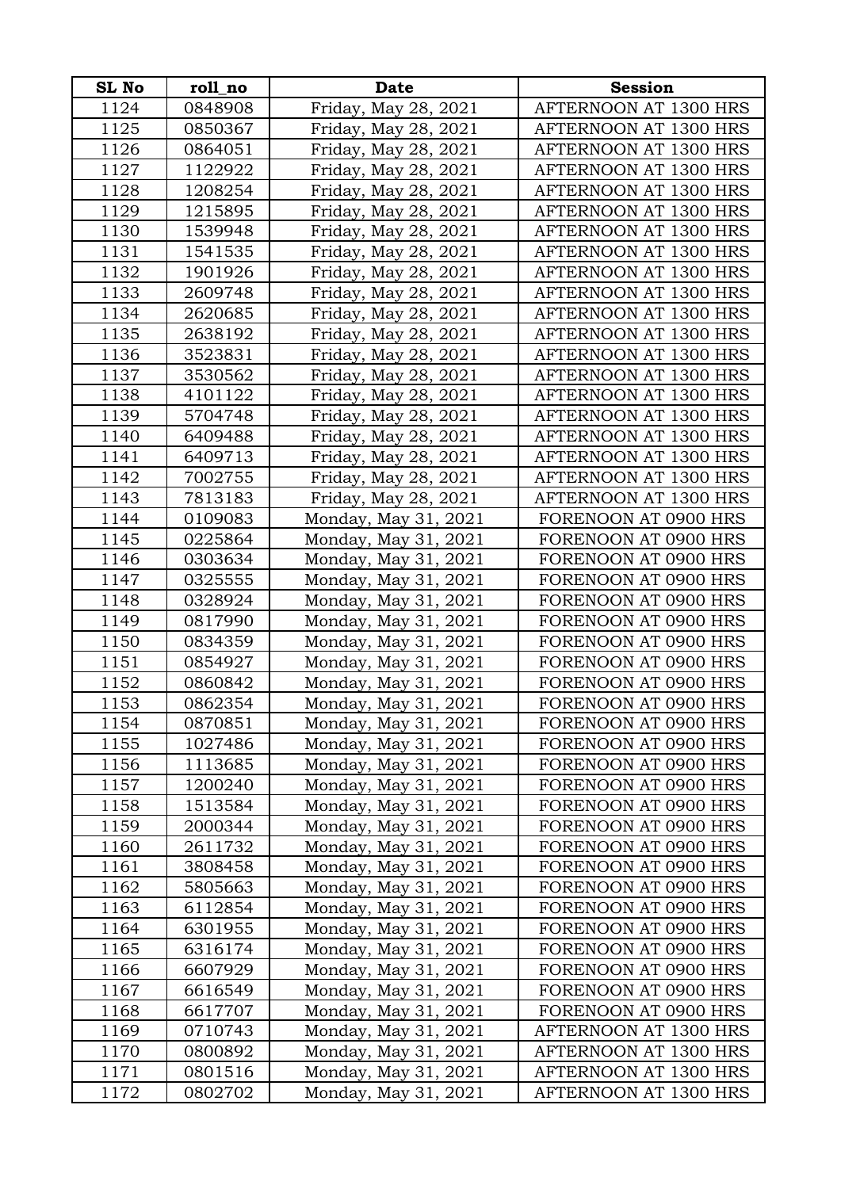| SL No | roll_no | Date | Session |
|---|---|---|---|
| 1124 | 0848908 | Friday, May 28, 2021 | AFTERNOON AT 1300 HRS |
| 1125 | 0850367 | Friday, May 28, 2021 | AFTERNOON AT 1300 HRS |
| 1126 | 0864051 | Friday, May 28, 2021 | AFTERNOON AT 1300 HRS |
| 1127 | 1122922 | Friday, May 28, 2021 | AFTERNOON AT 1300 HRS |
| 1128 | 1208254 | Friday, May 28, 2021 | AFTERNOON AT 1300 HRS |
| 1129 | 1215895 | Friday, May 28, 2021 | AFTERNOON AT 1300 HRS |
| 1130 | 1539948 | Friday, May 28, 2021 | AFTERNOON AT 1300 HRS |
| 1131 | 1541535 | Friday, May 28, 2021 | AFTERNOON AT 1300 HRS |
| 1132 | 1901926 | Friday, May 28, 2021 | AFTERNOON AT 1300 HRS |
| 1133 | 2609748 | Friday, May 28, 2021 | AFTERNOON AT 1300 HRS |
| 1134 | 2620685 | Friday, May 28, 2021 | AFTERNOON AT 1300 HRS |
| 1135 | 2638192 | Friday, May 28, 2021 | AFTERNOON AT 1300 HRS |
| 1136 | 3523831 | Friday, May 28, 2021 | AFTERNOON AT 1300 HRS |
| 1137 | 3530562 | Friday, May 28, 2021 | AFTERNOON AT 1300 HRS |
| 1138 | 4101122 | Friday, May 28, 2021 | AFTERNOON AT 1300 HRS |
| 1139 | 5704748 | Friday, May 28, 2021 | AFTERNOON AT 1300 HRS |
| 1140 | 6409488 | Friday, May 28, 2021 | AFTERNOON AT 1300 HRS |
| 1141 | 6409713 | Friday, May 28, 2021 | AFTERNOON AT 1300 HRS |
| 1142 | 7002755 | Friday, May 28, 2021 | AFTERNOON AT 1300 HRS |
| 1143 | 7813183 | Friday, May 28, 2021 | AFTERNOON AT 1300 HRS |
| 1144 | 0109083 | Monday, May 31, 2021 | FORENOON AT 0900 HRS |
| 1145 | 0225864 | Monday, May 31, 2021 | FORENOON AT 0900 HRS |
| 1146 | 0303634 | Monday, May 31, 2021 | FORENOON AT 0900 HRS |
| 1147 | 0325555 | Monday, May 31, 2021 | FORENOON AT 0900 HRS |
| 1148 | 0328924 | Monday, May 31, 2021 | FORENOON AT 0900 HRS |
| 1149 | 0817990 | Monday, May 31, 2021 | FORENOON AT 0900 HRS |
| 1150 | 0834359 | Monday, May 31, 2021 | FORENOON AT 0900 HRS |
| 1151 | 0854927 | Monday, May 31, 2021 | FORENOON AT 0900 HRS |
| 1152 | 0860842 | Monday, May 31, 2021 | FORENOON AT 0900 HRS |
| 1153 | 0862354 | Monday, May 31, 2021 | FORENOON AT 0900 HRS |
| 1154 | 0870851 | Monday, May 31, 2021 | FORENOON AT 0900 HRS |
| 1155 | 1027486 | Monday, May 31, 2021 | FORENOON AT 0900 HRS |
| 1156 | 1113685 | Monday, May 31, 2021 | FORENOON AT 0900 HRS |
| 1157 | 1200240 | Monday, May 31, 2021 | FORENOON AT 0900 HRS |
| 1158 | 1513584 | Monday, May 31, 2021 | FORENOON AT 0900 HRS |
| 1159 | 2000344 | Monday, May 31, 2021 | FORENOON AT 0900 HRS |
| 1160 | 2611732 | Monday, May 31, 2021 | FORENOON AT 0900 HRS |
| 1161 | 3808458 | Monday, May 31, 2021 | FORENOON AT 0900 HRS |
| 1162 | 5805663 | Monday, May 31, 2021 | FORENOON AT 0900 HRS |
| 1163 | 6112854 | Monday, May 31, 2021 | FORENOON AT 0900 HRS |
| 1164 | 6301955 | Monday, May 31, 2021 | FORENOON AT 0900 HRS |
| 1165 | 6316174 | Monday, May 31, 2021 | FORENOON AT 0900 HRS |
| 1166 | 6607929 | Monday, May 31, 2021 | FORENOON AT 0900 HRS |
| 1167 | 6616549 | Monday, May 31, 2021 | FORENOON AT 0900 HRS |
| 1168 | 6617707 | Monday, May 31, 2021 | FORENOON AT 0900 HRS |
| 1169 | 0710743 | Monday, May 31, 2021 | AFTERNOON AT 1300 HRS |
| 1170 | 0800892 | Monday, May 31, 2021 | AFTERNOON AT 1300 HRS |
| 1171 | 0801516 | Monday, May 31, 2021 | AFTERNOON AT 1300 HRS |
| 1172 | 0802702 | Monday, May 31, 2021 | AFTERNOON AT 1300 HRS |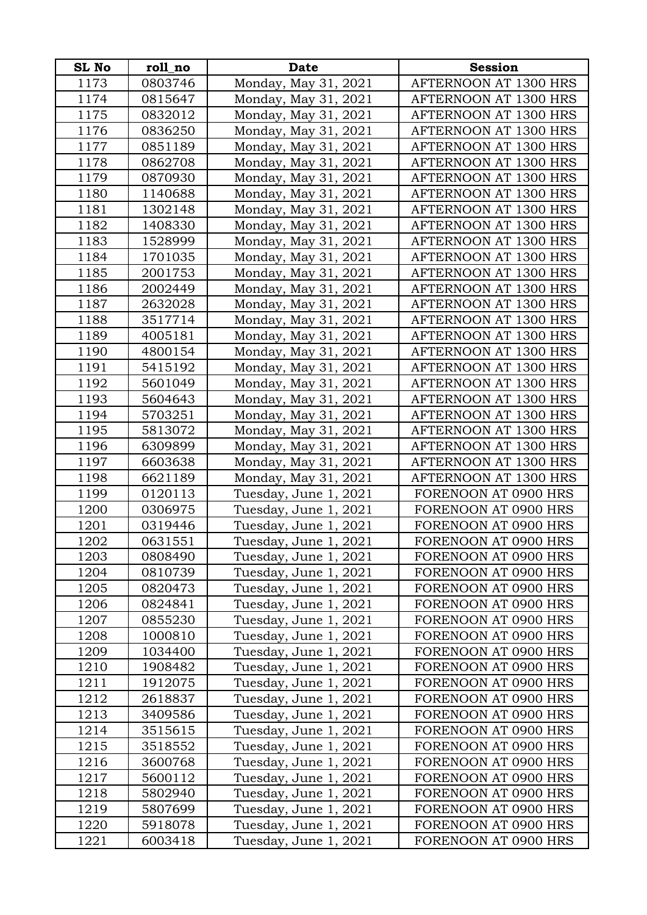| SL No | roll_no | Date | Session |
|---|---|---|---|
| 1173 | 0803746 | Monday, May 31, 2021 | AFTERNOON AT 1300 HRS |
| 1174 | 0815647 | Monday, May 31, 2021 | AFTERNOON AT 1300 HRS |
| 1175 | 0832012 | Monday, May 31, 2021 | AFTERNOON AT 1300 HRS |
| 1176 | 0836250 | Monday, May 31, 2021 | AFTERNOON AT 1300 HRS |
| 1177 | 0851189 | Monday, May 31, 2021 | AFTERNOON AT 1300 HRS |
| 1178 | 0862708 | Monday, May 31, 2021 | AFTERNOON AT 1300 HRS |
| 1179 | 0870930 | Monday, May 31, 2021 | AFTERNOON AT 1300 HRS |
| 1180 | 1140688 | Monday, May 31, 2021 | AFTERNOON AT 1300 HRS |
| 1181 | 1302148 | Monday, May 31, 2021 | AFTERNOON AT 1300 HRS |
| 1182 | 1408330 | Monday, May 31, 2021 | AFTERNOON AT 1300 HRS |
| 1183 | 1528999 | Monday, May 31, 2021 | AFTERNOON AT 1300 HRS |
| 1184 | 1701035 | Monday, May 31, 2021 | AFTERNOON AT 1300 HRS |
| 1185 | 2001753 | Monday, May 31, 2021 | AFTERNOON AT 1300 HRS |
| 1186 | 2002449 | Monday, May 31, 2021 | AFTERNOON AT 1300 HRS |
| 1187 | 2632028 | Monday, May 31, 2021 | AFTERNOON AT 1300 HRS |
| 1188 | 3517714 | Monday, May 31, 2021 | AFTERNOON AT 1300 HRS |
| 1189 | 4005181 | Monday, May 31, 2021 | AFTERNOON AT 1300 HRS |
| 1190 | 4800154 | Monday, May 31, 2021 | AFTERNOON AT 1300 HRS |
| 1191 | 5415192 | Monday, May 31, 2021 | AFTERNOON AT 1300 HRS |
| 1192 | 5601049 | Monday, May 31, 2021 | AFTERNOON AT 1300 HRS |
| 1193 | 5604643 | Monday, May 31, 2021 | AFTERNOON AT 1300 HRS |
| 1194 | 5703251 | Monday, May 31, 2021 | AFTERNOON AT 1300 HRS |
| 1195 | 5813072 | Monday, May 31, 2021 | AFTERNOON AT 1300 HRS |
| 1196 | 6309899 | Monday, May 31, 2021 | AFTERNOON AT 1300 HRS |
| 1197 | 6603638 | Monday, May 31, 2021 | AFTERNOON AT 1300 HRS |
| 1198 | 6621189 | Monday, May 31, 2021 | AFTERNOON AT 1300 HRS |
| 1199 | 0120113 | Tuesday, June 1, 2021 | FORENOON AT 0900 HRS |
| 1200 | 0306975 | Tuesday, June 1, 2021 | FORENOON AT 0900 HRS |
| 1201 | 0319446 | Tuesday, June 1, 2021 | FORENOON AT 0900 HRS |
| 1202 | 0631551 | Tuesday, June 1, 2021 | FORENOON AT 0900 HRS |
| 1203 | 0808490 | Tuesday, June 1, 2021 | FORENOON AT 0900 HRS |
| 1204 | 0810739 | Tuesday, June 1, 2021 | FORENOON AT 0900 HRS |
| 1205 | 0820473 | Tuesday, June 1, 2021 | FORENOON AT 0900 HRS |
| 1206 | 0824841 | Tuesday, June 1, 2021 | FORENOON AT 0900 HRS |
| 1207 | 0855230 | Tuesday, June 1, 2021 | FORENOON AT 0900 HRS |
| 1208 | 1000810 | Tuesday, June 1, 2021 | FORENOON AT 0900 HRS |
| 1209 | 1034400 | Tuesday, June 1, 2021 | FORENOON AT 0900 HRS |
| 1210 | 1908482 | Tuesday, June 1, 2021 | FORENOON AT 0900 HRS |
| 1211 | 1912075 | Tuesday, June 1, 2021 | FORENOON AT 0900 HRS |
| 1212 | 2618837 | Tuesday, June 1, 2021 | FORENOON AT 0900 HRS |
| 1213 | 3409586 | Tuesday, June 1, 2021 | FORENOON AT 0900 HRS |
| 1214 | 3515615 | Tuesday, June 1, 2021 | FORENOON AT 0900 HRS |
| 1215 | 3518552 | Tuesday, June 1, 2021 | FORENOON AT 0900 HRS |
| 1216 | 3600768 | Tuesday, June 1, 2021 | FORENOON AT 0900 HRS |
| 1217 | 5600112 | Tuesday, June 1, 2021 | FORENOON AT 0900 HRS |
| 1218 | 5802940 | Tuesday, June 1, 2021 | FORENOON AT 0900 HRS |
| 1219 | 5807699 | Tuesday, June 1, 2021 | FORENOON AT 0900 HRS |
| 1220 | 5918078 | Tuesday, June 1, 2021 | FORENOON AT 0900 HRS |
| 1221 | 6003418 | Tuesday, June 1, 2021 | FORENOON AT 0900 HRS |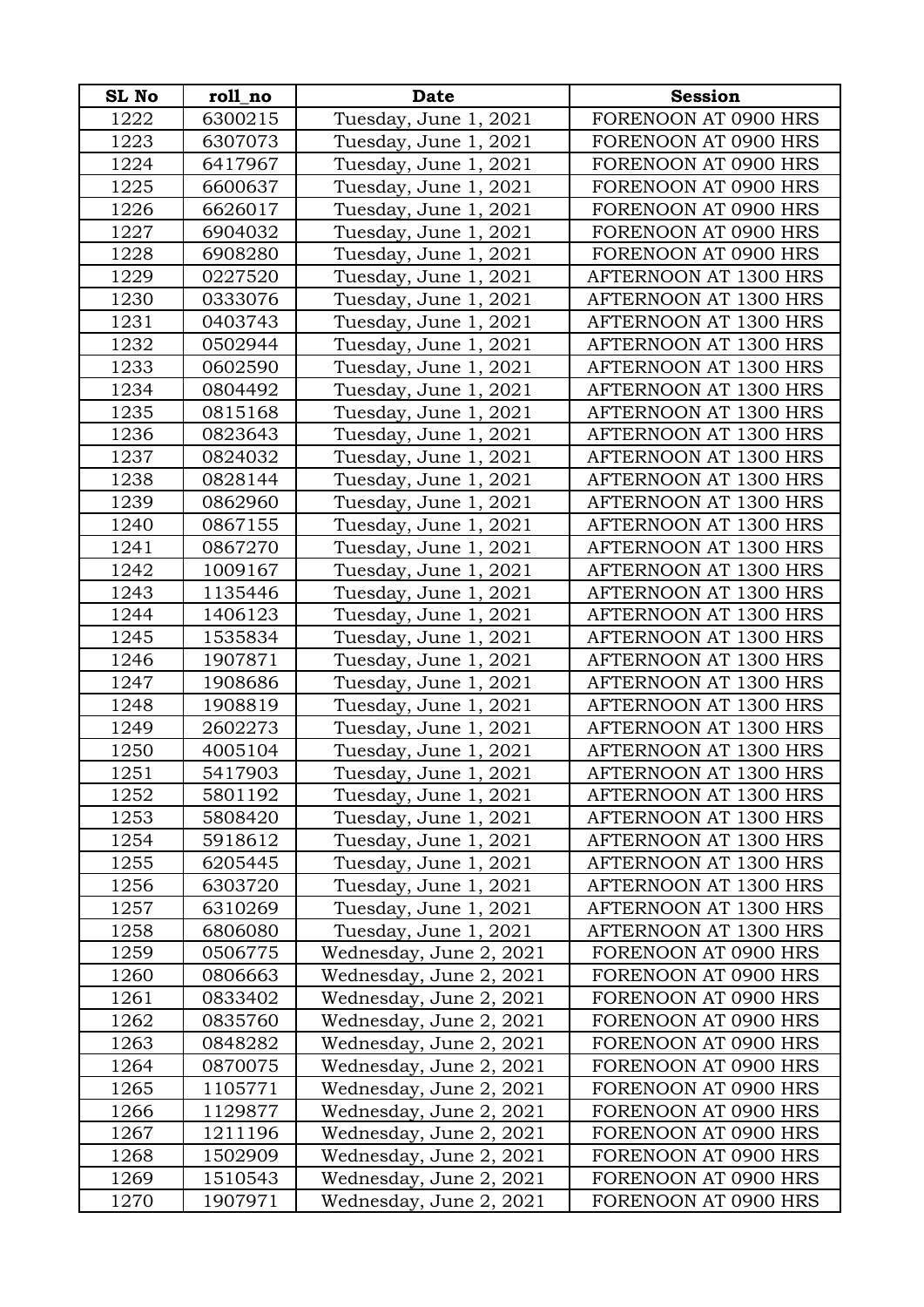| SL No | roll_no | Date | Session |
|---|---|---|---|
| 1222 | 6300215 | Tuesday, June 1, 2021 | FORENOON AT 0900 HRS |
| 1223 | 6307073 | Tuesday, June 1, 2021 | FORENOON AT 0900 HRS |
| 1224 | 6417967 | Tuesday, June 1, 2021 | FORENOON AT 0900 HRS |
| 1225 | 6600637 | Tuesday, June 1, 2021 | FORENOON AT 0900 HRS |
| 1226 | 6626017 | Tuesday, June 1, 2021 | FORENOON AT 0900 HRS |
| 1227 | 6904032 | Tuesday, June 1, 2021 | FORENOON AT 0900 HRS |
| 1228 | 6908280 | Tuesday, June 1, 2021 | FORENOON AT 0900 HRS |
| 1229 | 0227520 | Tuesday, June 1, 2021 | AFTERNOON AT 1300 HRS |
| 1230 | 0333076 | Tuesday, June 1, 2021 | AFTERNOON AT 1300 HRS |
| 1231 | 0403743 | Tuesday, June 1, 2021 | AFTERNOON AT 1300 HRS |
| 1232 | 0502944 | Tuesday, June 1, 2021 | AFTERNOON AT 1300 HRS |
| 1233 | 0602590 | Tuesday, June 1, 2021 | AFTERNOON AT 1300 HRS |
| 1234 | 0804492 | Tuesday, June 1, 2021 | AFTERNOON AT 1300 HRS |
| 1235 | 0815168 | Tuesday, June 1, 2021 | AFTERNOON AT 1300 HRS |
| 1236 | 0823643 | Tuesday, June 1, 2021 | AFTERNOON AT 1300 HRS |
| 1237 | 0824032 | Tuesday, June 1, 2021 | AFTERNOON AT 1300 HRS |
| 1238 | 0828144 | Tuesday, June 1, 2021 | AFTERNOON AT 1300 HRS |
| 1239 | 0862960 | Tuesday, June 1, 2021 | AFTERNOON AT 1300 HRS |
| 1240 | 0867155 | Tuesday, June 1, 2021 | AFTERNOON AT 1300 HRS |
| 1241 | 0867270 | Tuesday, June 1, 2021 | AFTERNOON AT 1300 HRS |
| 1242 | 1009167 | Tuesday, June 1, 2021 | AFTERNOON AT 1300 HRS |
| 1243 | 1135446 | Tuesday, June 1, 2021 | AFTERNOON AT 1300 HRS |
| 1244 | 1406123 | Tuesday, June 1, 2021 | AFTERNOON AT 1300 HRS |
| 1245 | 1535834 | Tuesday, June 1, 2021 | AFTERNOON AT 1300 HRS |
| 1246 | 1907871 | Tuesday, June 1, 2021 | AFTERNOON AT 1300 HRS |
| 1247 | 1908686 | Tuesday, June 1, 2021 | AFTERNOON AT 1300 HRS |
| 1248 | 1908819 | Tuesday, June 1, 2021 | AFTERNOON AT 1300 HRS |
| 1249 | 2602273 | Tuesday, June 1, 2021 | AFTERNOON AT 1300 HRS |
| 1250 | 4005104 | Tuesday, June 1, 2021 | AFTERNOON AT 1300 HRS |
| 1251 | 5417903 | Tuesday, June 1, 2021 | AFTERNOON AT 1300 HRS |
| 1252 | 5801192 | Tuesday, June 1, 2021 | AFTERNOON AT 1300 HRS |
| 1253 | 5808420 | Tuesday, June 1, 2021 | AFTERNOON AT 1300 HRS |
| 1254 | 5918612 | Tuesday, June 1, 2021 | AFTERNOON AT 1300 HRS |
| 1255 | 6205445 | Tuesday, June 1, 2021 | AFTERNOON AT 1300 HRS |
| 1256 | 6303720 | Tuesday, June 1, 2021 | AFTERNOON AT 1300 HRS |
| 1257 | 6310269 | Tuesday, June 1, 2021 | AFTERNOON AT 1300 HRS |
| 1258 | 6806080 | Tuesday, June 1, 2021 | AFTERNOON AT 1300 HRS |
| 1259 | 0506775 | Wednesday, June 2, 2021 | FORENOON AT 0900 HRS |
| 1260 | 0806663 | Wednesday, June 2, 2021 | FORENOON AT 0900 HRS |
| 1261 | 0833402 | Wednesday, June 2, 2021 | FORENOON AT 0900 HRS |
| 1262 | 0835760 | Wednesday, June 2, 2021 | FORENOON AT 0900 HRS |
| 1263 | 0848282 | Wednesday, June 2, 2021 | FORENOON AT 0900 HRS |
| 1264 | 0870075 | Wednesday, June 2, 2021 | FORENOON AT 0900 HRS |
| 1265 | 1105771 | Wednesday, June 2, 2021 | FORENOON AT 0900 HRS |
| 1266 | 1129877 | Wednesday, June 2, 2021 | FORENOON AT 0900 HRS |
| 1267 | 1211196 | Wednesday, June 2, 2021 | FORENOON AT 0900 HRS |
| 1268 | 1502909 | Wednesday, June 2, 2021 | FORENOON AT 0900 HRS |
| 1269 | 1510543 | Wednesday, June 2, 2021 | FORENOON AT 0900 HRS |
| 1270 | 1907971 | Wednesday, June 2, 2021 | FORENOON AT 0900 HRS |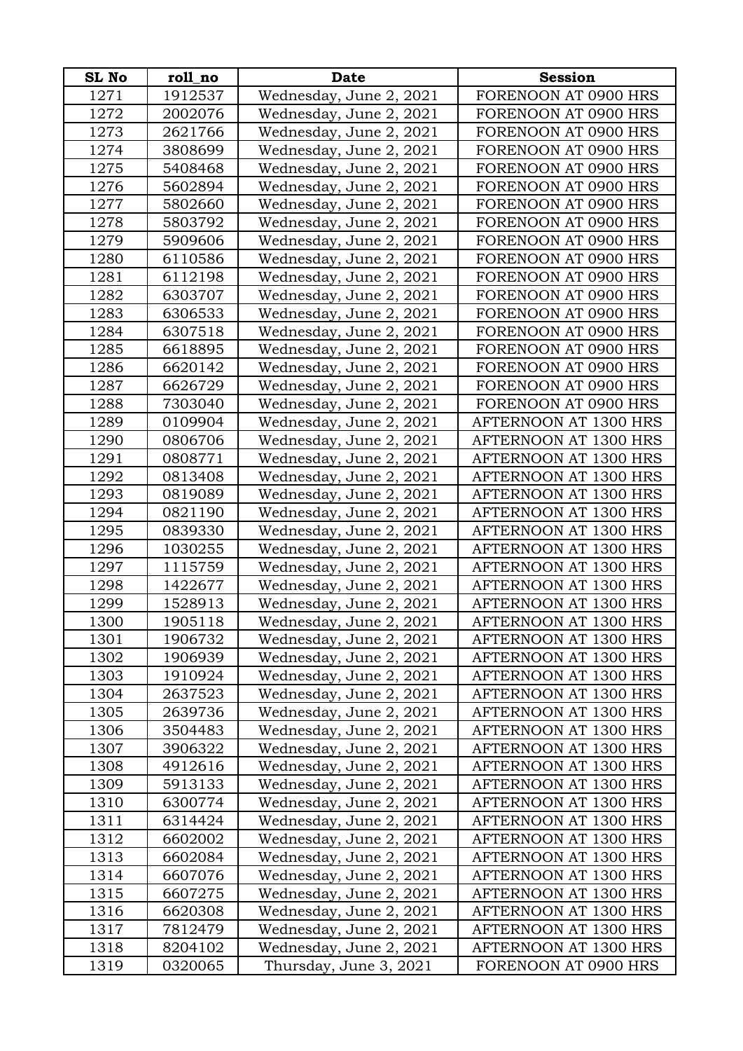| SL No | roll_no | Date | Session |
|---|---|---|---|
| 1271 | 1912537 | Wednesday, June 2, 2021 | FORENOON AT 0900 HRS |
| 1272 | 2002076 | Wednesday, June 2, 2021 | FORENOON AT 0900 HRS |
| 1273 | 2621766 | Wednesday, June 2, 2021 | FORENOON AT 0900 HRS |
| 1274 | 3808699 | Wednesday, June 2, 2021 | FORENOON AT 0900 HRS |
| 1275 | 5408468 | Wednesday, June 2, 2021 | FORENOON AT 0900 HRS |
| 1276 | 5602894 | Wednesday, June 2, 2021 | FORENOON AT 0900 HRS |
| 1277 | 5802660 | Wednesday, June 2, 2021 | FORENOON AT 0900 HRS |
| 1278 | 5803792 | Wednesday, June 2, 2021 | FORENOON AT 0900 HRS |
| 1279 | 5909606 | Wednesday, June 2, 2021 | FORENOON AT 0900 HRS |
| 1280 | 6110586 | Wednesday, June 2, 2021 | FORENOON AT 0900 HRS |
| 1281 | 6112198 | Wednesday, June 2, 2021 | FORENOON AT 0900 HRS |
| 1282 | 6303707 | Wednesday, June 2, 2021 | FORENOON AT 0900 HRS |
| 1283 | 6306533 | Wednesday, June 2, 2021 | FORENOON AT 0900 HRS |
| 1284 | 6307518 | Wednesday, June 2, 2021 | FORENOON AT 0900 HRS |
| 1285 | 6618895 | Wednesday, June 2, 2021 | FORENOON AT 0900 HRS |
| 1286 | 6620142 | Wednesday, June 2, 2021 | FORENOON AT 0900 HRS |
| 1287 | 6626729 | Wednesday, June 2, 2021 | FORENOON AT 0900 HRS |
| 1288 | 7303040 | Wednesday, June 2, 2021 | FORENOON AT 0900 HRS |
| 1289 | 0109904 | Wednesday, June 2, 2021 | AFTERNOON AT 1300 HRS |
| 1290 | 0806706 | Wednesday, June 2, 2021 | AFTERNOON AT 1300 HRS |
| 1291 | 0808771 | Wednesday, June 2, 2021 | AFTERNOON AT 1300 HRS |
| 1292 | 0813408 | Wednesday, June 2, 2021 | AFTERNOON AT 1300 HRS |
| 1293 | 0819089 | Wednesday, June 2, 2021 | AFTERNOON AT 1300 HRS |
| 1294 | 0821190 | Wednesday, June 2, 2021 | AFTERNOON AT 1300 HRS |
| 1295 | 0839330 | Wednesday, June 2, 2021 | AFTERNOON AT 1300 HRS |
| 1296 | 1030255 | Wednesday, June 2, 2021 | AFTERNOON AT 1300 HRS |
| 1297 | 1115759 | Wednesday, June 2, 2021 | AFTERNOON AT 1300 HRS |
| 1298 | 1422677 | Wednesday, June 2, 2021 | AFTERNOON AT 1300 HRS |
| 1299 | 1528913 | Wednesday, June 2, 2021 | AFTERNOON AT 1300 HRS |
| 1300 | 1905118 | Wednesday, June 2, 2021 | AFTERNOON AT 1300 HRS |
| 1301 | 1906732 | Wednesday, June 2, 2021 | AFTERNOON AT 1300 HRS |
| 1302 | 1906939 | Wednesday, June 2, 2021 | AFTERNOON AT 1300 HRS |
| 1303 | 1910924 | Wednesday, June 2, 2021 | AFTERNOON AT 1300 HRS |
| 1304 | 2637523 | Wednesday, June 2, 2021 | AFTERNOON AT 1300 HRS |
| 1305 | 2639736 | Wednesday, June 2, 2021 | AFTERNOON AT 1300 HRS |
| 1306 | 3504483 | Wednesday, June 2, 2021 | AFTERNOON AT 1300 HRS |
| 1307 | 3906322 | Wednesday, June 2, 2021 | AFTERNOON AT 1300 HRS |
| 1308 | 4912616 | Wednesday, June 2, 2021 | AFTERNOON AT 1300 HRS |
| 1309 | 5913133 | Wednesday, June 2, 2021 | AFTERNOON AT 1300 HRS |
| 1310 | 6300774 | Wednesday, June 2, 2021 | AFTERNOON AT 1300 HRS |
| 1311 | 6314424 | Wednesday, June 2, 2021 | AFTERNOON AT 1300 HRS |
| 1312 | 6602002 | Wednesday, June 2, 2021 | AFTERNOON AT 1300 HRS |
| 1313 | 6602084 | Wednesday, June 2, 2021 | AFTERNOON AT 1300 HRS |
| 1314 | 6607076 | Wednesday, June 2, 2021 | AFTERNOON AT 1300 HRS |
| 1315 | 6607275 | Wednesday, June 2, 2021 | AFTERNOON AT 1300 HRS |
| 1316 | 6620308 | Wednesday, June 2, 2021 | AFTERNOON AT 1300 HRS |
| 1317 | 7812479 | Wednesday, June 2, 2021 | AFTERNOON AT 1300 HRS |
| 1318 | 8204102 | Wednesday, June 2, 2021 | AFTERNOON AT 1300 HRS |
| 1319 | 0320065 | Thursday, June 3, 2021 | FORENOON AT 0900 HRS |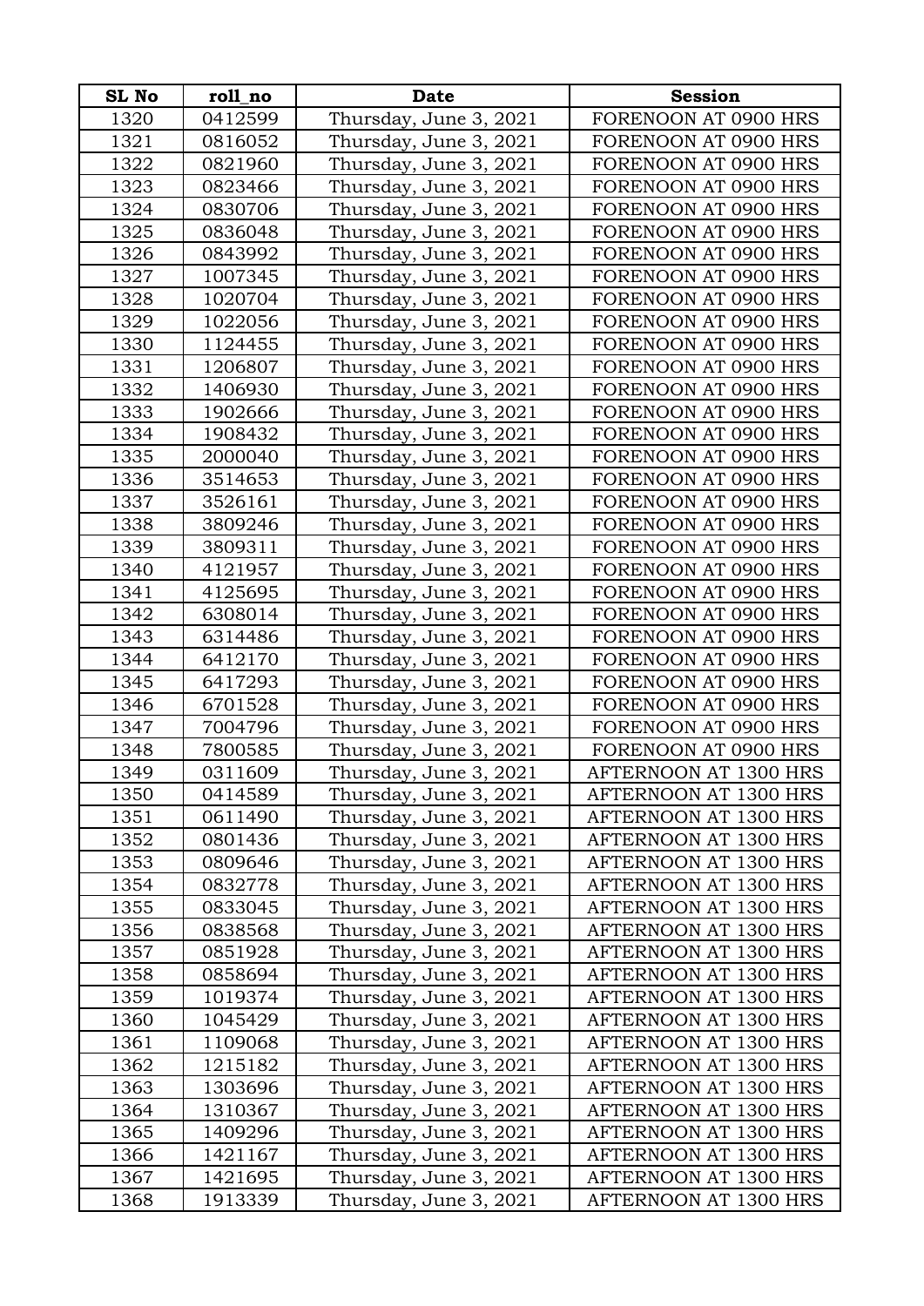| SL No | roll_no | Date | Session |
|---|---|---|---|
| 1320 | 0412599 | Thursday, June 3, 2021 | FORENOON AT 0900 HRS |
| 1321 | 0816052 | Thursday, June 3, 2021 | FORENOON AT 0900 HRS |
| 1322 | 0821960 | Thursday, June 3, 2021 | FORENOON AT 0900 HRS |
| 1323 | 0823466 | Thursday, June 3, 2021 | FORENOON AT 0900 HRS |
| 1324 | 0830706 | Thursday, June 3, 2021 | FORENOON AT 0900 HRS |
| 1325 | 0836048 | Thursday, June 3, 2021 | FORENOON AT 0900 HRS |
| 1326 | 0843992 | Thursday, June 3, 2021 | FORENOON AT 0900 HRS |
| 1327 | 1007345 | Thursday, June 3, 2021 | FORENOON AT 0900 HRS |
| 1328 | 1020704 | Thursday, June 3, 2021 | FORENOON AT 0900 HRS |
| 1329 | 1022056 | Thursday, June 3, 2021 | FORENOON AT 0900 HRS |
| 1330 | 1124455 | Thursday, June 3, 2021 | FORENOON AT 0900 HRS |
| 1331 | 1206807 | Thursday, June 3, 2021 | FORENOON AT 0900 HRS |
| 1332 | 1406930 | Thursday, June 3, 2021 | FORENOON AT 0900 HRS |
| 1333 | 1902666 | Thursday, June 3, 2021 | FORENOON AT 0900 HRS |
| 1334 | 1908432 | Thursday, June 3, 2021 | FORENOON AT 0900 HRS |
| 1335 | 2000040 | Thursday, June 3, 2021 | FORENOON AT 0900 HRS |
| 1336 | 3514653 | Thursday, June 3, 2021 | FORENOON AT 0900 HRS |
| 1337 | 3526161 | Thursday, June 3, 2021 | FORENOON AT 0900 HRS |
| 1338 | 3809246 | Thursday, June 3, 2021 | FORENOON AT 0900 HRS |
| 1339 | 3809311 | Thursday, June 3, 2021 | FORENOON AT 0900 HRS |
| 1340 | 4121957 | Thursday, June 3, 2021 | FORENOON AT 0900 HRS |
| 1341 | 4125695 | Thursday, June 3, 2021 | FORENOON AT 0900 HRS |
| 1342 | 6308014 | Thursday, June 3, 2021 | FORENOON AT 0900 HRS |
| 1343 | 6314486 | Thursday, June 3, 2021 | FORENOON AT 0900 HRS |
| 1344 | 6412170 | Thursday, June 3, 2021 | FORENOON AT 0900 HRS |
| 1345 | 6417293 | Thursday, June 3, 2021 | FORENOON AT 0900 HRS |
| 1346 | 6701528 | Thursday, June 3, 2021 | FORENOON AT 0900 HRS |
| 1347 | 7004796 | Thursday, June 3, 2021 | FORENOON AT 0900 HRS |
| 1348 | 7800585 | Thursday, June 3, 2021 | FORENOON AT 0900 HRS |
| 1349 | 0311609 | Thursday, June 3, 2021 | AFTERNOON AT 1300 HRS |
| 1350 | 0414589 | Thursday, June 3, 2021 | AFTERNOON AT 1300 HRS |
| 1351 | 0611490 | Thursday, June 3, 2021 | AFTERNOON AT 1300 HRS |
| 1352 | 0801436 | Thursday, June 3, 2021 | AFTERNOON AT 1300 HRS |
| 1353 | 0809646 | Thursday, June 3, 2021 | AFTERNOON AT 1300 HRS |
| 1354 | 0832778 | Thursday, June 3, 2021 | AFTERNOON AT 1300 HRS |
| 1355 | 0833045 | Thursday, June 3, 2021 | AFTERNOON AT 1300 HRS |
| 1356 | 0838568 | Thursday, June 3, 2021 | AFTERNOON AT 1300 HRS |
| 1357 | 0851928 | Thursday, June 3, 2021 | AFTERNOON AT 1300 HRS |
| 1358 | 0858694 | Thursday, June 3, 2021 | AFTERNOON AT 1300 HRS |
| 1359 | 1019374 | Thursday, June 3, 2021 | AFTERNOON AT 1300 HRS |
| 1360 | 1045429 | Thursday, June 3, 2021 | AFTERNOON AT 1300 HRS |
| 1361 | 1109068 | Thursday, June 3, 2021 | AFTERNOON AT 1300 HRS |
| 1362 | 1215182 | Thursday, June 3, 2021 | AFTERNOON AT 1300 HRS |
| 1363 | 1303696 | Thursday, June 3, 2021 | AFTERNOON AT 1300 HRS |
| 1364 | 1310367 | Thursday, June 3, 2021 | AFTERNOON AT 1300 HRS |
| 1365 | 1409296 | Thursday, June 3, 2021 | AFTERNOON AT 1300 HRS |
| 1366 | 1421167 | Thursday, June 3, 2021 | AFTERNOON AT 1300 HRS |
| 1367 | 1421695 | Thursday, June 3, 2021 | AFTERNOON AT 1300 HRS |
| 1368 | 1913339 | Thursday, June 3, 2021 | AFTERNOON AT 1300 HRS |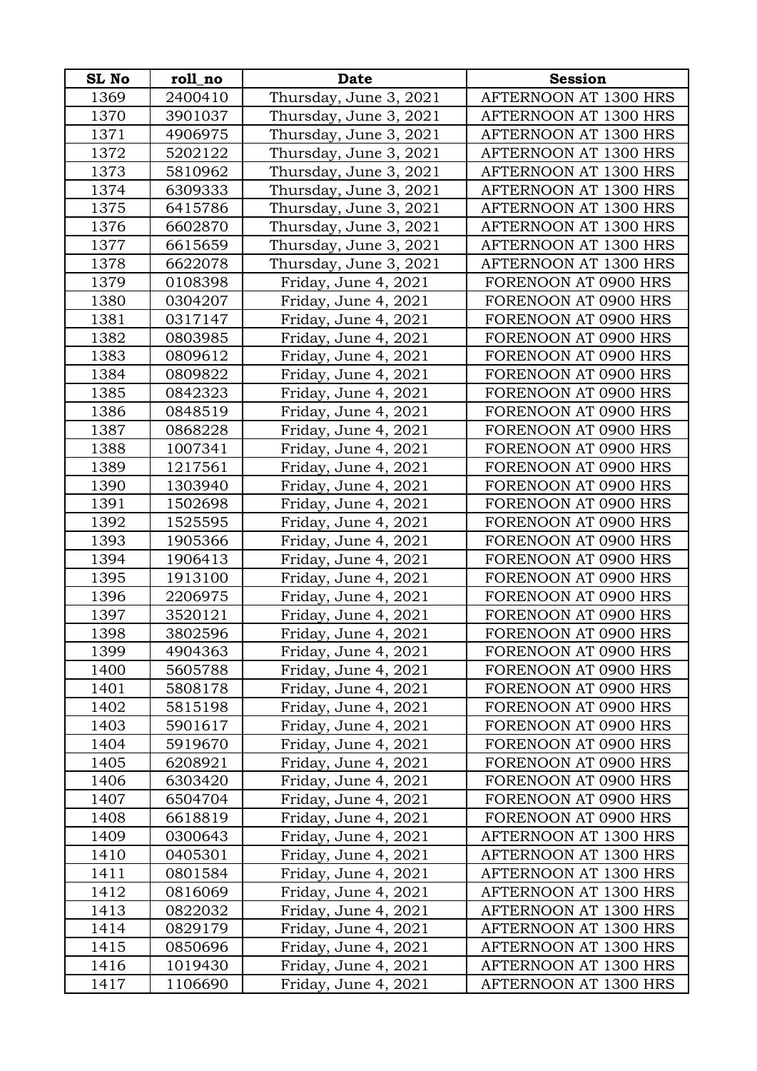| SL No | roll_no | Date | Session |
| --- | --- | --- | --- |
| 1369 | 2400410 | Thursday, June 3, 2021 | AFTERNOON AT 1300 HRS |
| 1370 | 3901037 | Thursday, June 3, 2021 | AFTERNOON AT 1300 HRS |
| 1371 | 4906975 | Thursday, June 3, 2021 | AFTERNOON AT 1300 HRS |
| 1372 | 5202122 | Thursday, June 3, 2021 | AFTERNOON AT 1300 HRS |
| 1373 | 5810962 | Thursday, June 3, 2021 | AFTERNOON AT 1300 HRS |
| 1374 | 6309333 | Thursday, June 3, 2021 | AFTERNOON AT 1300 HRS |
| 1375 | 6415786 | Thursday, June 3, 2021 | AFTERNOON AT 1300 HRS |
| 1376 | 6602870 | Thursday, June 3, 2021 | AFTERNOON AT 1300 HRS |
| 1377 | 6615659 | Thursday, June 3, 2021 | AFTERNOON AT 1300 HRS |
| 1378 | 6622078 | Thursday, June 3, 2021 | AFTERNOON AT 1300 HRS |
| 1379 | 0108398 | Friday, June 4, 2021 | FORENOON AT 0900 HRS |
| 1380 | 0304207 | Friday, June 4, 2021 | FORENOON AT 0900 HRS |
| 1381 | 0317147 | Friday, June 4, 2021 | FORENOON AT 0900 HRS |
| 1382 | 0803985 | Friday, June 4, 2021 | FORENOON AT 0900 HRS |
| 1383 | 0809612 | Friday, June 4, 2021 | FORENOON AT 0900 HRS |
| 1384 | 0809822 | Friday, June 4, 2021 | FORENOON AT 0900 HRS |
| 1385 | 0842323 | Friday, June 4, 2021 | FORENOON AT 0900 HRS |
| 1386 | 0848519 | Friday, June 4, 2021 | FORENOON AT 0900 HRS |
| 1387 | 0868228 | Friday, June 4, 2021 | FORENOON AT 0900 HRS |
| 1388 | 1007341 | Friday, June 4, 2021 | FORENOON AT 0900 HRS |
| 1389 | 1217561 | Friday, June 4, 2021 | FORENOON AT 0900 HRS |
| 1390 | 1303940 | Friday, June 4, 2021 | FORENOON AT 0900 HRS |
| 1391 | 1502698 | Friday, June 4, 2021 | FORENOON AT 0900 HRS |
| 1392 | 1525595 | Friday, June 4, 2021 | FORENOON AT 0900 HRS |
| 1393 | 1905366 | Friday, June 4, 2021 | FORENOON AT 0900 HRS |
| 1394 | 1906413 | Friday, June 4, 2021 | FORENOON AT 0900 HRS |
| 1395 | 1913100 | Friday, June 4, 2021 | FORENOON AT 0900 HRS |
| 1396 | 2206975 | Friday, June 4, 2021 | FORENOON AT 0900 HRS |
| 1397 | 3520121 | Friday, June 4, 2021 | FORENOON AT 0900 HRS |
| 1398 | 3802596 | Friday, June 4, 2021 | FORENOON AT 0900 HRS |
| 1399 | 4904363 | Friday, June 4, 2021 | FORENOON AT 0900 HRS |
| 1400 | 5605788 | Friday, June 4, 2021 | FORENOON AT 0900 HRS |
| 1401 | 5808178 | Friday, June 4, 2021 | FORENOON AT 0900 HRS |
| 1402 | 5815198 | Friday, June 4, 2021 | FORENOON AT 0900 HRS |
| 1403 | 5901617 | Friday, June 4, 2021 | FORENOON AT 0900 HRS |
| 1404 | 5919670 | Friday, June 4, 2021 | FORENOON AT 0900 HRS |
| 1405 | 6208921 | Friday, June 4, 2021 | FORENOON AT 0900 HRS |
| 1406 | 6303420 | Friday, June 4, 2021 | FORENOON AT 0900 HRS |
| 1407 | 6504704 | Friday, June 4, 2021 | FORENOON AT 0900 HRS |
| 1408 | 6618819 | Friday, June 4, 2021 | FORENOON AT 0900 HRS |
| 1409 | 0300643 | Friday, June 4, 2021 | AFTERNOON AT 1300 HRS |
| 1410 | 0405301 | Friday, June 4, 2021 | AFTERNOON AT 1300 HRS |
| 1411 | 0801584 | Friday, June 4, 2021 | AFTERNOON AT 1300 HRS |
| 1412 | 0816069 | Friday, June 4, 2021 | AFTERNOON AT 1300 HRS |
| 1413 | 0822032 | Friday, June 4, 2021 | AFTERNOON AT 1300 HRS |
| 1414 | 0829179 | Friday, June 4, 2021 | AFTERNOON AT 1300 HRS |
| 1415 | 0850696 | Friday, June 4, 2021 | AFTERNOON AT 1300 HRS |
| 1416 | 1019430 | Friday, June 4, 2021 | AFTERNOON AT 1300 HRS |
| 1417 | 1106690 | Friday, June 4, 2021 | AFTERNOON AT 1300 HRS |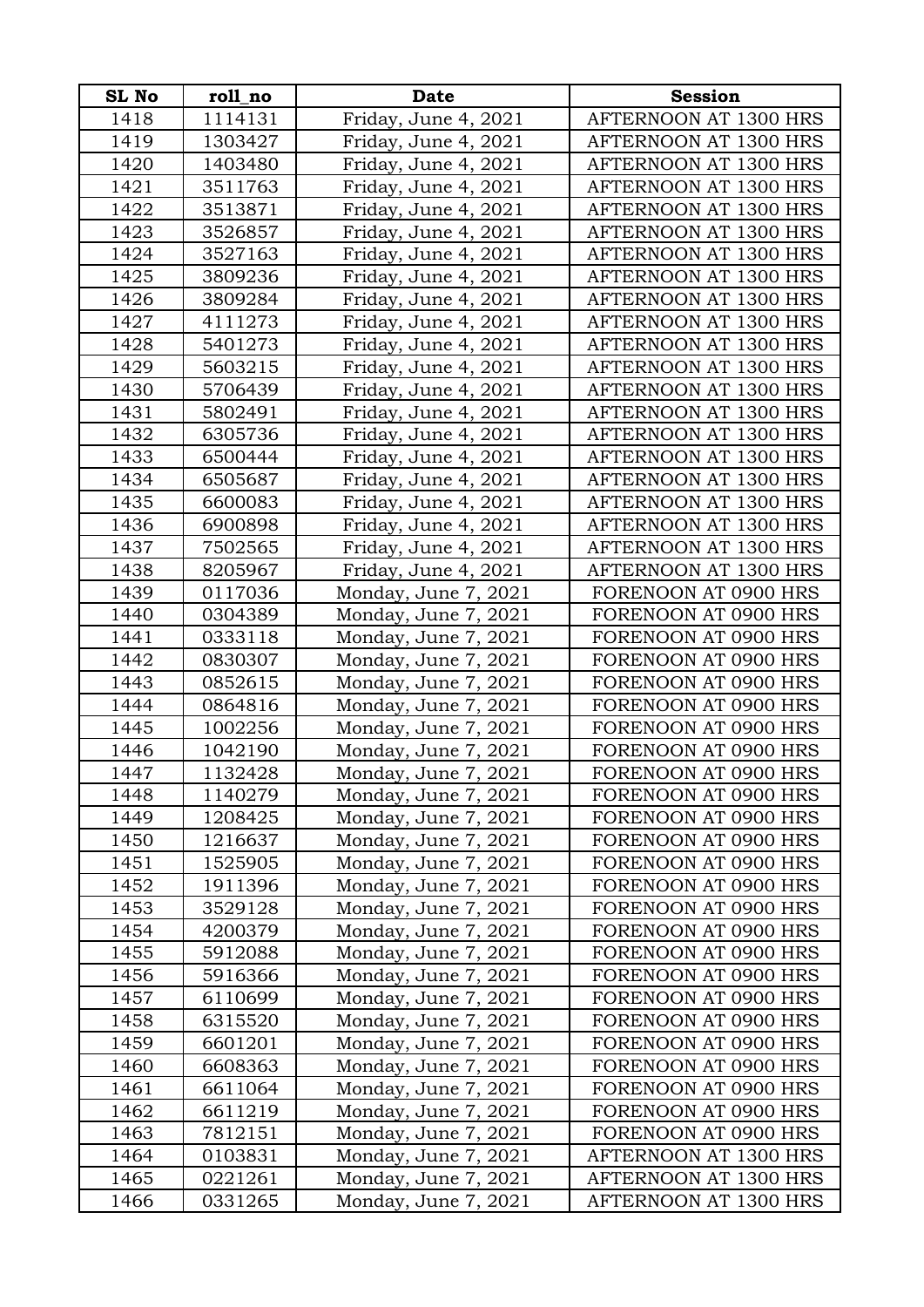| SL No | roll_no | Date | Session |
|---|---|---|---|
| 1418 | 1114131 | Friday, June 4, 2021 | AFTERNOON AT 1300 HRS |
| 1419 | 1303427 | Friday, June 4, 2021 | AFTERNOON AT 1300 HRS |
| 1420 | 1403480 | Friday, June 4, 2021 | AFTERNOON AT 1300 HRS |
| 1421 | 3511763 | Friday, June 4, 2021 | AFTERNOON AT 1300 HRS |
| 1422 | 3513871 | Friday, June 4, 2021 | AFTERNOON AT 1300 HRS |
| 1423 | 3526857 | Friday, June 4, 2021 | AFTERNOON AT 1300 HRS |
| 1424 | 3527163 | Friday, June 4, 2021 | AFTERNOON AT 1300 HRS |
| 1425 | 3809236 | Friday, June 4, 2021 | AFTERNOON AT 1300 HRS |
| 1426 | 3809284 | Friday, June 4, 2021 | AFTERNOON AT 1300 HRS |
| 1427 | 4111273 | Friday, June 4, 2021 | AFTERNOON AT 1300 HRS |
| 1428 | 5401273 | Friday, June 4, 2021 | AFTERNOON AT 1300 HRS |
| 1429 | 5603215 | Friday, June 4, 2021 | AFTERNOON AT 1300 HRS |
| 1430 | 5706439 | Friday, June 4, 2021 | AFTERNOON AT 1300 HRS |
| 1431 | 5802491 | Friday, June 4, 2021 | AFTERNOON AT 1300 HRS |
| 1432 | 6305736 | Friday, June 4, 2021 | AFTERNOON AT 1300 HRS |
| 1433 | 6500444 | Friday, June 4, 2021 | AFTERNOON AT 1300 HRS |
| 1434 | 6505687 | Friday, June 4, 2021 | AFTERNOON AT 1300 HRS |
| 1435 | 6600083 | Friday, June 4, 2021 | AFTERNOON AT 1300 HRS |
| 1436 | 6900898 | Friday, June 4, 2021 | AFTERNOON AT 1300 HRS |
| 1437 | 7502565 | Friday, June 4, 2021 | AFTERNOON AT 1300 HRS |
| 1438 | 8205967 | Friday, June 4, 2021 | AFTERNOON AT 1300 HRS |
| 1439 | 0117036 | Monday, June 7, 2021 | FORENOON AT 0900 HRS |
| 1440 | 0304389 | Monday, June 7, 2021 | FORENOON AT 0900 HRS |
| 1441 | 0333118 | Monday, June 7, 2021 | FORENOON AT 0900 HRS |
| 1442 | 0830307 | Monday, June 7, 2021 | FORENOON AT 0900 HRS |
| 1443 | 0852615 | Monday, June 7, 2021 | FORENOON AT 0900 HRS |
| 1444 | 0864816 | Monday, June 7, 2021 | FORENOON AT 0900 HRS |
| 1445 | 1002256 | Monday, June 7, 2021 | FORENOON AT 0900 HRS |
| 1446 | 1042190 | Monday, June 7, 2021 | FORENOON AT 0900 HRS |
| 1447 | 1132428 | Monday, June 7, 2021 | FORENOON AT 0900 HRS |
| 1448 | 1140279 | Monday, June 7, 2021 | FORENOON AT 0900 HRS |
| 1449 | 1208425 | Monday, June 7, 2021 | FORENOON AT 0900 HRS |
| 1450 | 1216637 | Monday, June 7, 2021 | FORENOON AT 0900 HRS |
| 1451 | 1525905 | Monday, June 7, 2021 | FORENOON AT 0900 HRS |
| 1452 | 1911396 | Monday, June 7, 2021 | FORENOON AT 0900 HRS |
| 1453 | 3529128 | Monday, June 7, 2021 | FORENOON AT 0900 HRS |
| 1454 | 4200379 | Monday, June 7, 2021 | FORENOON AT 0900 HRS |
| 1455 | 5912088 | Monday, June 7, 2021 | FORENOON AT 0900 HRS |
| 1456 | 5916366 | Monday, June 7, 2021 | FORENOON AT 0900 HRS |
| 1457 | 6110699 | Monday, June 7, 2021 | FORENOON AT 0900 HRS |
| 1458 | 6315520 | Monday, June 7, 2021 | FORENOON AT 0900 HRS |
| 1459 | 6601201 | Monday, June 7, 2021 | FORENOON AT 0900 HRS |
| 1460 | 6608363 | Monday, June 7, 2021 | FORENOON AT 0900 HRS |
| 1461 | 6611064 | Monday, June 7, 2021 | FORENOON AT 0900 HRS |
| 1462 | 6611219 | Monday, June 7, 2021 | FORENOON AT 0900 HRS |
| 1463 | 7812151 | Monday, June 7, 2021 | FORENOON AT 0900 HRS |
| 1464 | 0103831 | Monday, June 7, 2021 | AFTERNOON AT 1300 HRS |
| 1465 | 0221261 | Monday, June 7, 2021 | AFTERNOON AT 1300 HRS |
| 1466 | 0331265 | Monday, June 7, 2021 | AFTERNOON AT 1300 HRS |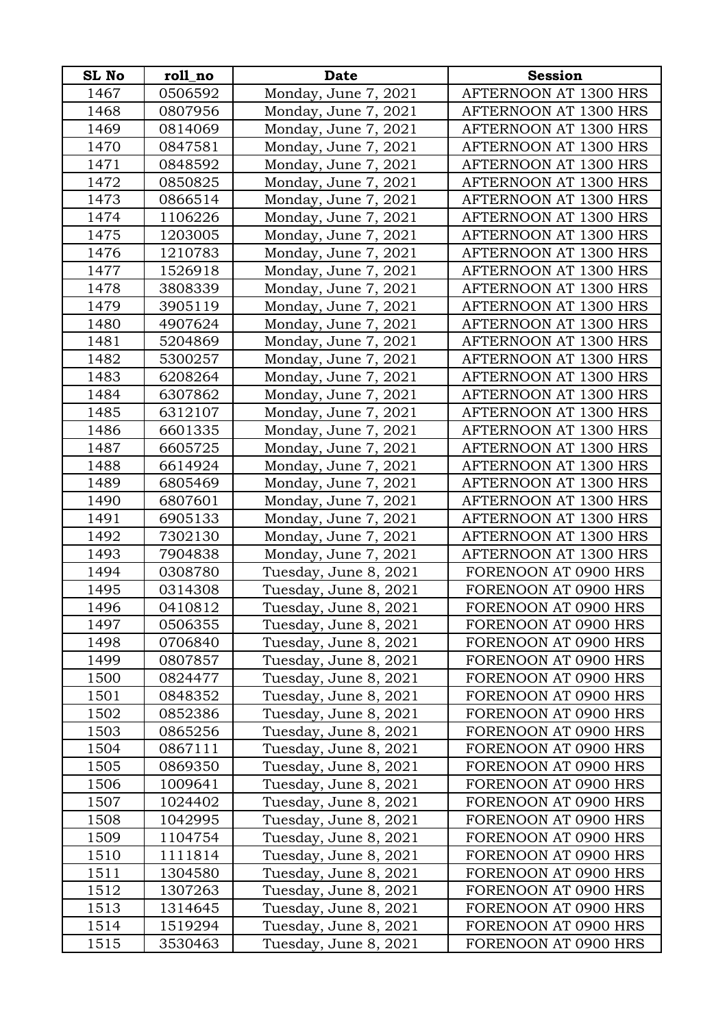| SL No | roll_no | Date | Session |
|---|---|---|---|
| 1467 | 0506592 | Monday, June 7, 2021 | AFTERNOON AT 1300 HRS |
| 1468 | 0807956 | Monday, June 7, 2021 | AFTERNOON AT 1300 HRS |
| 1469 | 0814069 | Monday, June 7, 2021 | AFTERNOON AT 1300 HRS |
| 1470 | 0847581 | Monday, June 7, 2021 | AFTERNOON AT 1300 HRS |
| 1471 | 0848592 | Monday, June 7, 2021 | AFTERNOON AT 1300 HRS |
| 1472 | 0850825 | Monday, June 7, 2021 | AFTERNOON AT 1300 HRS |
| 1473 | 0866514 | Monday, June 7, 2021 | AFTERNOON AT 1300 HRS |
| 1474 | 1106226 | Monday, June 7, 2021 | AFTERNOON AT 1300 HRS |
| 1475 | 1203005 | Monday, June 7, 2021 | AFTERNOON AT 1300 HRS |
| 1476 | 1210783 | Monday, June 7, 2021 | AFTERNOON AT 1300 HRS |
| 1477 | 1526918 | Monday, June 7, 2021 | AFTERNOON AT 1300 HRS |
| 1478 | 3808339 | Monday, June 7, 2021 | AFTERNOON AT 1300 HRS |
| 1479 | 3905119 | Monday, June 7, 2021 | AFTERNOON AT 1300 HRS |
| 1480 | 4907624 | Monday, June 7, 2021 | AFTERNOON AT 1300 HRS |
| 1481 | 5204869 | Monday, June 7, 2021 | AFTERNOON AT 1300 HRS |
| 1482 | 5300257 | Monday, June 7, 2021 | AFTERNOON AT 1300 HRS |
| 1483 | 6208264 | Monday, June 7, 2021 | AFTERNOON AT 1300 HRS |
| 1484 | 6307862 | Monday, June 7, 2021 | AFTERNOON AT 1300 HRS |
| 1485 | 6312107 | Monday, June 7, 2021 | AFTERNOON AT 1300 HRS |
| 1486 | 6601335 | Monday, June 7, 2021 | AFTERNOON AT 1300 HRS |
| 1487 | 6605725 | Monday, June 7, 2021 | AFTERNOON AT 1300 HRS |
| 1488 | 6614924 | Monday, June 7, 2021 | AFTERNOON AT 1300 HRS |
| 1489 | 6805469 | Monday, June 7, 2021 | AFTERNOON AT 1300 HRS |
| 1490 | 6807601 | Monday, June 7, 2021 | AFTERNOON AT 1300 HRS |
| 1491 | 6905133 | Monday, June 7, 2021 | AFTERNOON AT 1300 HRS |
| 1492 | 7302130 | Monday, June 7, 2021 | AFTERNOON AT 1300 HRS |
| 1493 | 7904838 | Monday, June 7, 2021 | AFTERNOON AT 1300 HRS |
| 1494 | 0308780 | Tuesday, June 8, 2021 | FORENOON AT 0900 HRS |
| 1495 | 0314308 | Tuesday, June 8, 2021 | FORENOON AT 0900 HRS |
| 1496 | 0410812 | Tuesday, June 8, 2021 | FORENOON AT 0900 HRS |
| 1497 | 0506355 | Tuesday, June 8, 2021 | FORENOON AT 0900 HRS |
| 1498 | 0706840 | Tuesday, June 8, 2021 | FORENOON AT 0900 HRS |
| 1499 | 0807857 | Tuesday, June 8, 2021 | FORENOON AT 0900 HRS |
| 1500 | 0824477 | Tuesday, June 8, 2021 | FORENOON AT 0900 HRS |
| 1501 | 0848352 | Tuesday, June 8, 2021 | FORENOON AT 0900 HRS |
| 1502 | 0852386 | Tuesday, June 8, 2021 | FORENOON AT 0900 HRS |
| 1503 | 0865256 | Tuesday, June 8, 2021 | FORENOON AT 0900 HRS |
| 1504 | 0867111 | Tuesday, June 8, 2021 | FORENOON AT 0900 HRS |
| 1505 | 0869350 | Tuesday, June 8, 2021 | FORENOON AT 0900 HRS |
| 1506 | 1009641 | Tuesday, June 8, 2021 | FORENOON AT 0900 HRS |
| 1507 | 1024402 | Tuesday, June 8, 2021 | FORENOON AT 0900 HRS |
| 1508 | 1042995 | Tuesday, June 8, 2021 | FORENOON AT 0900 HRS |
| 1509 | 1104754 | Tuesday, June 8, 2021 | FORENOON AT 0900 HRS |
| 1510 | 1111814 | Tuesday, June 8, 2021 | FORENOON AT 0900 HRS |
| 1511 | 1304580 | Tuesday, June 8, 2021 | FORENOON AT 0900 HRS |
| 1512 | 1307263 | Tuesday, June 8, 2021 | FORENOON AT 0900 HRS |
| 1513 | 1314645 | Tuesday, June 8, 2021 | FORENOON AT 0900 HRS |
| 1514 | 1519294 | Tuesday, June 8, 2021 | FORENOON AT 0900 HRS |
| 1515 | 3530463 | Tuesday, June 8, 2021 | FORENOON AT 0900 HRS |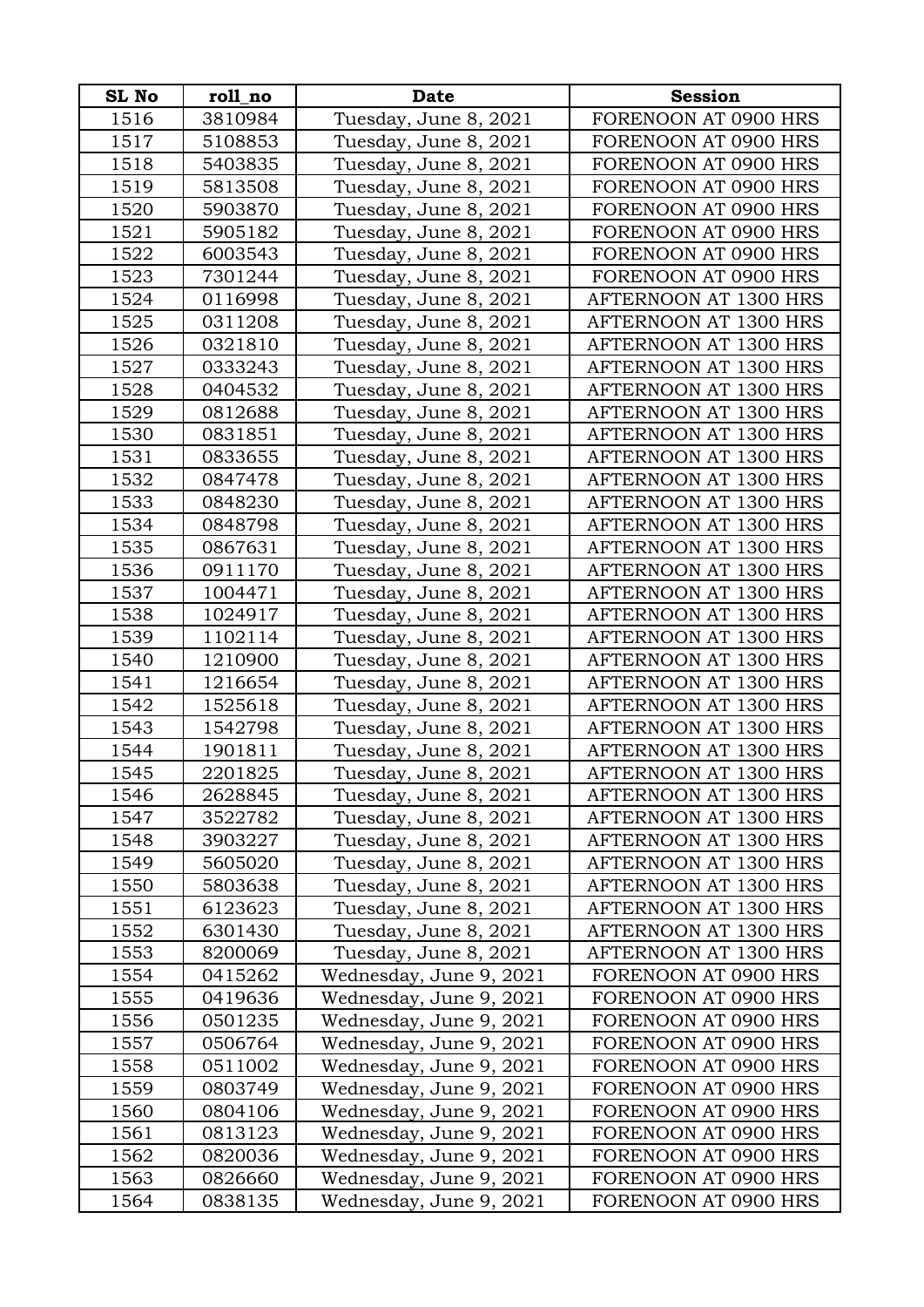| SL No | roll_no | Date | Session |
|---|---|---|---|
| 1516 | 3810984 | Tuesday, June 8, 2021 | FORENOON AT 0900 HRS |
| 1517 | 5108853 | Tuesday, June 8, 2021 | FORENOON AT 0900 HRS |
| 1518 | 5403835 | Tuesday, June 8, 2021 | FORENOON AT 0900 HRS |
| 1519 | 5813508 | Tuesday, June 8, 2021 | FORENOON AT 0900 HRS |
| 1520 | 5903870 | Tuesday, June 8, 2021 | FORENOON AT 0900 HRS |
| 1521 | 5905182 | Tuesday, June 8, 2021 | FORENOON AT 0900 HRS |
| 1522 | 6003543 | Tuesday, June 8, 2021 | FORENOON AT 0900 HRS |
| 1523 | 7301244 | Tuesday, June 8, 2021 | FORENOON AT 0900 HRS |
| 1524 | 0116998 | Tuesday, June 8, 2021 | AFTERNOON AT 1300 HRS |
| 1525 | 0311208 | Tuesday, June 8, 2021 | AFTERNOON AT 1300 HRS |
| 1526 | 0321810 | Tuesday, June 8, 2021 | AFTERNOON AT 1300 HRS |
| 1527 | 0333243 | Tuesday, June 8, 2021 | AFTERNOON AT 1300 HRS |
| 1528 | 0404532 | Tuesday, June 8, 2021 | AFTERNOON AT 1300 HRS |
| 1529 | 0812688 | Tuesday, June 8, 2021 | AFTERNOON AT 1300 HRS |
| 1530 | 0831851 | Tuesday, June 8, 2021 | AFTERNOON AT 1300 HRS |
| 1531 | 0833655 | Tuesday, June 8, 2021 | AFTERNOON AT 1300 HRS |
| 1532 | 0847478 | Tuesday, June 8, 2021 | AFTERNOON AT 1300 HRS |
| 1533 | 0848230 | Tuesday, June 8, 2021 | AFTERNOON AT 1300 HRS |
| 1534 | 0848798 | Tuesday, June 8, 2021 | AFTERNOON AT 1300 HRS |
| 1535 | 0867631 | Tuesday, June 8, 2021 | AFTERNOON AT 1300 HRS |
| 1536 | 0911170 | Tuesday, June 8, 2021 | AFTERNOON AT 1300 HRS |
| 1537 | 1004471 | Tuesday, June 8, 2021 | AFTERNOON AT 1300 HRS |
| 1538 | 1024917 | Tuesday, June 8, 2021 | AFTERNOON AT 1300 HRS |
| 1539 | 1102114 | Tuesday, June 8, 2021 | AFTERNOON AT 1300 HRS |
| 1540 | 1210900 | Tuesday, June 8, 2021 | AFTERNOON AT 1300 HRS |
| 1541 | 1216654 | Tuesday, June 8, 2021 | AFTERNOON AT 1300 HRS |
| 1542 | 1525618 | Tuesday, June 8, 2021 | AFTERNOON AT 1300 HRS |
| 1543 | 1542798 | Tuesday, June 8, 2021 | AFTERNOON AT 1300 HRS |
| 1544 | 1901811 | Tuesday, June 8, 2021 | AFTERNOON AT 1300 HRS |
| 1545 | 2201825 | Tuesday, June 8, 2021 | AFTERNOON AT 1300 HRS |
| 1546 | 2628845 | Tuesday, June 8, 2021 | AFTERNOON AT 1300 HRS |
| 1547 | 3522782 | Tuesday, June 8, 2021 | AFTERNOON AT 1300 HRS |
| 1548 | 3903227 | Tuesday, June 8, 2021 | AFTERNOON AT 1300 HRS |
| 1549 | 5605020 | Tuesday, June 8, 2021 | AFTERNOON AT 1300 HRS |
| 1550 | 5803638 | Tuesday, June 8, 2021 | AFTERNOON AT 1300 HRS |
| 1551 | 6123623 | Tuesday, June 8, 2021 | AFTERNOON AT 1300 HRS |
| 1552 | 6301430 | Tuesday, June 8, 2021 | AFTERNOON AT 1300 HRS |
| 1553 | 8200069 | Tuesday, June 8, 2021 | AFTERNOON AT 1300 HRS |
| 1554 | 0415262 | Wednesday, June 9, 2021 | FORENOON AT 0900 HRS |
| 1555 | 0419636 | Wednesday, June 9, 2021 | FORENOON AT 0900 HRS |
| 1556 | 0501235 | Wednesday, June 9, 2021 | FORENOON AT 0900 HRS |
| 1557 | 0506764 | Wednesday, June 9, 2021 | FORENOON AT 0900 HRS |
| 1558 | 0511002 | Wednesday, June 9, 2021 | FORENOON AT 0900 HRS |
| 1559 | 0803749 | Wednesday, June 9, 2021 | FORENOON AT 0900 HRS |
| 1560 | 0804106 | Wednesday, June 9, 2021 | FORENOON AT 0900 HRS |
| 1561 | 0813123 | Wednesday, June 9, 2021 | FORENOON AT 0900 HRS |
| 1562 | 0820036 | Wednesday, June 9, 2021 | FORENOON AT 0900 HRS |
| 1563 | 0826660 | Wednesday, June 9, 2021 | FORENOON AT 0900 HRS |
| 1564 | 0838135 | Wednesday, June 9, 2021 | FORENOON AT 0900 HRS |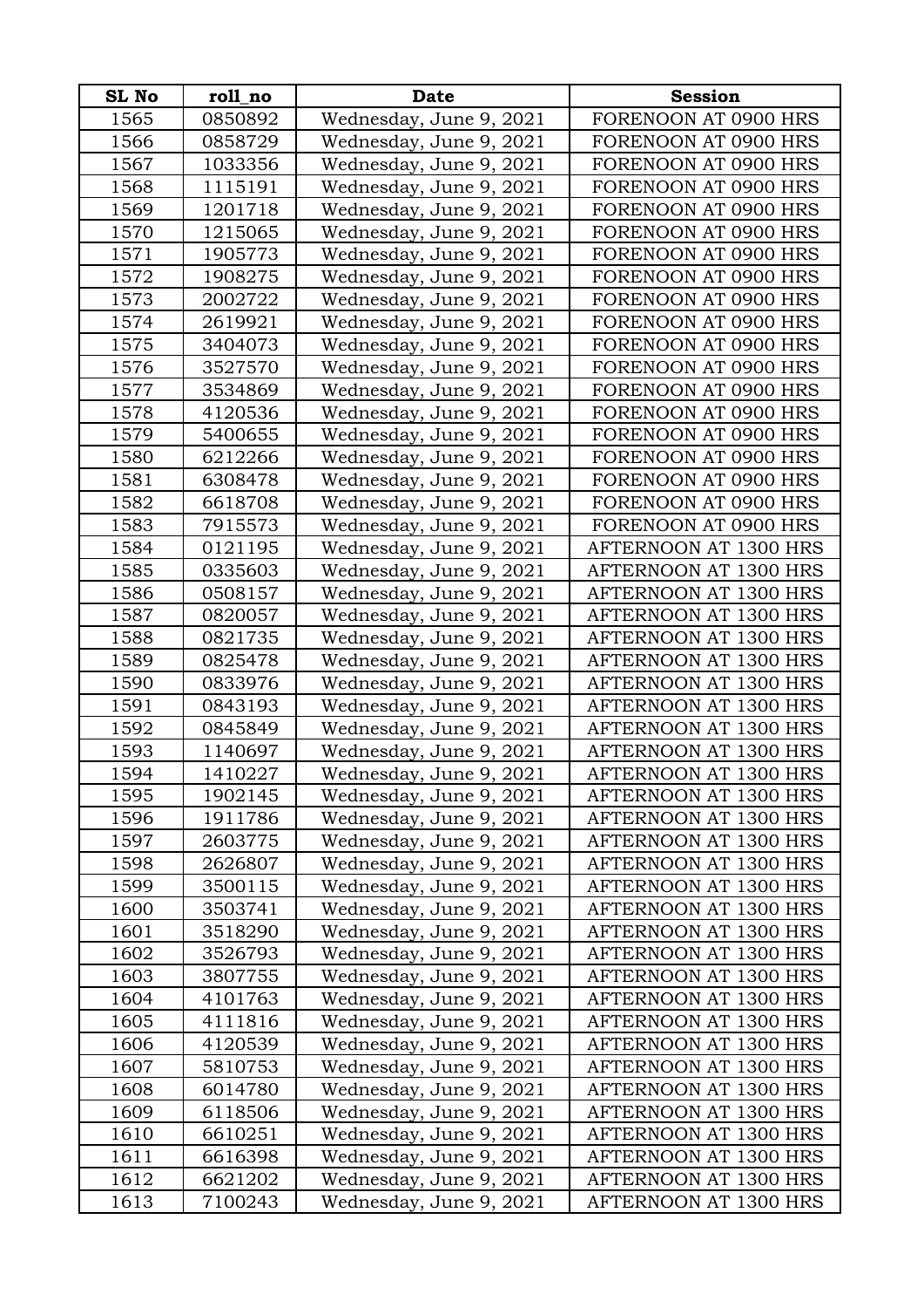| SL No | roll_no | Date | Session |
|---|---|---|---|
| 1565 | 0850892 | Wednesday, June 9, 2021 | FORENOON AT 0900 HRS |
| 1566 | 0858729 | Wednesday, June 9, 2021 | FORENOON AT 0900 HRS |
| 1567 | 1033356 | Wednesday, June 9, 2021 | FORENOON AT 0900 HRS |
| 1568 | 1115191 | Wednesday, June 9, 2021 | FORENOON AT 0900 HRS |
| 1569 | 1201718 | Wednesday, June 9, 2021 | FORENOON AT 0900 HRS |
| 1570 | 1215065 | Wednesday, June 9, 2021 | FORENOON AT 0900 HRS |
| 1571 | 1905773 | Wednesday, June 9, 2021 | FORENOON AT 0900 HRS |
| 1572 | 1908275 | Wednesday, June 9, 2021 | FORENOON AT 0900 HRS |
| 1573 | 2002722 | Wednesday, June 9, 2021 | FORENOON AT 0900 HRS |
| 1574 | 2619921 | Wednesday, June 9, 2021 | FORENOON AT 0900 HRS |
| 1575 | 3404073 | Wednesday, June 9, 2021 | FORENOON AT 0900 HRS |
| 1576 | 3527570 | Wednesday, June 9, 2021 | FORENOON AT 0900 HRS |
| 1577 | 3534869 | Wednesday, June 9, 2021 | FORENOON AT 0900 HRS |
| 1578 | 4120536 | Wednesday, June 9, 2021 | FORENOON AT 0900 HRS |
| 1579 | 5400655 | Wednesday, June 9, 2021 | FORENOON AT 0900 HRS |
| 1580 | 6212266 | Wednesday, June 9, 2021 | FORENOON AT 0900 HRS |
| 1581 | 6308478 | Wednesday, June 9, 2021 | FORENOON AT 0900 HRS |
| 1582 | 6618708 | Wednesday, June 9, 2021 | FORENOON AT 0900 HRS |
| 1583 | 7915573 | Wednesday, June 9, 2021 | FORENOON AT 0900 HRS |
| 1584 | 0121195 | Wednesday, June 9, 2021 | AFTERNOON AT 1300 HRS |
| 1585 | 0335603 | Wednesday, June 9, 2021 | AFTERNOON AT 1300 HRS |
| 1586 | 0508157 | Wednesday, June 9, 2021 | AFTERNOON AT 1300 HRS |
| 1587 | 0820057 | Wednesday, June 9, 2021 | AFTERNOON AT 1300 HRS |
| 1588 | 0821735 | Wednesday, June 9, 2021 | AFTERNOON AT 1300 HRS |
| 1589 | 0825478 | Wednesday, June 9, 2021 | AFTERNOON AT 1300 HRS |
| 1590 | 0833976 | Wednesday, June 9, 2021 | AFTERNOON AT 1300 HRS |
| 1591 | 0843193 | Wednesday, June 9, 2021 | AFTERNOON AT 1300 HRS |
| 1592 | 0845849 | Wednesday, June 9, 2021 | AFTERNOON AT 1300 HRS |
| 1593 | 1140697 | Wednesday, June 9, 2021 | AFTERNOON AT 1300 HRS |
| 1594 | 1410227 | Wednesday, June 9, 2021 | AFTERNOON AT 1300 HRS |
| 1595 | 1902145 | Wednesday, June 9, 2021 | AFTERNOON AT 1300 HRS |
| 1596 | 1911786 | Wednesday, June 9, 2021 | AFTERNOON AT 1300 HRS |
| 1597 | 2603775 | Wednesday, June 9, 2021 | AFTERNOON AT 1300 HRS |
| 1598 | 2626807 | Wednesday, June 9, 2021 | AFTERNOON AT 1300 HRS |
| 1599 | 3500115 | Wednesday, June 9, 2021 | AFTERNOON AT 1300 HRS |
| 1600 | 3503741 | Wednesday, June 9, 2021 | AFTERNOON AT 1300 HRS |
| 1601 | 3518290 | Wednesday, June 9, 2021 | AFTERNOON AT 1300 HRS |
| 1602 | 3526793 | Wednesday, June 9, 2021 | AFTERNOON AT 1300 HRS |
| 1603 | 3807755 | Wednesday, June 9, 2021 | AFTERNOON AT 1300 HRS |
| 1604 | 4101763 | Wednesday, June 9, 2021 | AFTERNOON AT 1300 HRS |
| 1605 | 4111816 | Wednesday, June 9, 2021 | AFTERNOON AT 1300 HRS |
| 1606 | 4120539 | Wednesday, June 9, 2021 | AFTERNOON AT 1300 HRS |
| 1607 | 5810753 | Wednesday, June 9, 2021 | AFTERNOON AT 1300 HRS |
| 1608 | 6014780 | Wednesday, June 9, 2021 | AFTERNOON AT 1300 HRS |
| 1609 | 6118506 | Wednesday, June 9, 2021 | AFTERNOON AT 1300 HRS |
| 1610 | 6610251 | Wednesday, June 9, 2021 | AFTERNOON AT 1300 HRS |
| 1611 | 6616398 | Wednesday, June 9, 2021 | AFTERNOON AT 1300 HRS |
| 1612 | 6621202 | Wednesday, June 9, 2021 | AFTERNOON AT 1300 HRS |
| 1613 | 7100243 | Wednesday, June 9, 2021 | AFTERNOON AT 1300 HRS |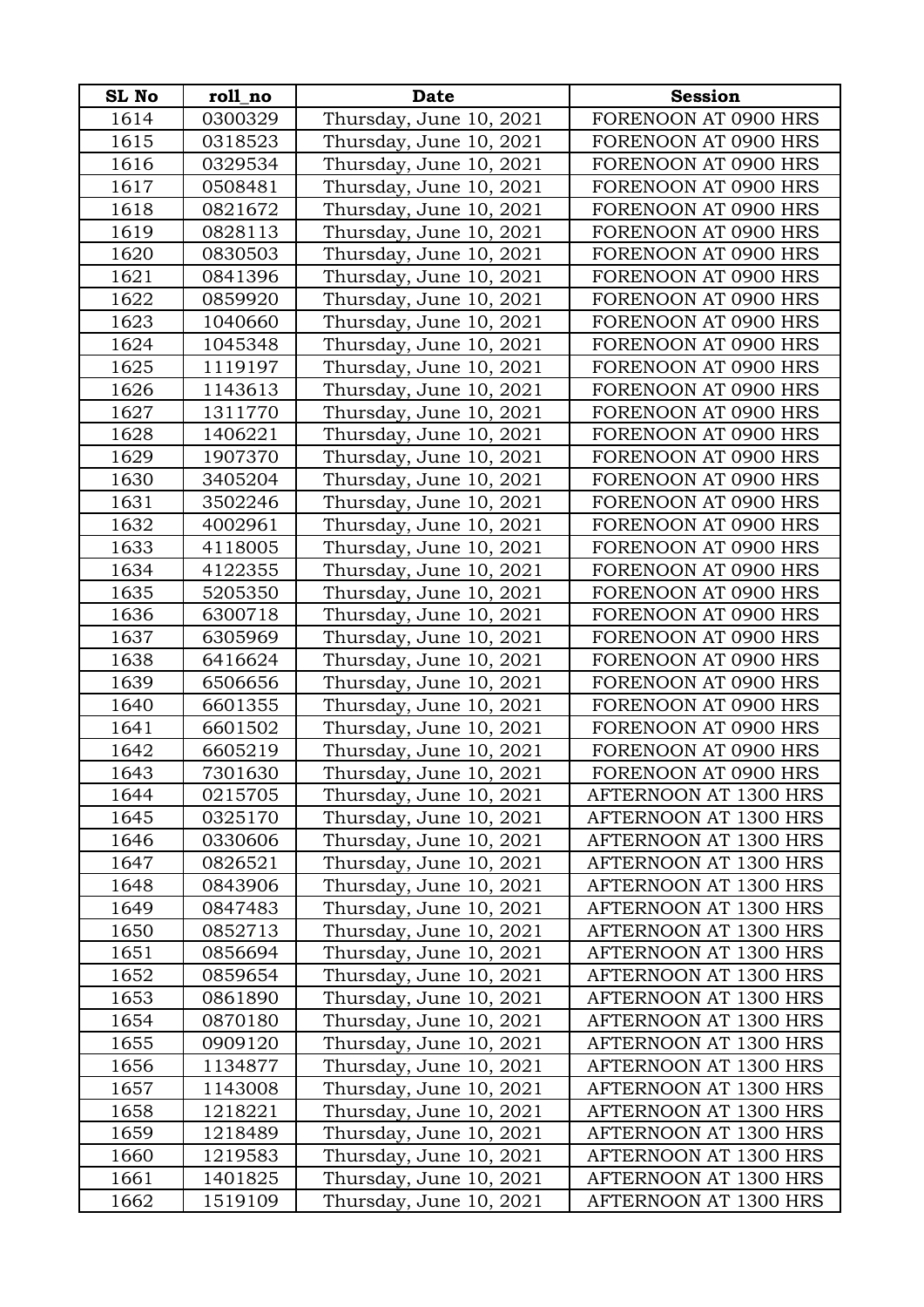| SL No | roll_no | Date | Session |
|---|---|---|---|
| 1614 | 0300329 | Thursday, June 10, 2021 | FORENOON AT 0900 HRS |
| 1615 | 0318523 | Thursday, June 10, 2021 | FORENOON AT 0900 HRS |
| 1616 | 0329534 | Thursday, June 10, 2021 | FORENOON AT 0900 HRS |
| 1617 | 0508481 | Thursday, June 10, 2021 | FORENOON AT 0900 HRS |
| 1618 | 0821672 | Thursday, June 10, 2021 | FORENOON AT 0900 HRS |
| 1619 | 0828113 | Thursday, June 10, 2021 | FORENOON AT 0900 HRS |
| 1620 | 0830503 | Thursday, June 10, 2021 | FORENOON AT 0900 HRS |
| 1621 | 0841396 | Thursday, June 10, 2021 | FORENOON AT 0900 HRS |
| 1622 | 0859920 | Thursday, June 10, 2021 | FORENOON AT 0900 HRS |
| 1623 | 1040660 | Thursday, June 10, 2021 | FORENOON AT 0900 HRS |
| 1624 | 1045348 | Thursday, June 10, 2021 | FORENOON AT 0900 HRS |
| 1625 | 1119197 | Thursday, June 10, 2021 | FORENOON AT 0900 HRS |
| 1626 | 1143613 | Thursday, June 10, 2021 | FORENOON AT 0900 HRS |
| 1627 | 1311770 | Thursday, June 10, 2021 | FORENOON AT 0900 HRS |
| 1628 | 1406221 | Thursday, June 10, 2021 | FORENOON AT 0900 HRS |
| 1629 | 1907370 | Thursday, June 10, 2021 | FORENOON AT 0900 HRS |
| 1630 | 3405204 | Thursday, June 10, 2021 | FORENOON AT 0900 HRS |
| 1631 | 3502246 | Thursday, June 10, 2021 | FORENOON AT 0900 HRS |
| 1632 | 4002961 | Thursday, June 10, 2021 | FORENOON AT 0900 HRS |
| 1633 | 4118005 | Thursday, June 10, 2021 | FORENOON AT 0900 HRS |
| 1634 | 4122355 | Thursday, June 10, 2021 | FORENOON AT 0900 HRS |
| 1635 | 5205350 | Thursday, June 10, 2021 | FORENOON AT 0900 HRS |
| 1636 | 6300718 | Thursday, June 10, 2021 | FORENOON AT 0900 HRS |
| 1637 | 6305969 | Thursday, June 10, 2021 | FORENOON AT 0900 HRS |
| 1638 | 6416624 | Thursday, June 10, 2021 | FORENOON AT 0900 HRS |
| 1639 | 6506656 | Thursday, June 10, 2021 | FORENOON AT 0900 HRS |
| 1640 | 6601355 | Thursday, June 10, 2021 | FORENOON AT 0900 HRS |
| 1641 | 6601502 | Thursday, June 10, 2021 | FORENOON AT 0900 HRS |
| 1642 | 6605219 | Thursday, June 10, 2021 | FORENOON AT 0900 HRS |
| 1643 | 7301630 | Thursday, June 10, 2021 | FORENOON AT 0900 HRS |
| 1644 | 0215705 | Thursday, June 10, 2021 | AFTERNOON AT 1300 HRS |
| 1645 | 0325170 | Thursday, June 10, 2021 | AFTERNOON AT 1300 HRS |
| 1646 | 0330606 | Thursday, June 10, 2021 | AFTERNOON AT 1300 HRS |
| 1647 | 0826521 | Thursday, June 10, 2021 | AFTERNOON AT 1300 HRS |
| 1648 | 0843906 | Thursday, June 10, 2021 | AFTERNOON AT 1300 HRS |
| 1649 | 0847483 | Thursday, June 10, 2021 | AFTERNOON AT 1300 HRS |
| 1650 | 0852713 | Thursday, June 10, 2021 | AFTERNOON AT 1300 HRS |
| 1651 | 0856694 | Thursday, June 10, 2021 | AFTERNOON AT 1300 HRS |
| 1652 | 0859654 | Thursday, June 10, 2021 | AFTERNOON AT 1300 HRS |
| 1653 | 0861890 | Thursday, June 10, 2021 | AFTERNOON AT 1300 HRS |
| 1654 | 0870180 | Thursday, June 10, 2021 | AFTERNOON AT 1300 HRS |
| 1655 | 0909120 | Thursday, June 10, 2021 | AFTERNOON AT 1300 HRS |
| 1656 | 1134877 | Thursday, June 10, 2021 | AFTERNOON AT 1300 HRS |
| 1657 | 1143008 | Thursday, June 10, 2021 | AFTERNOON AT 1300 HRS |
| 1658 | 1218221 | Thursday, June 10, 2021 | AFTERNOON AT 1300 HRS |
| 1659 | 1218489 | Thursday, June 10, 2021 | AFTERNOON AT 1300 HRS |
| 1660 | 1219583 | Thursday, June 10, 2021 | AFTERNOON AT 1300 HRS |
| 1661 | 1401825 | Thursday, June 10, 2021 | AFTERNOON AT 1300 HRS |
| 1662 | 1519109 | Thursday, June 10, 2021 | AFTERNOON AT 1300 HRS |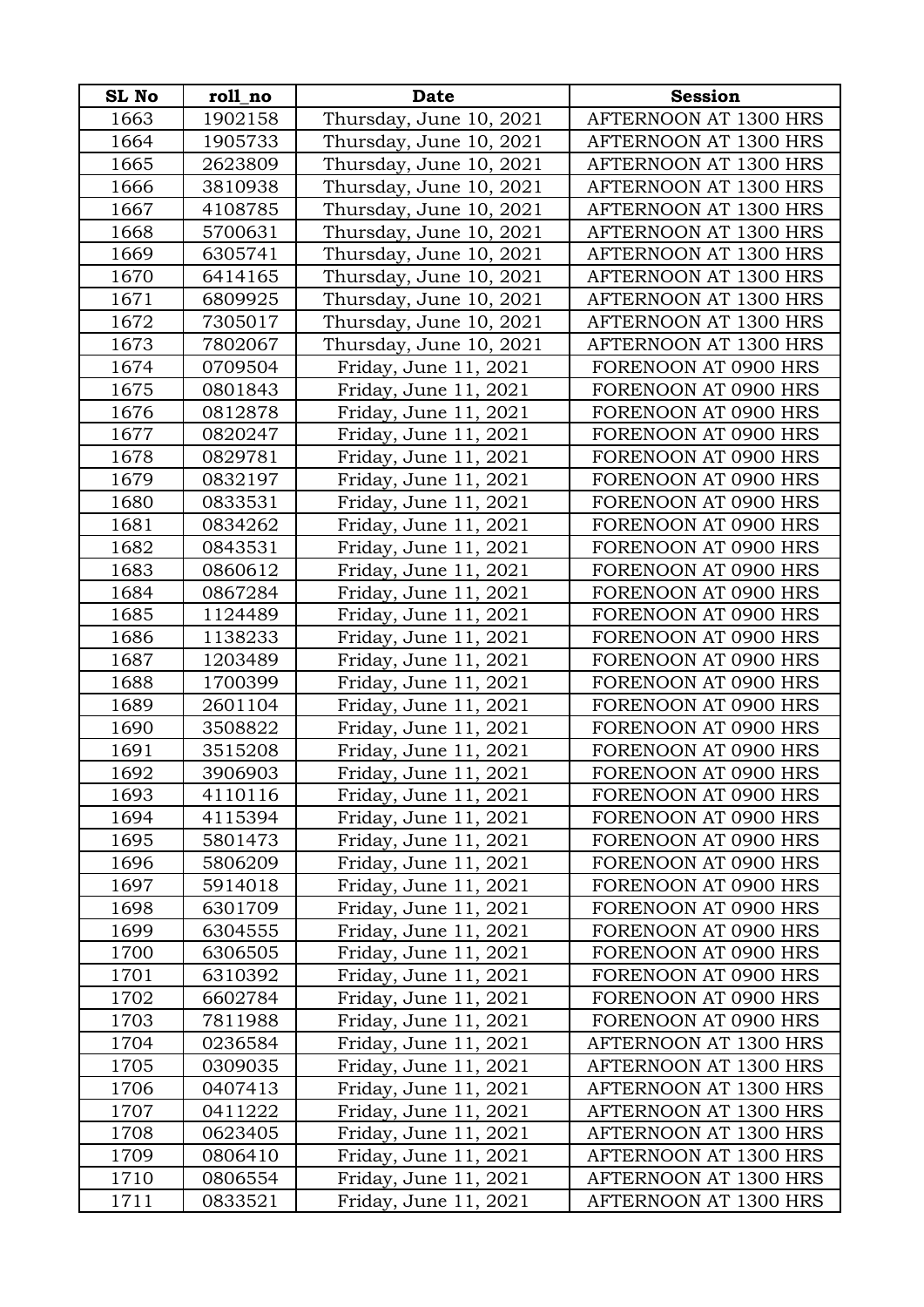| SL No | roll_no | Date | Session |
|---|---|---|---|
| 1663 | 1902158 | Thursday, June 10, 2021 | AFTERNOON AT 1300 HRS |
| 1664 | 1905733 | Thursday, June 10, 2021 | AFTERNOON AT 1300 HRS |
| 1665 | 2623809 | Thursday, June 10, 2021 | AFTERNOON AT 1300 HRS |
| 1666 | 3810938 | Thursday, June 10, 2021 | AFTERNOON AT 1300 HRS |
| 1667 | 4108785 | Thursday, June 10, 2021 | AFTERNOON AT 1300 HRS |
| 1668 | 5700631 | Thursday, June 10, 2021 | AFTERNOON AT 1300 HRS |
| 1669 | 6305741 | Thursday, June 10, 2021 | AFTERNOON AT 1300 HRS |
| 1670 | 6414165 | Thursday, June 10, 2021 | AFTERNOON AT 1300 HRS |
| 1671 | 6809925 | Thursday, June 10, 2021 | AFTERNOON AT 1300 HRS |
| 1672 | 7305017 | Thursday, June 10, 2021 | AFTERNOON AT 1300 HRS |
| 1673 | 7802067 | Thursday, June 10, 2021 | AFTERNOON AT 1300 HRS |
| 1674 | 0709504 | Friday, June 11, 2021 | FORENOON AT 0900 HRS |
| 1675 | 0801843 | Friday, June 11, 2021 | FORENOON AT 0900 HRS |
| 1676 | 0812878 | Friday, June 11, 2021 | FORENOON AT 0900 HRS |
| 1677 | 0820247 | Friday, June 11, 2021 | FORENOON AT 0900 HRS |
| 1678 | 0829781 | Friday, June 11, 2021 | FORENOON AT 0900 HRS |
| 1679 | 0832197 | Friday, June 11, 2021 | FORENOON AT 0900 HRS |
| 1680 | 0833531 | Friday, June 11, 2021 | FORENOON AT 0900 HRS |
| 1681 | 0834262 | Friday, June 11, 2021 | FORENOON AT 0900 HRS |
| 1682 | 0843531 | Friday, June 11, 2021 | FORENOON AT 0900 HRS |
| 1683 | 0860612 | Friday, June 11, 2021 | FORENOON AT 0900 HRS |
| 1684 | 0867284 | Friday, June 11, 2021 | FORENOON AT 0900 HRS |
| 1685 | 1124489 | Friday, June 11, 2021 | FORENOON AT 0900 HRS |
| 1686 | 1138233 | Friday, June 11, 2021 | FORENOON AT 0900 HRS |
| 1687 | 1203489 | Friday, June 11, 2021 | FORENOON AT 0900 HRS |
| 1688 | 1700399 | Friday, June 11, 2021 | FORENOON AT 0900 HRS |
| 1689 | 2601104 | Friday, June 11, 2021 | FORENOON AT 0900 HRS |
| 1690 | 3508822 | Friday, June 11, 2021 | FORENOON AT 0900 HRS |
| 1691 | 3515208 | Friday, June 11, 2021 | FORENOON AT 0900 HRS |
| 1692 | 3906903 | Friday, June 11, 2021 | FORENOON AT 0900 HRS |
| 1693 | 4110116 | Friday, June 11, 2021 | FORENOON AT 0900 HRS |
| 1694 | 4115394 | Friday, June 11, 2021 | FORENOON AT 0900 HRS |
| 1695 | 5801473 | Friday, June 11, 2021 | FORENOON AT 0900 HRS |
| 1696 | 5806209 | Friday, June 11, 2021 | FORENOON AT 0900 HRS |
| 1697 | 5914018 | Friday, June 11, 2021 | FORENOON AT 0900 HRS |
| 1698 | 6301709 | Friday, June 11, 2021 | FORENOON AT 0900 HRS |
| 1699 | 6304555 | Friday, June 11, 2021 | FORENOON AT 0900 HRS |
| 1700 | 6306505 | Friday, June 11, 2021 | FORENOON AT 0900 HRS |
| 1701 | 6310392 | Friday, June 11, 2021 | FORENOON AT 0900 HRS |
| 1702 | 6602784 | Friday, June 11, 2021 | FORENOON AT 0900 HRS |
| 1703 | 7811988 | Friday, June 11, 2021 | FORENOON AT 0900 HRS |
| 1704 | 0236584 | Friday, June 11, 2021 | AFTERNOON AT 1300 HRS |
| 1705 | 0309035 | Friday, June 11, 2021 | AFTERNOON AT 1300 HRS |
| 1706 | 0407413 | Friday, June 11, 2021 | AFTERNOON AT 1300 HRS |
| 1707 | 0411222 | Friday, June 11, 2021 | AFTERNOON AT 1300 HRS |
| 1708 | 0623405 | Friday, June 11, 2021 | AFTERNOON AT 1300 HRS |
| 1709 | 0806410 | Friday, June 11, 2021 | AFTERNOON AT 1300 HRS |
| 1710 | 0806554 | Friday, June 11, 2021 | AFTERNOON AT 1300 HRS |
| 1711 | 0833521 | Friday, June 11, 2021 | AFTERNOON AT 1300 HRS |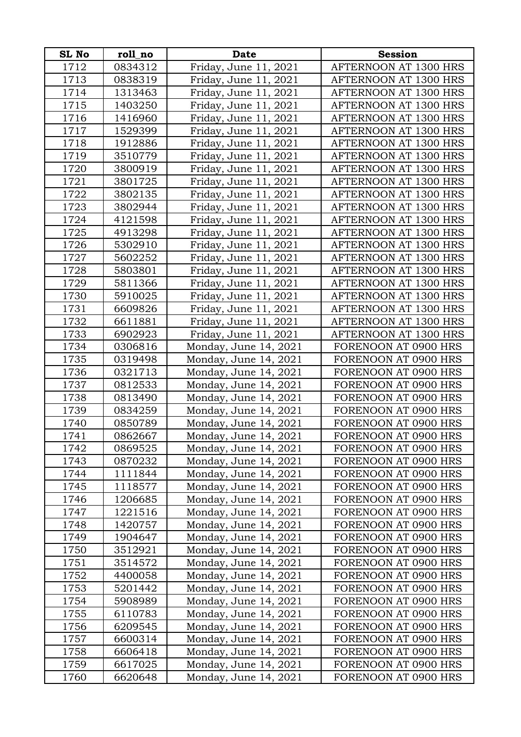| SL No | roll_no | Date | Session |
|---|---|---|---|
| 1712 | 0834312 | Friday, June 11, 2021 | AFTERNOON AT 1300 HRS |
| 1713 | 0838319 | Friday, June 11, 2021 | AFTERNOON AT 1300 HRS |
| 1714 | 1313463 | Friday, June 11, 2021 | AFTERNOON AT 1300 HRS |
| 1715 | 1403250 | Friday, June 11, 2021 | AFTERNOON AT 1300 HRS |
| 1716 | 1416960 | Friday, June 11, 2021 | AFTERNOON AT 1300 HRS |
| 1717 | 1529399 | Friday, June 11, 2021 | AFTERNOON AT 1300 HRS |
| 1718 | 1912886 | Friday, June 11, 2021 | AFTERNOON AT 1300 HRS |
| 1719 | 3510779 | Friday, June 11, 2021 | AFTERNOON AT 1300 HRS |
| 1720 | 3800919 | Friday, June 11, 2021 | AFTERNOON AT 1300 HRS |
| 1721 | 3801725 | Friday, June 11, 2021 | AFTERNOON AT 1300 HRS |
| 1722 | 3802135 | Friday, June 11, 2021 | AFTERNOON AT 1300 HRS |
| 1723 | 3802944 | Friday, June 11, 2021 | AFTERNOON AT 1300 HRS |
| 1724 | 4121598 | Friday, June 11, 2021 | AFTERNOON AT 1300 HRS |
| 1725 | 4913298 | Friday, June 11, 2021 | AFTERNOON AT 1300 HRS |
| 1726 | 5302910 | Friday, June 11, 2021 | AFTERNOON AT 1300 HRS |
| 1727 | 5602252 | Friday, June 11, 2021 | AFTERNOON AT 1300 HRS |
| 1728 | 5803801 | Friday, June 11, 2021 | AFTERNOON AT 1300 HRS |
| 1729 | 5811366 | Friday, June 11, 2021 | AFTERNOON AT 1300 HRS |
| 1730 | 5910025 | Friday, June 11, 2021 | AFTERNOON AT 1300 HRS |
| 1731 | 6609826 | Friday, June 11, 2021 | AFTERNOON AT 1300 HRS |
| 1732 | 6611881 | Friday, June 11, 2021 | AFTERNOON AT 1300 HRS |
| 1733 | 6902923 | Friday, June 11, 2021 | AFTERNOON AT 1300 HRS |
| 1734 | 0306816 | Monday, June 14, 2021 | FORENOON AT 0900 HRS |
| 1735 | 0319498 | Monday, June 14, 2021 | FORENOON AT 0900 HRS |
| 1736 | 0321713 | Monday, June 14, 2021 | FORENOON AT 0900 HRS |
| 1737 | 0812533 | Monday, June 14, 2021 | FORENOON AT 0900 HRS |
| 1738 | 0813490 | Monday, June 14, 2021 | FORENOON AT 0900 HRS |
| 1739 | 0834259 | Monday, June 14, 2021 | FORENOON AT 0900 HRS |
| 1740 | 0850789 | Monday, June 14, 2021 | FORENOON AT 0900 HRS |
| 1741 | 0862667 | Monday, June 14, 2021 | FORENOON AT 0900 HRS |
| 1742 | 0869525 | Monday, June 14, 2021 | FORENOON AT 0900 HRS |
| 1743 | 0870232 | Monday, June 14, 2021 | FORENOON AT 0900 HRS |
| 1744 | 1111844 | Monday, June 14, 2021 | FORENOON AT 0900 HRS |
| 1745 | 1118577 | Monday, June 14, 2021 | FORENOON AT 0900 HRS |
| 1746 | 1206685 | Monday, June 14, 2021 | FORENOON AT 0900 HRS |
| 1747 | 1221516 | Monday, June 14, 2021 | FORENOON AT 0900 HRS |
| 1748 | 1420757 | Monday, June 14, 2021 | FORENOON AT 0900 HRS |
| 1749 | 1904647 | Monday, June 14, 2021 | FORENOON AT 0900 HRS |
| 1750 | 3512921 | Monday, June 14, 2021 | FORENOON AT 0900 HRS |
| 1751 | 3514572 | Monday, June 14, 2021 | FORENOON AT 0900 HRS |
| 1752 | 4400058 | Monday, June 14, 2021 | FORENOON AT 0900 HRS |
| 1753 | 5201442 | Monday, June 14, 2021 | FORENOON AT 0900 HRS |
| 1754 | 5908989 | Monday, June 14, 2021 | FORENOON AT 0900 HRS |
| 1755 | 6110783 | Monday, June 14, 2021 | FORENOON AT 0900 HRS |
| 1756 | 6209545 | Monday, June 14, 2021 | FORENOON AT 0900 HRS |
| 1757 | 6600314 | Monday, June 14, 2021 | FORENOON AT 0900 HRS |
| 1758 | 6606418 | Monday, June 14, 2021 | FORENOON AT 0900 HRS |
| 1759 | 6617025 | Monday, June 14, 2021 | FORENOON AT 0900 HRS |
| 1760 | 6620648 | Monday, June 14, 2021 | FORENOON AT 0900 HRS |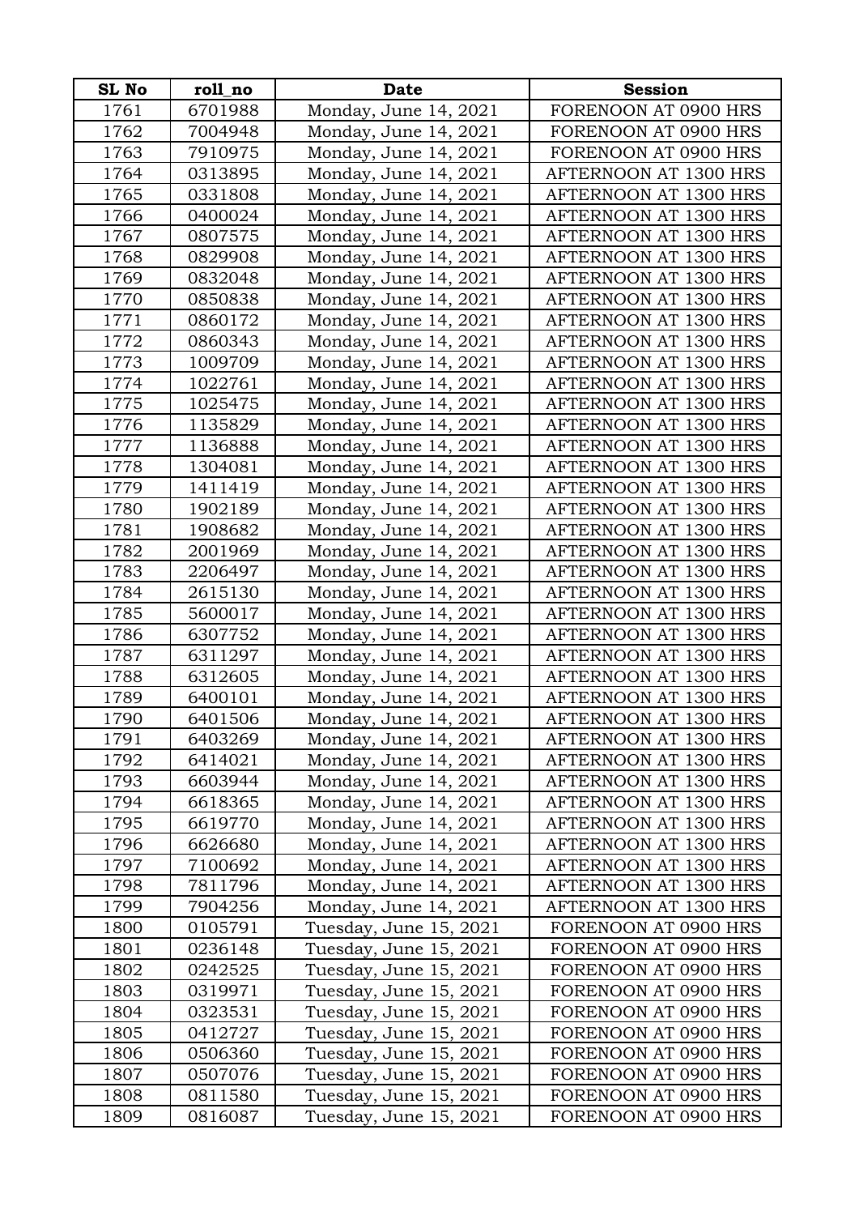| SL No | roll_no | Date | Session |
| --- | --- | --- | --- |
| 1761 | 6701988 | Monday, June 14, 2021 | FORENOON AT 0900 HRS |
| 1762 | 7004948 | Monday, June 14, 2021 | FORENOON AT 0900 HRS |
| 1763 | 7910975 | Monday, June 14, 2021 | FORENOON AT 0900 HRS |
| 1764 | 0313895 | Monday, June 14, 2021 | AFTERNOON AT 1300 HRS |
| 1765 | 0331808 | Monday, June 14, 2021 | AFTERNOON AT 1300 HRS |
| 1766 | 0400024 | Monday, June 14, 2021 | AFTERNOON AT 1300 HRS |
| 1767 | 0807575 | Monday, June 14, 2021 | AFTERNOON AT 1300 HRS |
| 1768 | 0829908 | Monday, June 14, 2021 | AFTERNOON AT 1300 HRS |
| 1769 | 0832048 | Monday, June 14, 2021 | AFTERNOON AT 1300 HRS |
| 1770 | 0850838 | Monday, June 14, 2021 | AFTERNOON AT 1300 HRS |
| 1771 | 0860172 | Monday, June 14, 2021 | AFTERNOON AT 1300 HRS |
| 1772 | 0860343 | Monday, June 14, 2021 | AFTERNOON AT 1300 HRS |
| 1773 | 1009709 | Monday, June 14, 2021 | AFTERNOON AT 1300 HRS |
| 1774 | 1022761 | Monday, June 14, 2021 | AFTERNOON AT 1300 HRS |
| 1775 | 1025475 | Monday, June 14, 2021 | AFTERNOON AT 1300 HRS |
| 1776 | 1135829 | Monday, June 14, 2021 | AFTERNOON AT 1300 HRS |
| 1777 | 1136888 | Monday, June 14, 2021 | AFTERNOON AT 1300 HRS |
| 1778 | 1304081 | Monday, June 14, 2021 | AFTERNOON AT 1300 HRS |
| 1779 | 1411419 | Monday, June 14, 2021 | AFTERNOON AT 1300 HRS |
| 1780 | 1902189 | Monday, June 14, 2021 | AFTERNOON AT 1300 HRS |
| 1781 | 1908682 | Monday, June 14, 2021 | AFTERNOON AT 1300 HRS |
| 1782 | 2001969 | Monday, June 14, 2021 | AFTERNOON AT 1300 HRS |
| 1783 | 2206497 | Monday, June 14, 2021 | AFTERNOON AT 1300 HRS |
| 1784 | 2615130 | Monday, June 14, 2021 | AFTERNOON AT 1300 HRS |
| 1785 | 5600017 | Monday, June 14, 2021 | AFTERNOON AT 1300 HRS |
| 1786 | 6307752 | Monday, June 14, 2021 | AFTERNOON AT 1300 HRS |
| 1787 | 6311297 | Monday, June 14, 2021 | AFTERNOON AT 1300 HRS |
| 1788 | 6312605 | Monday, June 14, 2021 | AFTERNOON AT 1300 HRS |
| 1789 | 6400101 | Monday, June 14, 2021 | AFTERNOON AT 1300 HRS |
| 1790 | 6401506 | Monday, June 14, 2021 | AFTERNOON AT 1300 HRS |
| 1791 | 6403269 | Monday, June 14, 2021 | AFTERNOON AT 1300 HRS |
| 1792 | 6414021 | Monday, June 14, 2021 | AFTERNOON AT 1300 HRS |
| 1793 | 6603944 | Monday, June 14, 2021 | AFTERNOON AT 1300 HRS |
| 1794 | 6618365 | Monday, June 14, 2021 | AFTERNOON AT 1300 HRS |
| 1795 | 6619770 | Monday, June 14, 2021 | AFTERNOON AT 1300 HRS |
| 1796 | 6626680 | Monday, June 14, 2021 | AFTERNOON AT 1300 HRS |
| 1797 | 7100692 | Monday, June 14, 2021 | AFTERNOON AT 1300 HRS |
| 1798 | 7811796 | Monday, June 14, 2021 | AFTERNOON AT 1300 HRS |
| 1799 | 7904256 | Monday, June 14, 2021 | AFTERNOON AT 1300 HRS |
| 1800 | 0105791 | Tuesday, June 15, 2021 | FORENOON AT 0900 HRS |
| 1801 | 0236148 | Tuesday, June 15, 2021 | FORENOON AT 0900 HRS |
| 1802 | 0242525 | Tuesday, June 15, 2021 | FORENOON AT 0900 HRS |
| 1803 | 0319971 | Tuesday, June 15, 2021 | FORENOON AT 0900 HRS |
| 1804 | 0323531 | Tuesday, June 15, 2021 | FORENOON AT 0900 HRS |
| 1805 | 0412727 | Tuesday, June 15, 2021 | FORENOON AT 0900 HRS |
| 1806 | 0506360 | Tuesday, June 15, 2021 | FORENOON AT 0900 HRS |
| 1807 | 0507076 | Tuesday, June 15, 2021 | FORENOON AT 0900 HRS |
| 1808 | 0811580 | Tuesday, June 15, 2021 | FORENOON AT 0900 HRS |
| 1809 | 0816087 | Tuesday, June 15, 2021 | FORENOON AT 0900 HRS |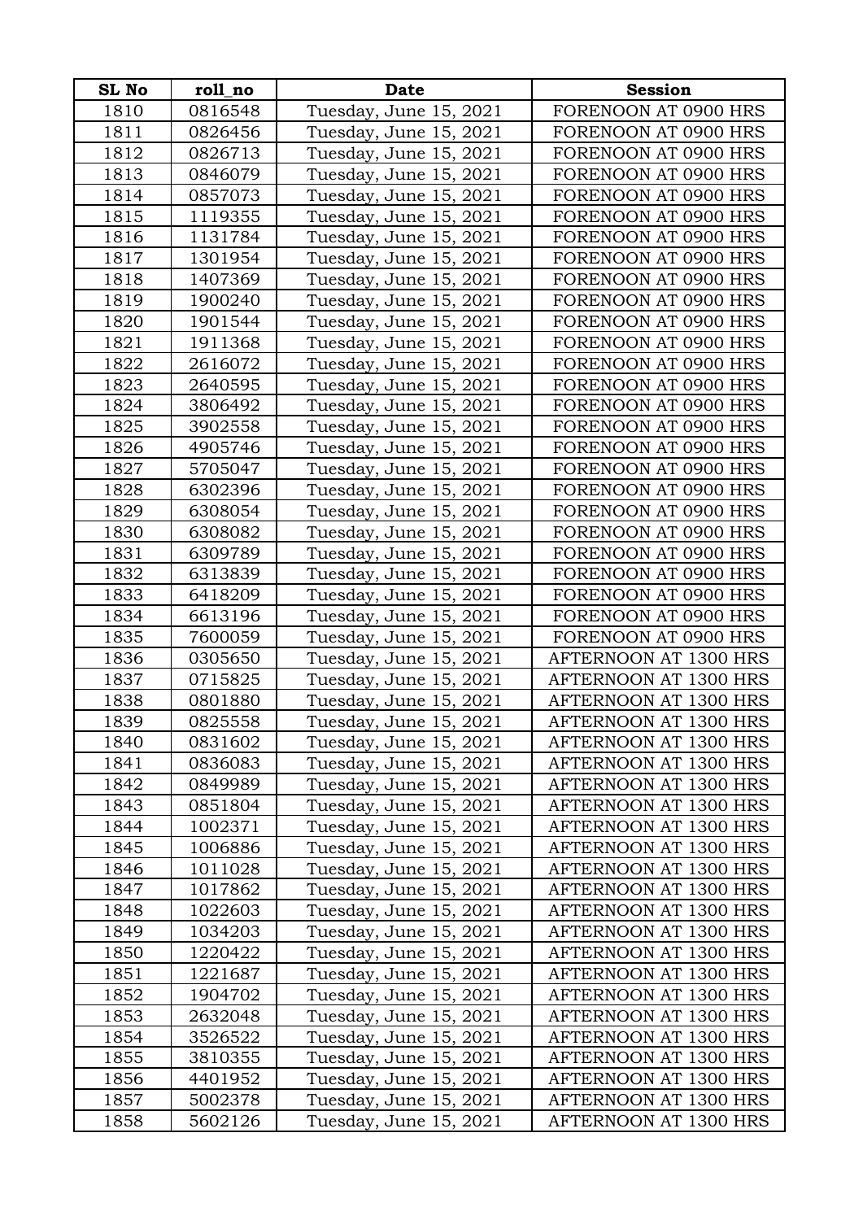| SL No | roll_no | Date | Session |
|---|---|---|---|
| 1810 | 0816548 | Tuesday, June 15, 2021 | FORENOON AT 0900 HRS |
| 1811 | 0826456 | Tuesday, June 15, 2021 | FORENOON AT 0900 HRS |
| 1812 | 0826713 | Tuesday, June 15, 2021 | FORENOON AT 0900 HRS |
| 1813 | 0846079 | Tuesday, June 15, 2021 | FORENOON AT 0900 HRS |
| 1814 | 0857073 | Tuesday, June 15, 2021 | FORENOON AT 0900 HRS |
| 1815 | 1119355 | Tuesday, June 15, 2021 | FORENOON AT 0900 HRS |
| 1816 | 1131784 | Tuesday, June 15, 2021 | FORENOON AT 0900 HRS |
| 1817 | 1301954 | Tuesday, June 15, 2021 | FORENOON AT 0900 HRS |
| 1818 | 1407369 | Tuesday, June 15, 2021 | FORENOON AT 0900 HRS |
| 1819 | 1900240 | Tuesday, June 15, 2021 | FORENOON AT 0900 HRS |
| 1820 | 1901544 | Tuesday, June 15, 2021 | FORENOON AT 0900 HRS |
| 1821 | 1911368 | Tuesday, June 15, 2021 | FORENOON AT 0900 HRS |
| 1822 | 2616072 | Tuesday, June 15, 2021 | FORENOON AT 0900 HRS |
| 1823 | 2640595 | Tuesday, June 15, 2021 | FORENOON AT 0900 HRS |
| 1824 | 3806492 | Tuesday, June 15, 2021 | FORENOON AT 0900 HRS |
| 1825 | 3902558 | Tuesday, June 15, 2021 | FORENOON AT 0900 HRS |
| 1826 | 4905746 | Tuesday, June 15, 2021 | FORENOON AT 0900 HRS |
| 1827 | 5705047 | Tuesday, June 15, 2021 | FORENOON AT 0900 HRS |
| 1828 | 6302396 | Tuesday, June 15, 2021 | FORENOON AT 0900 HRS |
| 1829 | 6308054 | Tuesday, June 15, 2021 | FORENOON AT 0900 HRS |
| 1830 | 6308082 | Tuesday, June 15, 2021 | FORENOON AT 0900 HRS |
| 1831 | 6309789 | Tuesday, June 15, 2021 | FORENOON AT 0900 HRS |
| 1832 | 6313839 | Tuesday, June 15, 2021 | FORENOON AT 0900 HRS |
| 1833 | 6418209 | Tuesday, June 15, 2021 | FORENOON AT 0900 HRS |
| 1834 | 6613196 | Tuesday, June 15, 2021 | FORENOON AT 0900 HRS |
| 1835 | 7600059 | Tuesday, June 15, 2021 | FORENOON AT 0900 HRS |
| 1836 | 0305650 | Tuesday, June 15, 2021 | AFTERNOON AT 1300 HRS |
| 1837 | 0715825 | Tuesday, June 15, 2021 | AFTERNOON AT 1300 HRS |
| 1838 | 0801880 | Tuesday, June 15, 2021 | AFTERNOON AT 1300 HRS |
| 1839 | 0825558 | Tuesday, June 15, 2021 | AFTERNOON AT 1300 HRS |
| 1840 | 0831602 | Tuesday, June 15, 2021 | AFTERNOON AT 1300 HRS |
| 1841 | 0836083 | Tuesday, June 15, 2021 | AFTERNOON AT 1300 HRS |
| 1842 | 0849989 | Tuesday, June 15, 2021 | AFTERNOON AT 1300 HRS |
| 1843 | 0851804 | Tuesday, June 15, 2021 | AFTERNOON AT 1300 HRS |
| 1844 | 1002371 | Tuesday, June 15, 2021 | AFTERNOON AT 1300 HRS |
| 1845 | 1006886 | Tuesday, June 15, 2021 | AFTERNOON AT 1300 HRS |
| 1846 | 1011028 | Tuesday, June 15, 2021 | AFTERNOON AT 1300 HRS |
| 1847 | 1017862 | Tuesday, June 15, 2021 | AFTERNOON AT 1300 HRS |
| 1848 | 1022603 | Tuesday, June 15, 2021 | AFTERNOON AT 1300 HRS |
| 1849 | 1034203 | Tuesday, June 15, 2021 | AFTERNOON AT 1300 HRS |
| 1850 | 1220422 | Tuesday, June 15, 2021 | AFTERNOON AT 1300 HRS |
| 1851 | 1221687 | Tuesday, June 15, 2021 | AFTERNOON AT 1300 HRS |
| 1852 | 1904702 | Tuesday, June 15, 2021 | AFTERNOON AT 1300 HRS |
| 1853 | 2632048 | Tuesday, June 15, 2021 | AFTERNOON AT 1300 HRS |
| 1854 | 3526522 | Tuesday, June 15, 2021 | AFTERNOON AT 1300 HRS |
| 1855 | 3810355 | Tuesday, June 15, 2021 | AFTERNOON AT 1300 HRS |
| 1856 | 4401952 | Tuesday, June 15, 2021 | AFTERNOON AT 1300 HRS |
| 1857 | 5002378 | Tuesday, June 15, 2021 | AFTERNOON AT 1300 HRS |
| 1858 | 5602126 | Tuesday, June 15, 2021 | AFTERNOON AT 1300 HRS |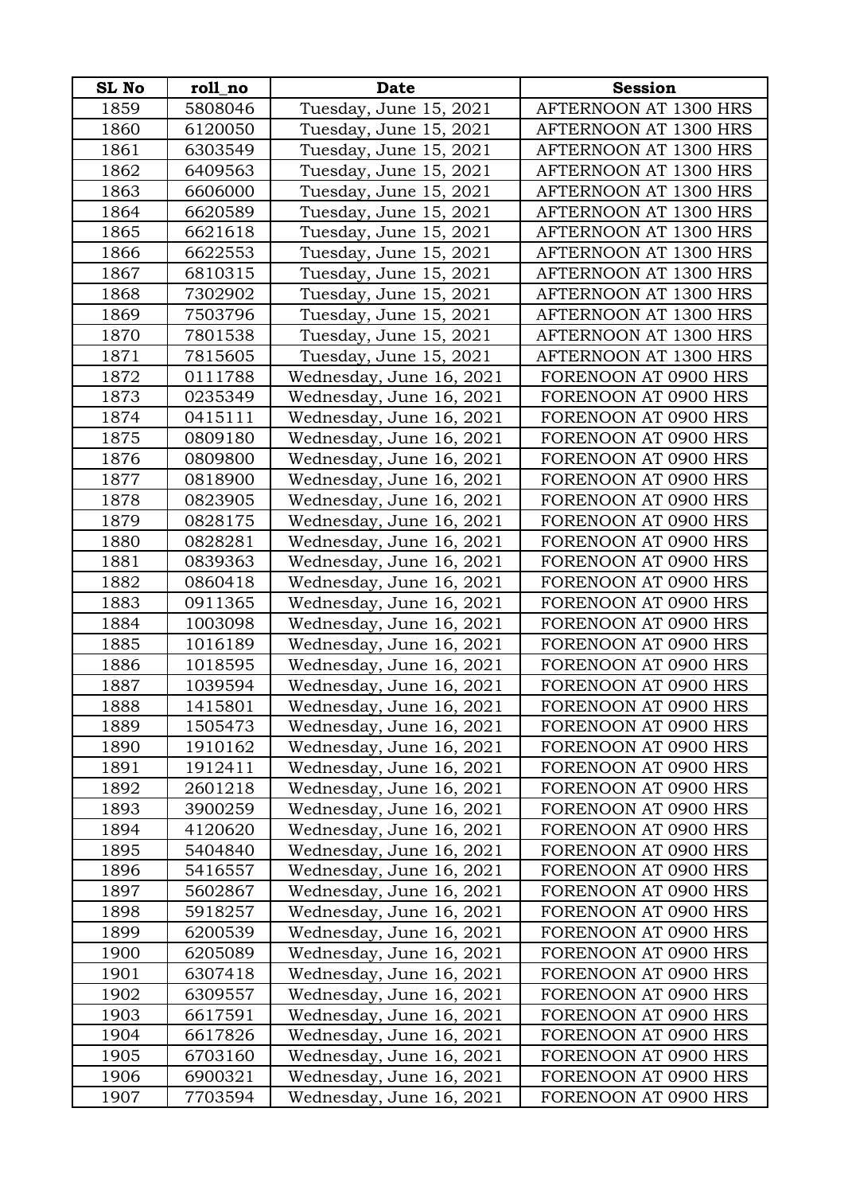| SL No | roll_no | Date | Session |
|---|---|---|---|
| 1859 | 5808046 | Tuesday, June 15, 2021 | AFTERNOON AT 1300 HRS |
| 1860 | 6120050 | Tuesday, June 15, 2021 | AFTERNOON AT 1300 HRS |
| 1861 | 6303549 | Tuesday, June 15, 2021 | AFTERNOON AT 1300 HRS |
| 1862 | 6409563 | Tuesday, June 15, 2021 | AFTERNOON AT 1300 HRS |
| 1863 | 6606000 | Tuesday, June 15, 2021 | AFTERNOON AT 1300 HRS |
| 1864 | 6620589 | Tuesday, June 15, 2021 | AFTERNOON AT 1300 HRS |
| 1865 | 6621618 | Tuesday, June 15, 2021 | AFTERNOON AT 1300 HRS |
| 1866 | 6622553 | Tuesday, June 15, 2021 | AFTERNOON AT 1300 HRS |
| 1867 | 6810315 | Tuesday, June 15, 2021 | AFTERNOON AT 1300 HRS |
| 1868 | 7302902 | Tuesday, June 15, 2021 | AFTERNOON AT 1300 HRS |
| 1869 | 7503796 | Tuesday, June 15, 2021 | AFTERNOON AT 1300 HRS |
| 1870 | 7801538 | Tuesday, June 15, 2021 | AFTERNOON AT 1300 HRS |
| 1871 | 7815605 | Tuesday, June 15, 2021 | AFTERNOON AT 1300 HRS |
| 1872 | 0111788 | Wednesday, June 16, 2021 | FORENOON AT 0900 HRS |
| 1873 | 0235349 | Wednesday, June 16, 2021 | FORENOON AT 0900 HRS |
| 1874 | 0415111 | Wednesday, June 16, 2021 | FORENOON AT 0900 HRS |
| 1875 | 0809180 | Wednesday, June 16, 2021 | FORENOON AT 0900 HRS |
| 1876 | 0809800 | Wednesday, June 16, 2021 | FORENOON AT 0900 HRS |
| 1877 | 0818900 | Wednesday, June 16, 2021 | FORENOON AT 0900 HRS |
| 1878 | 0823905 | Wednesday, June 16, 2021 | FORENOON AT 0900 HRS |
| 1879 | 0828175 | Wednesday, June 16, 2021 | FORENOON AT 0900 HRS |
| 1880 | 0828281 | Wednesday, June 16, 2021 | FORENOON AT 0900 HRS |
| 1881 | 0839363 | Wednesday, June 16, 2021 | FORENOON AT 0900 HRS |
| 1882 | 0860418 | Wednesday, June 16, 2021 | FORENOON AT 0900 HRS |
| 1883 | 0911365 | Wednesday, June 16, 2021 | FORENOON AT 0900 HRS |
| 1884 | 1003098 | Wednesday, June 16, 2021 | FORENOON AT 0900 HRS |
| 1885 | 1016189 | Wednesday, June 16, 2021 | FORENOON AT 0900 HRS |
| 1886 | 1018595 | Wednesday, June 16, 2021 | FORENOON AT 0900 HRS |
| 1887 | 1039594 | Wednesday, June 16, 2021 | FORENOON AT 0900 HRS |
| 1888 | 1415801 | Wednesday, June 16, 2021 | FORENOON AT 0900 HRS |
| 1889 | 1505473 | Wednesday, June 16, 2021 | FORENOON AT 0900 HRS |
| 1890 | 1910162 | Wednesday, June 16, 2021 | FORENOON AT 0900 HRS |
| 1891 | 1912411 | Wednesday, June 16, 2021 | FORENOON AT 0900 HRS |
| 1892 | 2601218 | Wednesday, June 16, 2021 | FORENOON AT 0900 HRS |
| 1893 | 3900259 | Wednesday, June 16, 2021 | FORENOON AT 0900 HRS |
| 1894 | 4120620 | Wednesday, June 16, 2021 | FORENOON AT 0900 HRS |
| 1895 | 5404840 | Wednesday, June 16, 2021 | FORENOON AT 0900 HRS |
| 1896 | 5416557 | Wednesday, June 16, 2021 | FORENOON AT 0900 HRS |
| 1897 | 5602867 | Wednesday, June 16, 2021 | FORENOON AT 0900 HRS |
| 1898 | 5918257 | Wednesday, June 16, 2021 | FORENOON AT 0900 HRS |
| 1899 | 6200539 | Wednesday, June 16, 2021 | FORENOON AT 0900 HRS |
| 1900 | 6205089 | Wednesday, June 16, 2021 | FORENOON AT 0900 HRS |
| 1901 | 6307418 | Wednesday, June 16, 2021 | FORENOON AT 0900 HRS |
| 1902 | 6309557 | Wednesday, June 16, 2021 | FORENOON AT 0900 HRS |
| 1903 | 6617591 | Wednesday, June 16, 2021 | FORENOON AT 0900 HRS |
| 1904 | 6617826 | Wednesday, June 16, 2021 | FORENOON AT 0900 HRS |
| 1905 | 6703160 | Wednesday, June 16, 2021 | FORENOON AT 0900 HRS |
| 1906 | 6900321 | Wednesday, June 16, 2021 | FORENOON AT 0900 HRS |
| 1907 | 7703594 | Wednesday, June 16, 2021 | FORENOON AT 0900 HRS |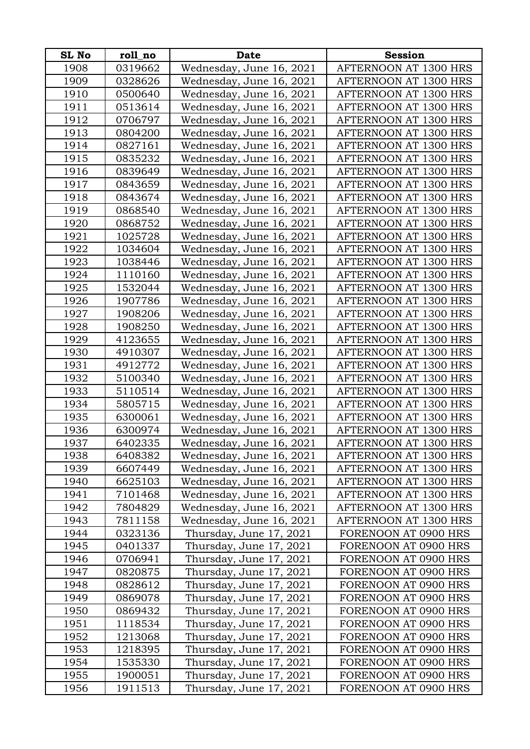| SL No | roll_no | Date | Session |
|---|---|---|---|
| 1908 | 0319662 | Wednesday, June 16, 2021 | AFTERNOON AT 1300 HRS |
| 1909 | 0328626 | Wednesday, June 16, 2021 | AFTERNOON AT 1300 HRS |
| 1910 | 0500640 | Wednesday, June 16, 2021 | AFTERNOON AT 1300 HRS |
| 1911 | 0513614 | Wednesday, June 16, 2021 | AFTERNOON AT 1300 HRS |
| 1912 | 0706797 | Wednesday, June 16, 2021 | AFTERNOON AT 1300 HRS |
| 1913 | 0804200 | Wednesday, June 16, 2021 | AFTERNOON AT 1300 HRS |
| 1914 | 0827161 | Wednesday, June 16, 2021 | AFTERNOON AT 1300 HRS |
| 1915 | 0835232 | Wednesday, June 16, 2021 | AFTERNOON AT 1300 HRS |
| 1916 | 0839649 | Wednesday, June 16, 2021 | AFTERNOON AT 1300 HRS |
| 1917 | 0843659 | Wednesday, June 16, 2021 | AFTERNOON AT 1300 HRS |
| 1918 | 0843674 | Wednesday, June 16, 2021 | AFTERNOON AT 1300 HRS |
| 1919 | 0868540 | Wednesday, June 16, 2021 | AFTERNOON AT 1300 HRS |
| 1920 | 0868752 | Wednesday, June 16, 2021 | AFTERNOON AT 1300 HRS |
| 1921 | 1025728 | Wednesday, June 16, 2021 | AFTERNOON AT 1300 HRS |
| 1922 | 1034604 | Wednesday, June 16, 2021 | AFTERNOON AT 1300 HRS |
| 1923 | 1038446 | Wednesday, June 16, 2021 | AFTERNOON AT 1300 HRS |
| 1924 | 1110160 | Wednesday, June 16, 2021 | AFTERNOON AT 1300 HRS |
| 1925 | 1532044 | Wednesday, June 16, 2021 | AFTERNOON AT 1300 HRS |
| 1926 | 1907786 | Wednesday, June 16, 2021 | AFTERNOON AT 1300 HRS |
| 1927 | 1908206 | Wednesday, June 16, 2021 | AFTERNOON AT 1300 HRS |
| 1928 | 1908250 | Wednesday, June 16, 2021 | AFTERNOON AT 1300 HRS |
| 1929 | 4123655 | Wednesday, June 16, 2021 | AFTERNOON AT 1300 HRS |
| 1930 | 4910307 | Wednesday, June 16, 2021 | AFTERNOON AT 1300 HRS |
| 1931 | 4912772 | Wednesday, June 16, 2021 | AFTERNOON AT 1300 HRS |
| 1932 | 5100340 | Wednesday, June 16, 2021 | AFTERNOON AT 1300 HRS |
| 1933 | 5110514 | Wednesday, June 16, 2021 | AFTERNOON AT 1300 HRS |
| 1934 | 5805715 | Wednesday, June 16, 2021 | AFTERNOON AT 1300 HRS |
| 1935 | 6300061 | Wednesday, June 16, 2021 | AFTERNOON AT 1300 HRS |
| 1936 | 6300974 | Wednesday, June 16, 2021 | AFTERNOON AT 1300 HRS |
| 1937 | 6402335 | Wednesday, June 16, 2021 | AFTERNOON AT 1300 HRS |
| 1938 | 6408382 | Wednesday, June 16, 2021 | AFTERNOON AT 1300 HRS |
| 1939 | 6607449 | Wednesday, June 16, 2021 | AFTERNOON AT 1300 HRS |
| 1940 | 6625103 | Wednesday, June 16, 2021 | AFTERNOON AT 1300 HRS |
| 1941 | 7101468 | Wednesday, June 16, 2021 | AFTERNOON AT 1300 HRS |
| 1942 | 7804829 | Wednesday, June 16, 2021 | AFTERNOON AT 1300 HRS |
| 1943 | 7811158 | Wednesday, June 16, 2021 | AFTERNOON AT 1300 HRS |
| 1944 | 0323136 | Thursday, June 17, 2021 | FORENOON AT 0900 HRS |
| 1945 | 0401337 | Thursday, June 17, 2021 | FORENOON AT 0900 HRS |
| 1946 | 0706941 | Thursday, June 17, 2021 | FORENOON AT 0900 HRS |
| 1947 | 0820875 | Thursday, June 17, 2021 | FORENOON AT 0900 HRS |
| 1948 | 0828612 | Thursday, June 17, 2021 | FORENOON AT 0900 HRS |
| 1949 | 0869078 | Thursday, June 17, 2021 | FORENOON AT 0900 HRS |
| 1950 | 0869432 | Thursday, June 17, 2021 | FORENOON AT 0900 HRS |
| 1951 | 1118534 | Thursday, June 17, 2021 | FORENOON AT 0900 HRS |
| 1952 | 1213068 | Thursday, June 17, 2021 | FORENOON AT 0900 HRS |
| 1953 | 1218395 | Thursday, June 17, 2021 | FORENOON AT 0900 HRS |
| 1954 | 1535330 | Thursday, June 17, 2021 | FORENOON AT 0900 HRS |
| 1955 | 1900051 | Thursday, June 17, 2021 | FORENOON AT 0900 HRS |
| 1956 | 1911513 | Thursday, June 17, 2021 | FORENOON AT 0900 HRS |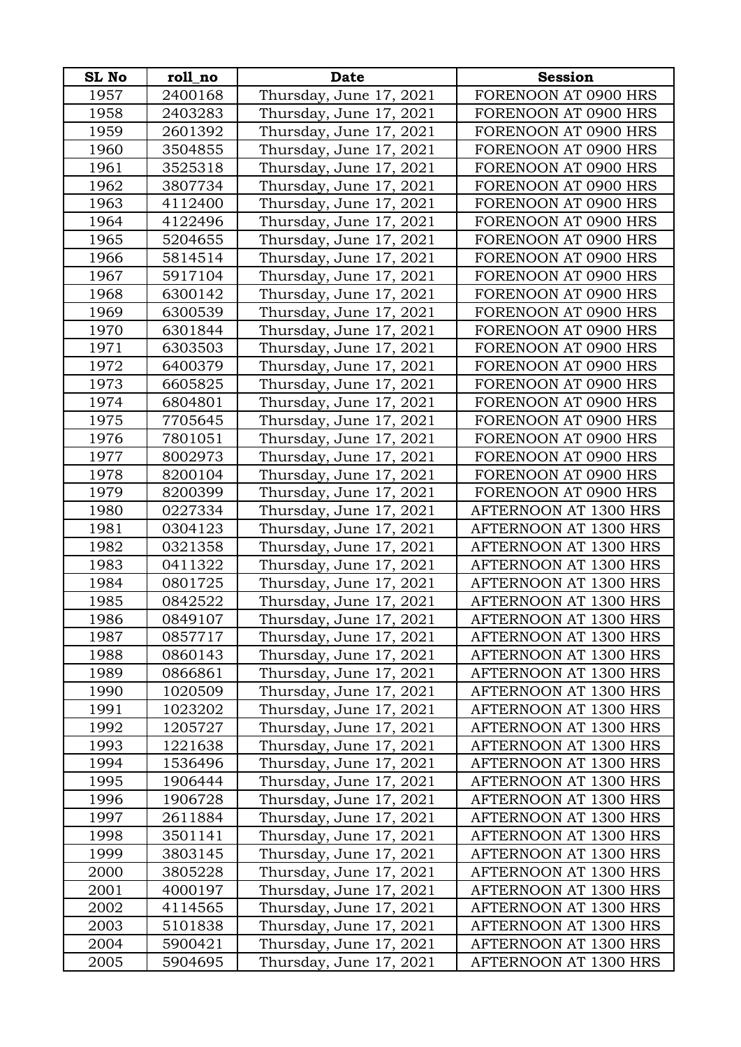| SL No | roll_no | Date | Session |
|---|---|---|---|
| 1957 | 2400168 | Thursday, June 17, 2021 | FORENOON AT 0900 HRS |
| 1958 | 2403283 | Thursday, June 17, 2021 | FORENOON AT 0900 HRS |
| 1959 | 2601392 | Thursday, June 17, 2021 | FORENOON AT 0900 HRS |
| 1960 | 3504855 | Thursday, June 17, 2021 | FORENOON AT 0900 HRS |
| 1961 | 3525318 | Thursday, June 17, 2021 | FORENOON AT 0900 HRS |
| 1962 | 3807734 | Thursday, June 17, 2021 | FORENOON AT 0900 HRS |
| 1963 | 4112400 | Thursday, June 17, 2021 | FORENOON AT 0900 HRS |
| 1964 | 4122496 | Thursday, June 17, 2021 | FORENOON AT 0900 HRS |
| 1965 | 5204655 | Thursday, June 17, 2021 | FORENOON AT 0900 HRS |
| 1966 | 5814514 | Thursday, June 17, 2021 | FORENOON AT 0900 HRS |
| 1967 | 5917104 | Thursday, June 17, 2021 | FORENOON AT 0900 HRS |
| 1968 | 6300142 | Thursday, June 17, 2021 | FORENOON AT 0900 HRS |
| 1969 | 6300539 | Thursday, June 17, 2021 | FORENOON AT 0900 HRS |
| 1970 | 6301844 | Thursday, June 17, 2021 | FORENOON AT 0900 HRS |
| 1971 | 6303503 | Thursday, June 17, 2021 | FORENOON AT 0900 HRS |
| 1972 | 6400379 | Thursday, June 17, 2021 | FORENOON AT 0900 HRS |
| 1973 | 6605825 | Thursday, June 17, 2021 | FORENOON AT 0900 HRS |
| 1974 | 6804801 | Thursday, June 17, 2021 | FORENOON AT 0900 HRS |
| 1975 | 7705645 | Thursday, June 17, 2021 | FORENOON AT 0900 HRS |
| 1976 | 7801051 | Thursday, June 17, 2021 | FORENOON AT 0900 HRS |
| 1977 | 8002973 | Thursday, June 17, 2021 | FORENOON AT 0900 HRS |
| 1978 | 8200104 | Thursday, June 17, 2021 | FORENOON AT 0900 HRS |
| 1979 | 8200399 | Thursday, June 17, 2021 | FORENOON AT 0900 HRS |
| 1980 | 0227334 | Thursday, June 17, 2021 | AFTERNOON AT 1300 HRS |
| 1981 | 0304123 | Thursday, June 17, 2021 | AFTERNOON AT 1300 HRS |
| 1982 | 0321358 | Thursday, June 17, 2021 | AFTERNOON AT 1300 HRS |
| 1983 | 0411322 | Thursday, June 17, 2021 | AFTERNOON AT 1300 HRS |
| 1984 | 0801725 | Thursday, June 17, 2021 | AFTERNOON AT 1300 HRS |
| 1985 | 0842522 | Thursday, June 17, 2021 | AFTERNOON AT 1300 HRS |
| 1986 | 0849107 | Thursday, June 17, 2021 | AFTERNOON AT 1300 HRS |
| 1987 | 0857717 | Thursday, June 17, 2021 | AFTERNOON AT 1300 HRS |
| 1988 | 0860143 | Thursday, June 17, 2021 | AFTERNOON AT 1300 HRS |
| 1989 | 0866861 | Thursday, June 17, 2021 | AFTERNOON AT 1300 HRS |
| 1990 | 1020509 | Thursday, June 17, 2021 | AFTERNOON AT 1300 HRS |
| 1991 | 1023202 | Thursday, June 17, 2021 | AFTERNOON AT 1300 HRS |
| 1992 | 1205727 | Thursday, June 17, 2021 | AFTERNOON AT 1300 HRS |
| 1993 | 1221638 | Thursday, June 17, 2021 | AFTERNOON AT 1300 HRS |
| 1994 | 1536496 | Thursday, June 17, 2021 | AFTERNOON AT 1300 HRS |
| 1995 | 1906444 | Thursday, June 17, 2021 | AFTERNOON AT 1300 HRS |
| 1996 | 1906728 | Thursday, June 17, 2021 | AFTERNOON AT 1300 HRS |
| 1997 | 2611884 | Thursday, June 17, 2021 | AFTERNOON AT 1300 HRS |
| 1998 | 3501141 | Thursday, June 17, 2021 | AFTERNOON AT 1300 HRS |
| 1999 | 3803145 | Thursday, June 17, 2021 | AFTERNOON AT 1300 HRS |
| 2000 | 3805228 | Thursday, June 17, 2021 | AFTERNOON AT 1300 HRS |
| 2001 | 4000197 | Thursday, June 17, 2021 | AFTERNOON AT 1300 HRS |
| 2002 | 4114565 | Thursday, June 17, 2021 | AFTERNOON AT 1300 HRS |
| 2003 | 5101838 | Thursday, June 17, 2021 | AFTERNOON AT 1300 HRS |
| 2004 | 5900421 | Thursday, June 17, 2021 | AFTERNOON AT 1300 HRS |
| 2005 | 5904695 | Thursday, June 17, 2021 | AFTERNOON AT 1300 HRS |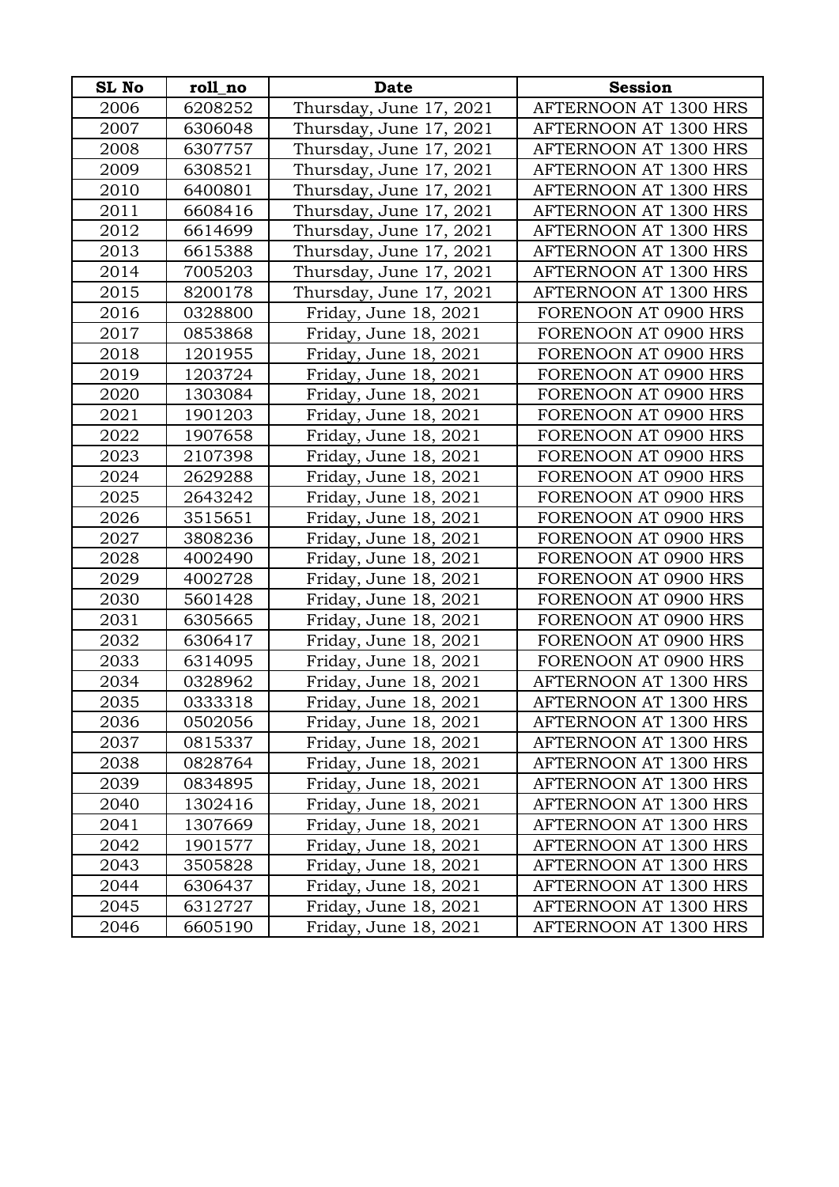| SL No | roll_no | Date | Session |
|---|---|---|---|
| 2006 | 6208252 | Thursday, June 17, 2021 | AFTERNOON AT 1300 HRS |
| 2007 | 6306048 | Thursday, June 17, 2021 | AFTERNOON AT 1300 HRS |
| 2008 | 6307757 | Thursday, June 17, 2021 | AFTERNOON AT 1300 HRS |
| 2009 | 6308521 | Thursday, June 17, 2021 | AFTERNOON AT 1300 HRS |
| 2010 | 6400801 | Thursday, June 17, 2021 | AFTERNOON AT 1300 HRS |
| 2011 | 6608416 | Thursday, June 17, 2021 | AFTERNOON AT 1300 HRS |
| 2012 | 6614699 | Thursday, June 17, 2021 | AFTERNOON AT 1300 HRS |
| 2013 | 6615388 | Thursday, June 17, 2021 | AFTERNOON AT 1300 HRS |
| 2014 | 7005203 | Thursday, June 17, 2021 | AFTERNOON AT 1300 HRS |
| 2015 | 8200178 | Thursday, June 17, 2021 | AFTERNOON AT 1300 HRS |
| 2016 | 0328800 | Friday, June 18, 2021 | FORENOON AT 0900 HRS |
| 2017 | 0853868 | Friday, June 18, 2021 | FORENOON AT 0900 HRS |
| 2018 | 1201955 | Friday, June 18, 2021 | FORENOON AT 0900 HRS |
| 2019 | 1203724 | Friday, June 18, 2021 | FORENOON AT 0900 HRS |
| 2020 | 1303084 | Friday, June 18, 2021 | FORENOON AT 0900 HRS |
| 2021 | 1901203 | Friday, June 18, 2021 | FORENOON AT 0900 HRS |
| 2022 | 1907658 | Friday, June 18, 2021 | FORENOON AT 0900 HRS |
| 2023 | 2107398 | Friday, June 18, 2021 | FORENOON AT 0900 HRS |
| 2024 | 2629288 | Friday, June 18, 2021 | FORENOON AT 0900 HRS |
| 2025 | 2643242 | Friday, June 18, 2021 | FORENOON AT 0900 HRS |
| 2026 | 3515651 | Friday, June 18, 2021 | FORENOON AT 0900 HRS |
| 2027 | 3808236 | Friday, June 18, 2021 | FORENOON AT 0900 HRS |
| 2028 | 4002490 | Friday, June 18, 2021 | FORENOON AT 0900 HRS |
| 2029 | 4002728 | Friday, June 18, 2021 | FORENOON AT 0900 HRS |
| 2030 | 5601428 | Friday, June 18, 2021 | FORENOON AT 0900 HRS |
| 2031 | 6305665 | Friday, June 18, 2021 | FORENOON AT 0900 HRS |
| 2032 | 6306417 | Friday, June 18, 2021 | FORENOON AT 0900 HRS |
| 2033 | 6314095 | Friday, June 18, 2021 | FORENOON AT 0900 HRS |
| 2034 | 0328962 | Friday, June 18, 2021 | AFTERNOON AT 1300 HRS |
| 2035 | 0333318 | Friday, June 18, 2021 | AFTERNOON AT 1300 HRS |
| 2036 | 0502056 | Friday, June 18, 2021 | AFTERNOON AT 1300 HRS |
| 2037 | 0815337 | Friday, June 18, 2021 | AFTERNOON AT 1300 HRS |
| 2038 | 0828764 | Friday, June 18, 2021 | AFTERNOON AT 1300 HRS |
| 2039 | 0834895 | Friday, June 18, 2021 | AFTERNOON AT 1300 HRS |
| 2040 | 1302416 | Friday, June 18, 2021 | AFTERNOON AT 1300 HRS |
| 2041 | 1307669 | Friday, June 18, 2021 | AFTERNOON AT 1300 HRS |
| 2042 | 1901577 | Friday, June 18, 2021 | AFTERNOON AT 1300 HRS |
| 2043 | 3505828 | Friday, June 18, 2021 | AFTERNOON AT 1300 HRS |
| 2044 | 6306437 | Friday, June 18, 2021 | AFTERNOON AT 1300 HRS |
| 2045 | 6312727 | Friday, June 18, 2021 | AFTERNOON AT 1300 HRS |
| 2046 | 6605190 | Friday, June 18, 2021 | AFTERNOON AT 1300 HRS |